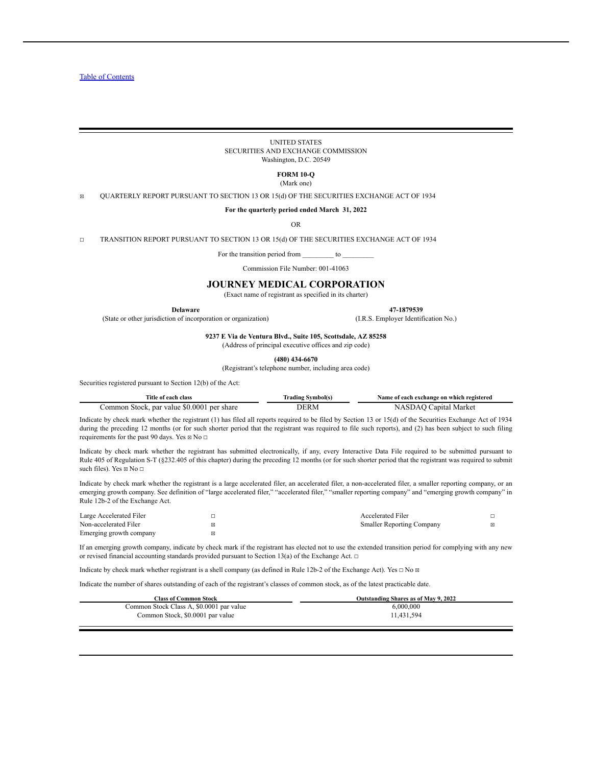Table of Contents

UNITED STATES
SECURITIES AND EXCHANGE COMMISSION
Washington, D.C. 20549

**FORM 10-Q**
(Mark one)

☒ QUARTERLY REPORT PURSUANT TO SECTION 13 OR 15(d) OF THE SECURITIES EXCHANGE ACT OF 1934

**For the quarterly period ended March 31, 2022**

OR

☐ TRANSITION REPORT PURSUANT TO SECTION 13 OR 15(d) OF THE SECURITIES EXCHANGE ACT OF 1934

For the transition period from _________ to _________

Commission File Number: 001-41063

# JOURNEY MEDICAL CORPORATION

(Exact name of registrant as specified in its charter)

| **Delaware** | **47-1879539** |
|---|---|
| (State or other jurisdiction of incorporation or organization) | (I.R.S. Employer Identification No.) |

**9237 E Via de Ventura Blvd., Suite 105, Scottsdale, AZ 85258**
(Address of principal executive offices and zip code)

**(480) 434-6670**
(Registrant's telephone number, including area code)

Securities registered pursuant to Section 12(b) of the Act:

| Title of each class | Trading Symbol(s) | Name of each exchange on which registered |
|---|---|---|
| Common Stock, par value $0.0001 per share | DERM | NASDAQ Capital Market |

Indicate by check mark whether the registrant (1) has filed all reports required to be filed by Section 13 or 15(d) of the Securities Exchange Act of 1934 during the preceding 12 months (or for such shorter period that the registrant was required to file such reports), and (2) has been subject to such filing requirements for the past 90 days. Yes ☒ No ☐

Indicate by check mark whether the registrant has submitted electronically, if any, every Interactive Data File required to be submitted pursuant to Rule 405 of Regulation S-T (§232.405 of this chapter) during the preceding 12 months (or for such shorter period that the registrant was required to submit such files). Yes ☒ No ☐

Indicate by check mark whether the registrant is a large accelerated filer, an accelerated filer, a non-accelerated filer, a smaller reporting company, or an emerging growth company. See definition of "large accelerated filer," "accelerated filer," "smaller reporting company" and "emerging growth company" in Rule 12b-2 of the Exchange Act.

| | | | |
|---|---|---|---|
| Large Accelerated Filer | ☐ | Accelerated Filer | ☐ |
| Non-accelerated Filer | ☒ | Smaller Reporting Company | ☒ |
| Emerging growth company | ☒ | | |

If an emerging growth company, indicate by check mark if the registrant has elected not to use the extended transition period for complying with any new or revised financial accounting standards provided pursuant to Section 13(a) of the Exchange Act. ☐

Indicate by check mark whether registrant is a shell company (as defined in Rule 12b-2 of the Exchange Act). Yes ☐ No ☒

Indicate the number of shares outstanding of each of the registrant's classes of common stock, as of the latest practicable date.

| Class of Common Stock | Outstanding Shares as of May 9, 2022 |
|---|---|
| Common Stock Class A, $0.0001 par value | 6,000,000 |
| Common Stock, $0.0001 par value | 11,431,594 |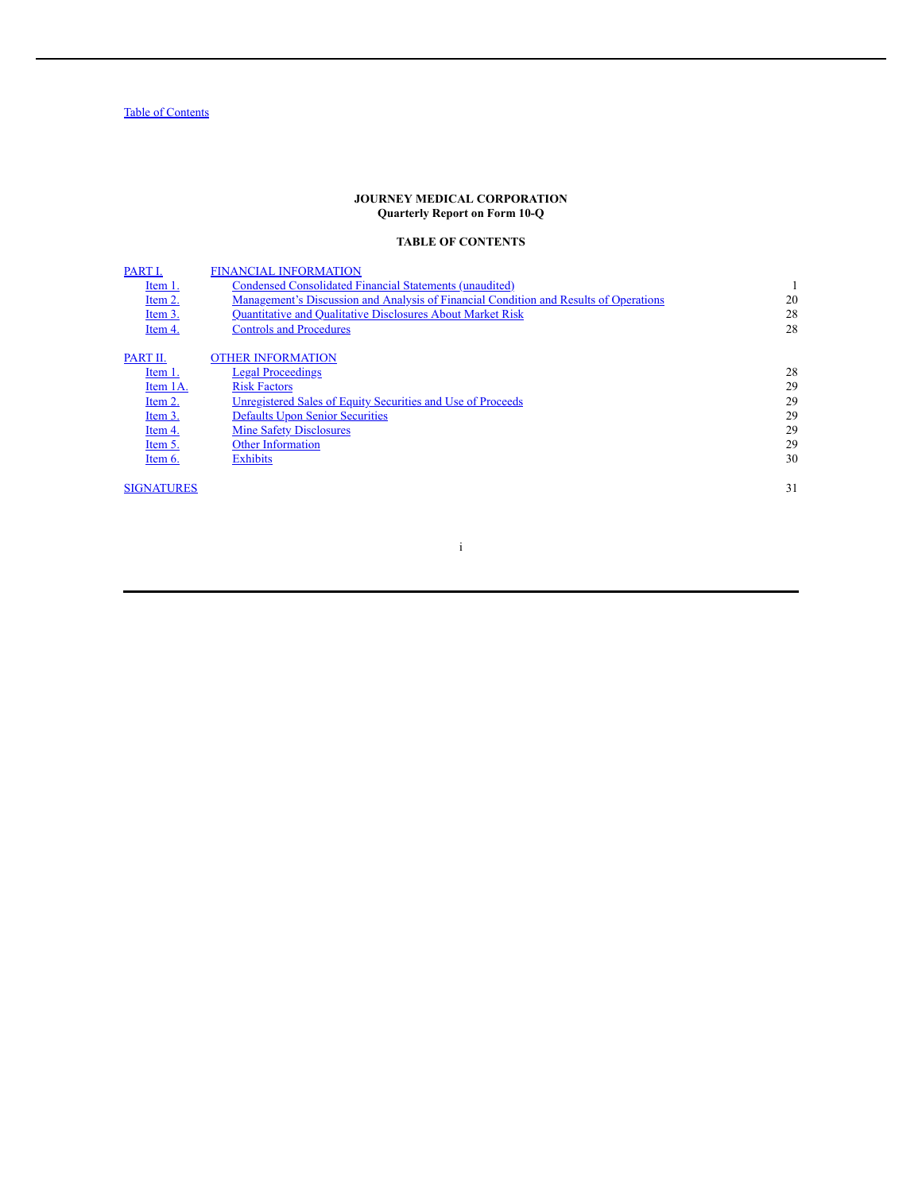Table of Contents

**JOURNEY MEDICAL CORPORATION**
**Quarterly Report on Form 10-Q**

**TABLE OF CONTENTS**

| | | |
|---|---|---|
| PART I. | FINANCIAL INFORMATION | |
| Item 1. | Condensed Consolidated Financial Statements (unaudited) | 1 |
| Item 2. | Management's Discussion and Analysis of Financial Condition and Results of Operations | 20 |
| Item 3. | Quantitative and Qualitative Disclosures About Market Risk | 28 |
| Item 4. | Controls and Procedures | 28 |
| PART II. | OTHER INFORMATION | |
| Item 1. | Legal Proceedings | 28 |
| Item 1A. | Risk Factors | 29 |
| Item 2. | Unregistered Sales of Equity Securities and Use of Proceeds | 29 |
| Item 3. | Defaults Upon Senior Securities | 29 |
| Item 4. | Mine Safety Disclosures | 29 |
| Item 5. | Other Information | 29 |
| Item 6. | Exhibits | 30 |
| SIGNATURES | | 31 |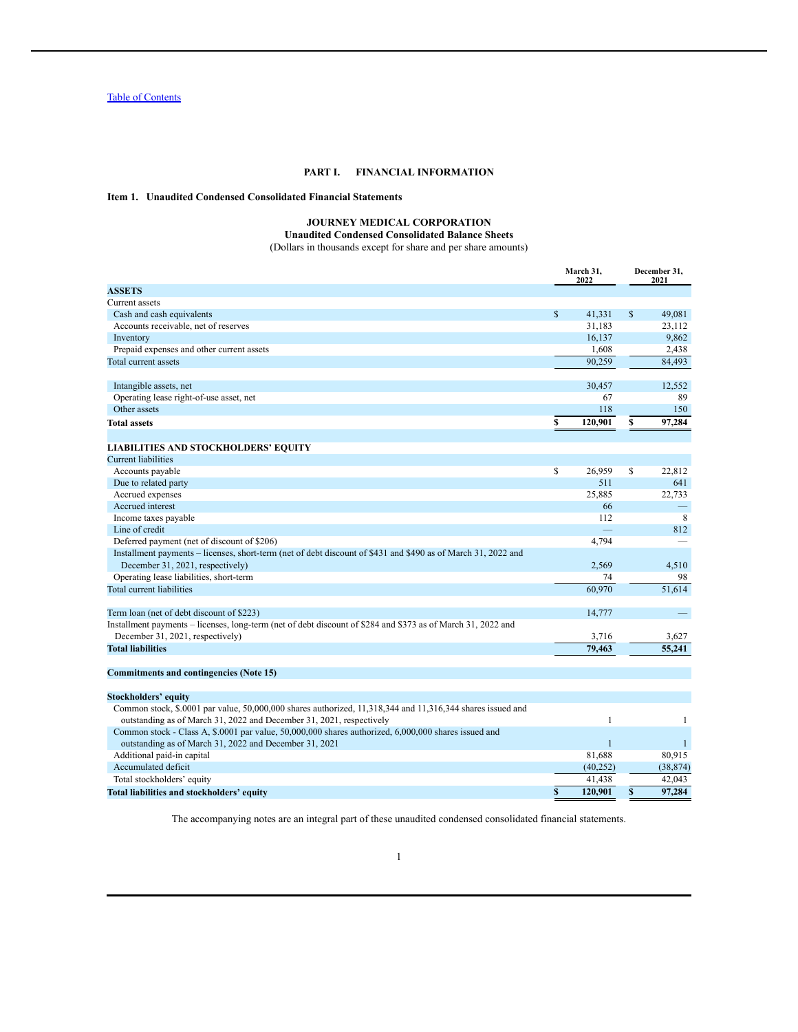[Table of Contents](#)

# PART I. FINANCIAL INFORMATION

## Item 1. Unaudited Condensed Consolidated Financial Statements

### JOURNEY MEDICAL CORPORATION
### Unaudited Condensed Consolidated Balance Sheets
(Dollars in thousands except for share and per share amounts)

| | March 31, 2022 | December 31, 2021 |
|---|---|---|
| **ASSETS** | | |
| Current assets | | |
| Cash and cash equivalents | $ 41,331 | $ 49,081 |
| Accounts receivable, net of reserves | 31,183 | 23,112 |
| Inventory | 16,137 | 9,862 |
| Prepaid expenses and other current assets | 1,608 | 2,438 |
| Total current assets | 90,259 | 84,493 |
| | | |
| Intangible assets, net | 30,457 | 12,552 |
| Operating lease right-of-use asset, net | 67 | 89 |
| Other assets | 118 | 150 |
| **Total assets** | **$ 120,901** | **$ 97,284** |
| | | |
| **LIABILITIES AND STOCKHOLDERS' EQUITY** | | |
| Current liabilities | | |
| Accounts payable | $ 26,959 | $ 22,812 |
| Due to related party | 511 | 641 |
| Accrued expenses | 25,885 | 22,733 |
| Accrued interest | 66 | — |
| Income taxes payable | 112 | 8 |
| Line of credit | — | 812 |
| Deferred payment (net of discount of $206) | 4,794 | — |
| Installment payments – licenses, short-term (net of debt discount of $431 and $490 as of March 31, 2022 and December 31, 2021, respectively) | 2,569 | 4,510 |
| Operating lease liabilities, short-term | 74 | 98 |
| Total current liabilities | 60,970 | 51,614 |
| | | |
| Term loan (net of debt discount of $223) | 14,777 | — |
| Installment payments – licenses, long-term (net of debt discount of $284 and $373 as of March 31, 2022 and December 31, 2021, respectively) | 3,716 | 3,627 |
| **Total liabilities** | **79,463** | **55,241** |
| | | |
| **Commitments and contingencies (Note 15)** | | |
| | | |
| **Stockholders' equity** | | |
| Common stock, $.0001 par value, 50,000,000 shares authorized, 11,318,344 and 11,316,344 shares issued and outstanding as of March 31, 2022 and December 31, 2021, respectively | 1 | 1 |
| Common stock - Class A, $.0001 par value, 50,000,000 shares authorized, 6,000,000 shares issued and outstanding as of March 31, 2022 and December 31, 2021 | 1 | 1 |
| Additional paid-in capital | 81,688 | 80,915 |
| Accumulated deficit | (40,252) | (38,874) |
| Total stockholders' equity | 41,438 | 42,043 |
| **Total liabilities and stockholders' equity** | **$ 120,901** | **$ 97,284** |

The accompanying notes are an integral part of these unaudited condensed consolidated financial statements.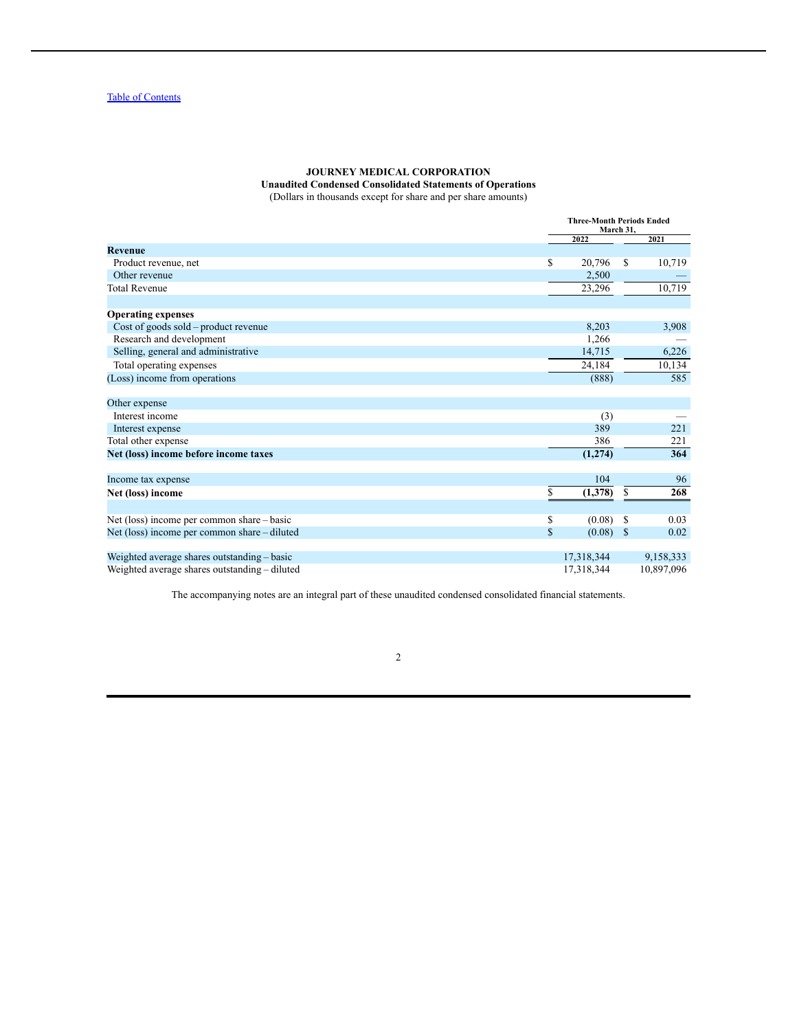[Table of Contents](#)

**JOURNEY MEDICAL CORPORATION**
**Unaudited Condensed Consolidated Statements of Operations**
(Dollars in thousands except for share and per share amounts)

| | Three-Month Periods Ended March 31, | |
|---|---|---|
| | 2022 | 2021 |
| **Revenue** | | |
| Product revenue, net | $ 20,796 | $ 10,719 |
| Other revenue | 2,500 | — |
| Total Revenue | 23,296 | 10,719 |
| | | |
| **Operating expenses** | | |
| Cost of goods sold – product revenue | 8,203 | 3,908 |
| Research and development | 1,266 | — |
| Selling, general and administrative | 14,715 | 6,226 |
| Total operating expenses | 24,184 | 10,134 |
| (Loss) income from operations | (888) | 585 |
| | | |
| Other expense | | |
| Interest income | (3) | — |
| Interest expense | 389 | 221 |
| Total other expense | 386 | 221 |
| **Net (loss) income before income taxes** | **(1,274)** | **364** |
| | | |
| Income tax expense | 104 | 96 |
| **Net (loss) income** | **$ (1,378)** | **$ 268** |
| | | |
| Net (loss) income per common share – basic | $ (0.08) | $ 0.03 |
| Net (loss) income per common share – diluted | $ (0.08) | $ 0.02 |
| | | |
| Weighted average shares outstanding – basic | 17,318,344 | 9,158,333 |
| Weighted average shares outstanding – diluted | 17,318,344 | 10,897,096 |

The accompanying notes are an integral part of these unaudited condensed consolidated financial statements.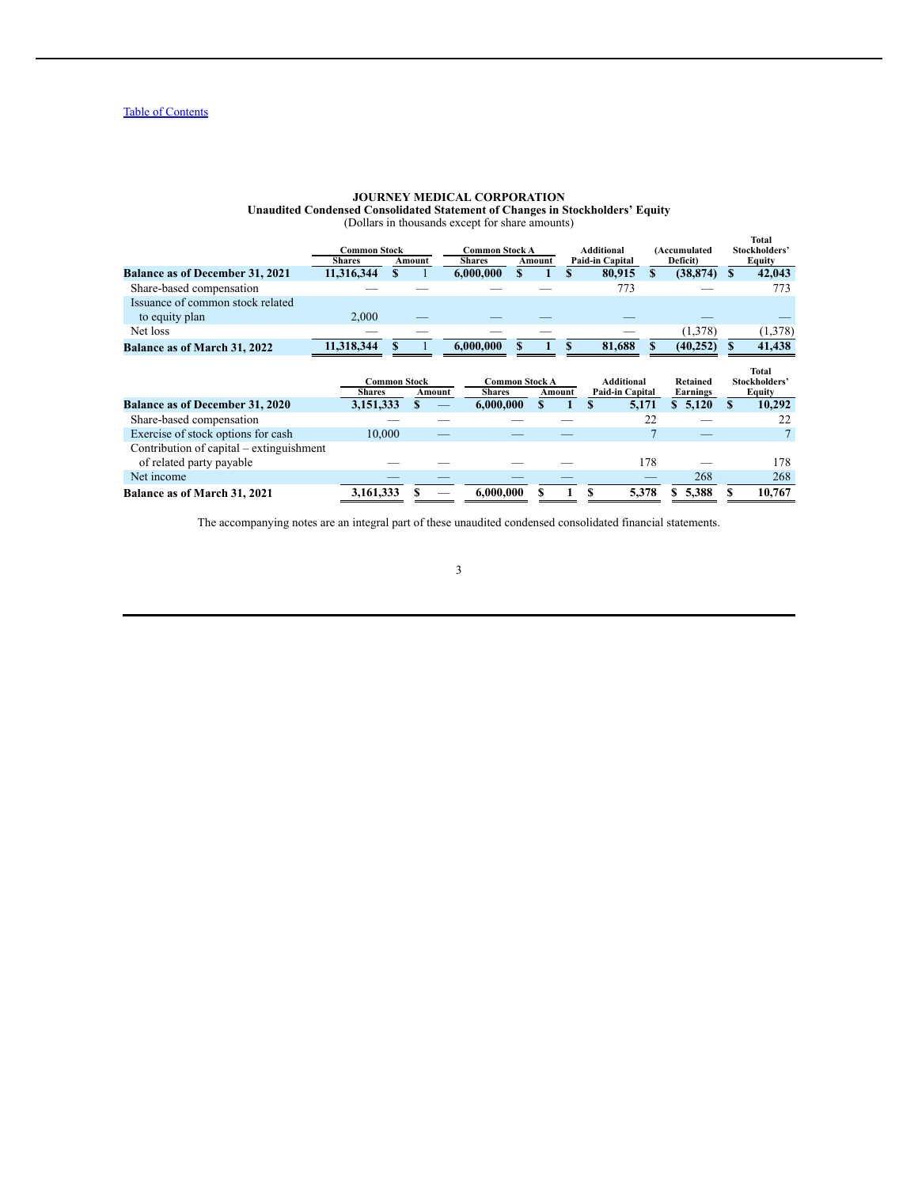**JOURNEY MEDICAL CORPORATION**
**Unaudited Condensed Consolidated Statement of Changes in Stockholders' Equity**
(Dollars in thousands except for share amounts)

| | Common Stock | | Common Stock A | | Additional | (Accumulated | Total Stockholders' |
|---|---|---|---|---|---|---|---|
| | Shares | Amount | Shares | Amount | Paid-in Capital | Deficit) | Equity |
| **Balance as of December 31, 2021** | **11,316,344** | **$ 1** | **6,000,000** | **$ 1** | **$ 80,915** | **$ (38,874)** | **$ 42,043** |
| Share-based compensation | — | — | — | — | 773 | — | 773 |
| Issuance of common stock related to equity plan | 2,000 | — | — | — | — | — | — |
| Net loss | — | — | — | — | — | (1,378) | (1,378) |
| **Balance as of March 31, 2022** | **11,318,344** | **$ 1** | **6,000,000** | **$ 1** | **$ 81,688** | **$ (40,252)** | **$ 41,438** |

| | Common Stock | | Common Stock A | | Additional | Retained | Total Stockholders' |
|---|---|---|---|---|---|---|---|
| | Shares | Amount | Shares | Amount | Paid-in Capital | Earnings | Equity |
| **Balance as of December 31, 2020** | **3,151,333** | **$ —** | **6,000,000** | **$ 1** | **$ 5,171** | **$ 5,120** | **$ 10,292** |
| Share-based compensation | — | — | — | — | 22 | — | 22 |
| Exercise of stock options for cash | 10,000 | — | — | — | 7 | — | 7 |
| Contribution of capital – extinguishment of related party payable | — | — | — | — | 178 | — | 178 |
| Net income | — | — | — | — | — | 268 | 268 |
| **Balance as of March 31, 2021** | **3,161,333** | **$ —** | **6,000,000** | **$ 1** | **$ 5,378** | **$ 5,388** | **$ 10,767** |

The accompanying notes are an integral part of these unaudited condensed consolidated financial statements.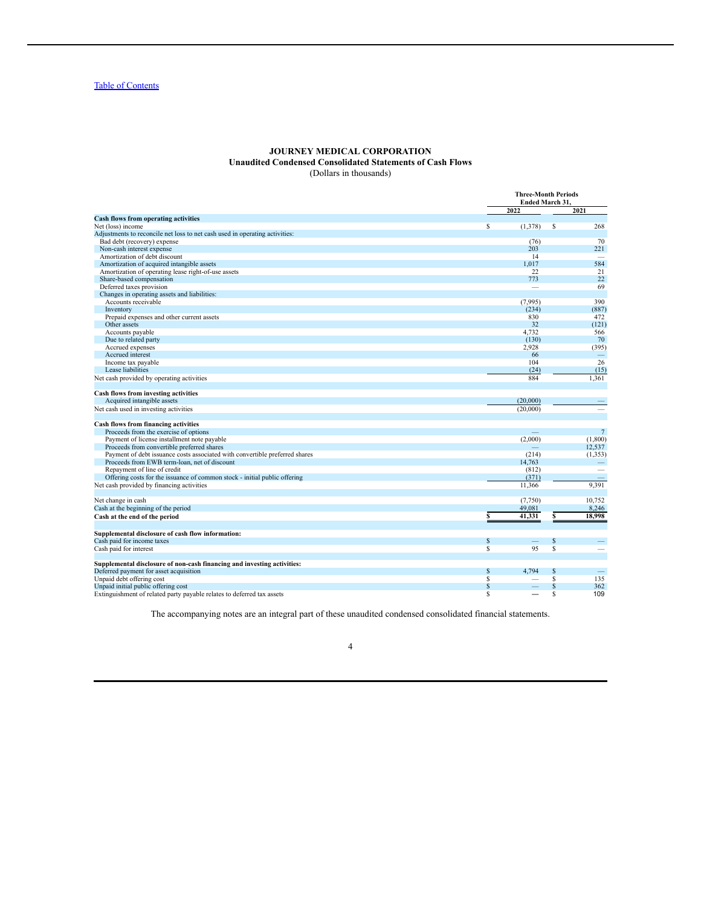**JOURNEY MEDICAL CORPORATION**
**Unaudited Condensed Consolidated Statements of Cash Flows**
(Dollars in thousands)

| | Three-Month Periods Ended March 31, | |
|---|---|---|
| | 2022 | 2021 |
| **Cash flows from operating activities** | | |
| Net (loss) income | $ (1,378) | $ 268 |
| Adjustments to reconcile net loss to net cash used in operating activities: | | |
| Bad debt (recovery) expense | (76) | 70 |
| Non-cash interest expense | 203 | 221 |
| Amortization of debt discount | 14 | — |
| Amortization of acquired intangible assets | 1,017 | 584 |
| Amortization of operating lease right-of-use assets | 22 | 21 |
| Share-based compensation | 773 | 22 |
| Deferred taxes provision | — | 69 |
| Changes in operating assets and liabilities: | | |
| Accounts receivable | (7,995) | 390 |
| Inventory | (234) | (887) |
| Prepaid expenses and other current assets | 830 | 472 |
| Other assets | 32 | (121) |
| Accounts payable | 4,732 | 566 |
| Due to related party | (130) | 70 |
| Accrued expenses | 2,928 | (395) |
| Accrued interest | 66 | — |
| Income tax payable | 104 | 26 |
| Lease liabilities | (24) | (15) |
| Net cash provided by operating activities | 884 | 1,361 |
| | | |
| **Cash flows from investing activities** | | |
| Acquired intangible assets | (20,000) | — |
| Net cash used in investing activities | (20,000) | — |
| | | |
| **Cash flows from financing activities** | | |
| Proceeds from the exercise of options | — | 7 |
| Payment of license installment note payable | (2,000) | (1,800) |
| Proceeds from convertible preferred shares | — | 12,537 |
| Payment of debt issuance costs associated with convertible preferred shares | (214) | (1,353) |
| Proceeds from EWB term-loan, net of discount | 14,763 | — |
| Repayment of line of credit | (812) | — |
| Offering costs for the issuance of common stock - initial public offering | (371) | — |
| Net cash provided by financing activities | 11,366 | 9,391 |
| | | |
| Net change in cash | (7,750) | 10,752 |
| Cash at the beginning of the period | 49,081 | 8,246 |
| **Cash at the end of the period** | **$ 41,331** | **$ 18,998** |
| | | |
| **Supplemental disclosure of cash flow information:** | | |
| Cash paid for income taxes | $ — | $ — |
| Cash paid for interest | $ 95 | $ — |
| | | |
| **Supplemental disclosure of non-cash financing and investing activities:** | | |
| Deferred payment for asset acquisition | $ 4,794 | $ — |
| Unpaid debt offering cost | $ — | $ 135 |
| Unpaid initial public offering cost | $ — | $ 362 |
| Extinguishment of related party payable relates to deferred tax assets | $ — | $ 109 |

The accompanying notes are an integral part of these unaudited condensed consolidated financial statements.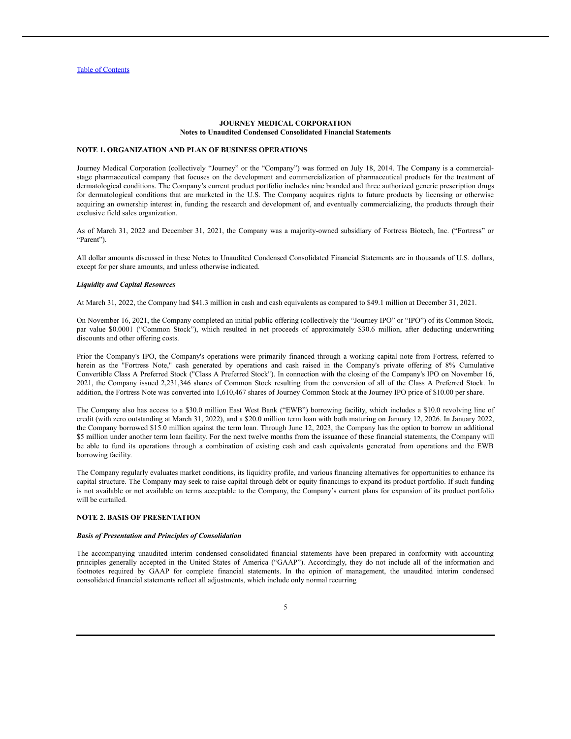## JOURNEY MEDICAL CORPORATION
### Notes to Unaudited Condensed Consolidated Financial Statements

**NOTE 1. ORGANIZATION AND PLAN OF BUSINESS OPERATIONS**

Journey Medical Corporation (collectively "Journey" or the "Company") was formed on July 18, 2014. The Company is a commercial-stage pharmaceutical company that focuses on the development and commercialization of pharmaceutical products for the treatment of dermatological conditions. The Company's current product portfolio includes nine branded and three authorized generic prescription drugs for dermatological conditions that are marketed in the U.S. The Company acquires rights to future products by licensing or otherwise acquiring an ownership interest in, funding the research and development of, and eventually commercializing, the products through their exclusive field sales organization.

As of March 31, 2022 and December 31, 2021, the Company was a majority-owned subsidiary of Fortress Biotech, Inc. ("Fortress" or "Parent").

All dollar amounts discussed in these Notes to Unaudited Condensed Consolidated Financial Statements are in thousands of U.S. dollars, except for per share amounts, and unless otherwise indicated.

***Liquidity and Capital Resources***

At March 31, 2022, the Company had $41.3 million in cash and cash equivalents as compared to $49.1 million at December 31, 2021.

On November 16, 2021, the Company completed an initial public offering (collectively the "Journey IPO" or "IPO") of its Common Stock, par value $0.0001 ("Common Stock"), which resulted in net proceeds of approximately $30.6 million, after deducting underwriting discounts and other offering costs.

Prior the Company's IPO, the Company's operations were primarily financed through a working capital note from Fortress, referred to herein as the "Fortress Note," cash generated by operations and cash raised in the Company's private offering of 8% Cumulative Convertible Class A Preferred Stock ("Class A Preferred Stock"). In connection with the closing of the Company's IPO on November 16, 2021, the Company issued 2,231,346 shares of Common Stock resulting from the conversion of all of the Class A Preferred Stock. In addition, the Fortress Note was converted into 1,610,467 shares of Journey Common Stock at the Journey IPO price of $10.00 per share.

The Company also has access to a $30.0 million East West Bank ("EWB") borrowing facility, which includes a $10.0 revolving line of credit (with zero outstanding at March 31, 2022), and a $20.0 million term loan with both maturing on January 12, 2026. In January 2022, the Company borrowed $15.0 million against the term loan. Through June 12, 2023, the Company has the option to borrow an additional $5 million under another term loan facility. For the next twelve months from the issuance of these financial statements, the Company will be able to fund its operations through a combination of existing cash and cash equivalents generated from operations and the EWB borrowing facility.

The Company regularly evaluates market conditions, its liquidity profile, and various financing alternatives for opportunities to enhance its capital structure. The Company may seek to raise capital through debt or equity financings to expand its product portfolio. If such funding is not available or not available on terms acceptable to the Company, the Company's current plans for expansion of its product portfolio will be curtailed.

**NOTE 2. BASIS OF PRESENTATION**

***Basis of Presentation and Principles of Consolidation***

The accompanying unaudited interim condensed consolidated financial statements have been prepared in conformity with accounting principles generally accepted in the United States of America ("GAAP"). Accordingly, they do not include all of the information and footnotes required by GAAP for complete financial statements. In the opinion of management, the unaudited interim condensed consolidated financial statements reflect all adjustments, which include only normal recurring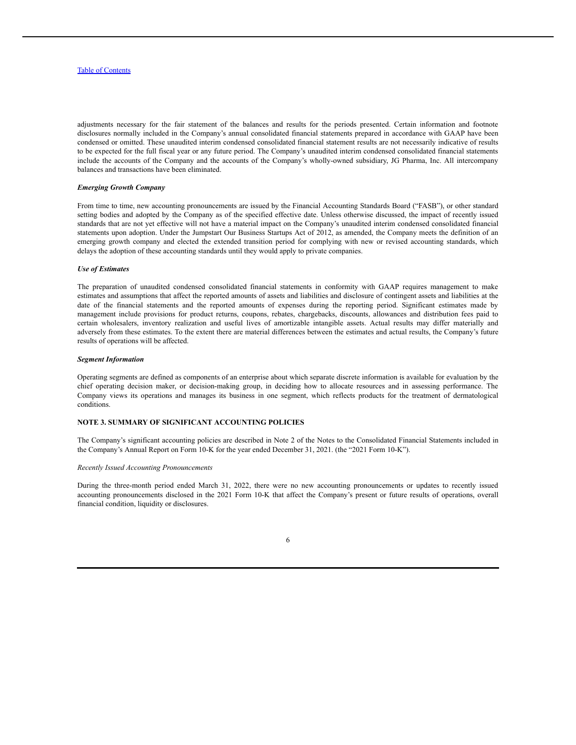adjustments necessary for the fair statement of the balances and results for the periods presented. Certain information and footnote disclosures normally included in the Company's annual consolidated financial statements prepared in accordance with GAAP have been condensed or omitted. These unaudited interim condensed consolidated financial statement results are not necessarily indicative of results to be expected for the full fiscal year or any future period. The Company's unaudited interim condensed consolidated financial statements include the accounts of the Company and the accounts of the Company's wholly-owned subsidiary, JG Pharma, Inc. All intercompany balances and transactions have been eliminated.

***Emerging Growth Company***

From time to time, new accounting pronouncements are issued by the Financial Accounting Standards Board ("FASB"), or other standard setting bodies and adopted by the Company as of the specified effective date. Unless otherwise discussed, the impact of recently issued standards that are not yet effective will not have a material impact on the Company's unaudited interim condensed consolidated financial statements upon adoption. Under the Jumpstart Our Business Startups Act of 2012, as amended, the Company meets the definition of an emerging growth company and elected the extended transition period for complying with new or revised accounting standards, which delays the adoption of these accounting standards until they would apply to private companies.

***Use of Estimates***

The preparation of unaudited condensed consolidated financial statements in conformity with GAAP requires management to make estimates and assumptions that affect the reported amounts of assets and liabilities and disclosure of contingent assets and liabilities at the date of the financial statements and the reported amounts of expenses during the reporting period. Significant estimates made by management include provisions for product returns, coupons, rebates, chargebacks, discounts, allowances and distribution fees paid to certain wholesalers, inventory realization and useful lives of amortizable intangible assets. Actual results may differ materially and adversely from these estimates. To the extent there are material differences between the estimates and actual results, the Company's future results of operations will be affected.

***Segment Information***

Operating segments are defined as components of an enterprise about which separate discrete information is available for evaluation by the chief operating decision maker, or decision-making group, in deciding how to allocate resources and in assessing performance. The Company views its operations and manages its business in one segment, which reflects products for the treatment of dermatological conditions.

**NOTE 3. SUMMARY OF SIGNIFICANT ACCOUNTING POLICIES**

The Company's significant accounting policies are described in Note 2 of the Notes to the Consolidated Financial Statements included in the Company's Annual Report on Form 10-K for the year ended December 31, 2021. (the "2021 Form 10-K").

*Recently Issued Accounting Pronouncements*

During the three-month period ended March 31, 2022, there were no new accounting pronouncements or updates to recently issued accounting pronouncements disclosed in the 2021 Form 10-K that affect the Company's present or future results of operations, overall financial condition, liquidity or disclosures.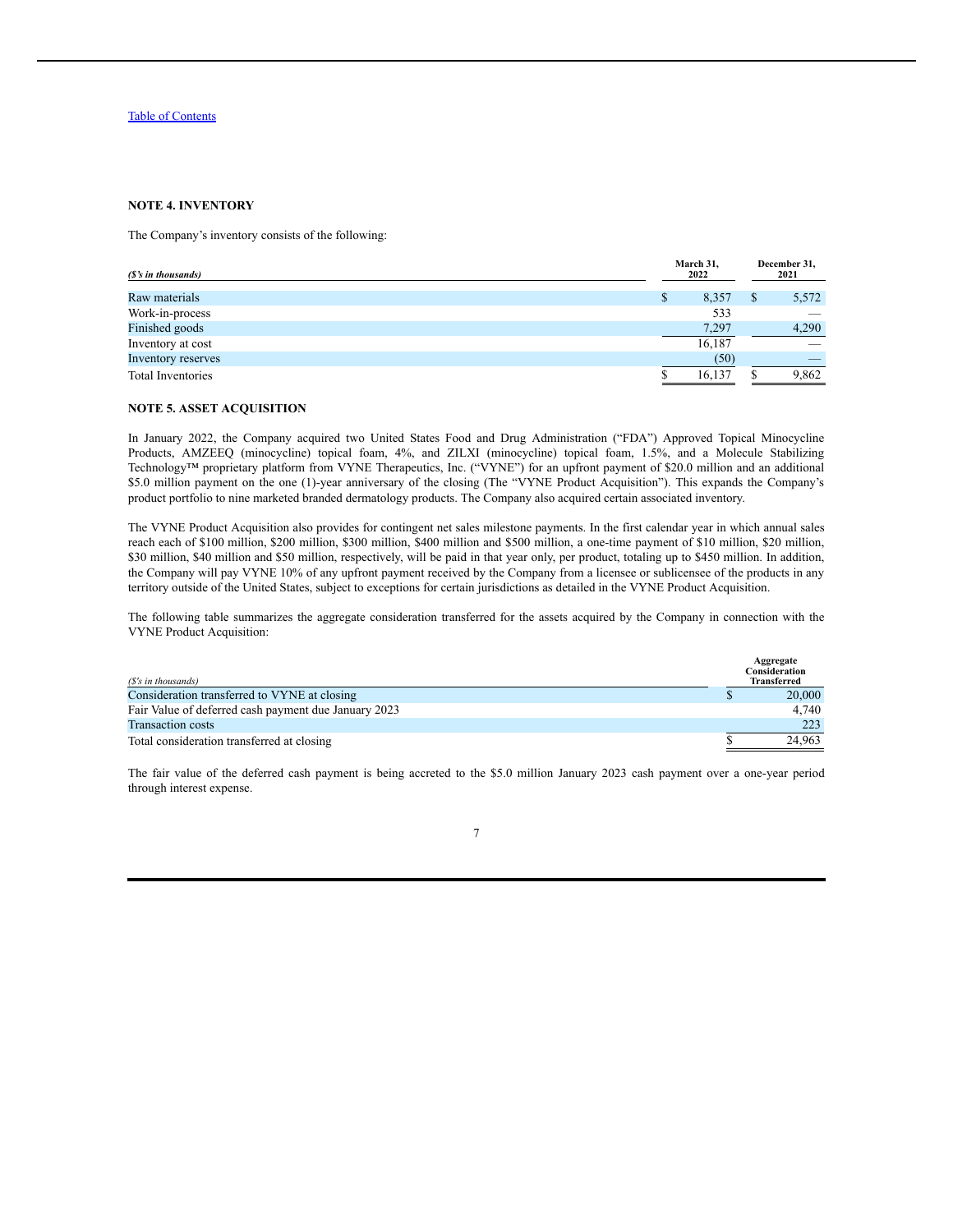[Table of Contents]

### NOTE 4. INVENTORY

The Company's inventory consists of the following:

| *($'s in thousands)* | March 31, 2022 | December 31, 2021 |
|---|---|---|
| Raw materials | $ 8,357 | $ 5,572 |
| Work-in-process | 533 | — |
| Finished goods | 7,297 | 4,290 |
| Inventory at cost | 16,187 | — |
| Inventory reserves | (50) | — |
| Total Inventories | $ 16,137 | $ 9,862 |

### NOTE 5. ASSET ACQUISITION

In January 2022, the Company acquired two United States Food and Drug Administration ("FDA") Approved Topical Minocycline Products, AMZEEQ (minocycline) topical foam, 4%, and ZILXI (minocycline) topical foam, 1.5%, and a Molecule Stabilizing Technology™ proprietary platform from VYNE Therapeutics, Inc. ("VYNE") for an upfront payment of $20.0 million and an additional $5.0 million payment on the one (1)-year anniversary of the closing (The "VYNE Product Acquisition"). This expands the Company's product portfolio to nine marketed branded dermatology products. The Company also acquired certain associated inventory.

The VYNE Product Acquisition also provides for contingent net sales milestone payments. In the first calendar year in which annual sales reach each of $100 million, $200 million, $300 million, $400 million and $500 million, a one-time payment of $10 million, $20 million, $30 million, $40 million and $50 million, respectively, will be paid in that year only, per product, totaling up to $450 million. In addition, the Company will pay VYNE 10% of any upfront payment received by the Company from a licensee or sublicensee of the products in any territory outside of the United States, subject to exceptions for certain jurisdictions as detailed in the VYNE Product Acquisition.

The following table summarizes the aggregate consideration transferred for the assets acquired by the Company in connection with the VYNE Product Acquisition:

| *($'s in thousands)* | Aggregate Consideration Transferred |
|---|---|
| Consideration transferred to VYNE at closing | $ 20,000 |
| Fair Value of deferred cash payment due January 2023 | 4,740 |
| Transaction costs | 223 |
| Total consideration transferred at closing | $ 24,963 |

The fair value of the deferred cash payment is being accreted to the $5.0 million January 2023 cash payment over a one-year period through interest expense.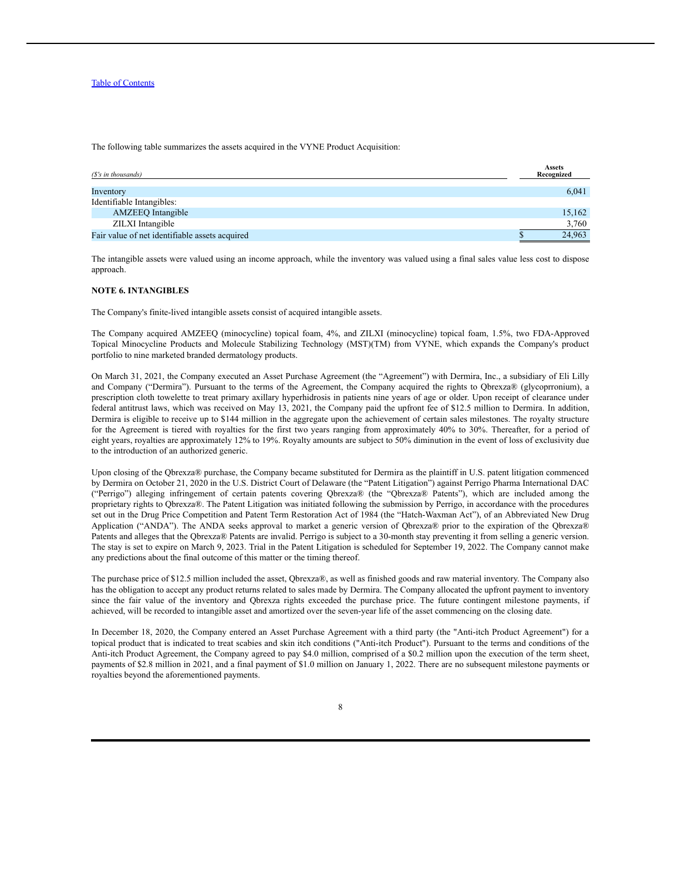[Table of Contents](#)

The following table summarizes the assets acquired in the VYNE Product Acquisition:

| *($'s in thousands)* | Assets Recognized |
|---|---|
| Inventory | 6,041 |
| Identifiable Intangibles: | |
| AMZEEQ Intangible | 15,162 |
| ZILXI Intangible | 3,760 |
| Fair value of net identifiable assets acquired | $ 24,963 |

The intangible assets were valued using an income approach, while the inventory was valued using a final sales value less cost to dispose approach.

**NOTE 6. INTANGIBLES**

The Company's finite-lived intangible assets consist of acquired intangible assets.

The Company acquired AMZEEQ (minocycline) topical foam, 4%, and ZILXI (minocycline) topical foam, 1.5%, two FDA-Approved Topical Minocycline Products and Molecule Stabilizing Technology (MST)(TM) from VYNE, which expands the Company's product portfolio to nine marketed branded dermatology products.

On March 31, 2021, the Company executed an Asset Purchase Agreement (the "Agreement") with Dermira, Inc., a subsidiary of Eli Lilly and Company ("Dermira"). Pursuant to the terms of the Agreement, the Company acquired the rights to Qbrexza® (glycopyrronium), a prescription cloth towelette to treat primary axillary hyperhidrosis in patients nine years of age or older. Upon receipt of clearance under federal antitrust laws, which was received on May 13, 2021, the Company paid the upfront fee of $12.5 million to Dermira. In addition, Dermira is eligible to receive up to $144 million in the aggregate upon the achievement of certain sales milestones. The royalty structure for the Agreement is tiered with royalties for the first two years ranging from approximately 40% to 30%. Thereafter, for a period of eight years, royalties are approximately 12% to 19%. Royalty amounts are subject to 50% diminution in the event of loss of exclusivity due to the introduction of an authorized generic.

Upon closing of the Qbrexza® purchase, the Company became substituted for Dermira as the plaintiff in U.S. patent litigation commenced by Dermira on October 21, 2020 in the U.S. District Court of Delaware (the "Patent Litigation") against Perrigo Pharma International DAC ("Perrigo") alleging infringement of certain patents covering Qbrexza® (the "Qbrexza® Patents"), which are included among the proprietary rights to Qbrexza®. The Patent Litigation was initiated following the submission by Perrigo, in accordance with the procedures set out in the Drug Price Competition and Patent Term Restoration Act of 1984 (the "Hatch-Waxman Act"), of an Abbreviated New Drug Application ("ANDA"). The ANDA seeks approval to market a generic version of Qbrexza® prior to the expiration of the Qbrexza® Patents and alleges that the Qbrexza® Patents are invalid. Perrigo is subject to a 30-month stay preventing it from selling a generic version. The stay is set to expire on March 9, 2023. Trial in the Patent Litigation is scheduled for September 19, 2022. The Company cannot make any predictions about the final outcome of this matter or the timing thereof.

The purchase price of $12.5 million included the asset, Qbrexza®, as well as finished goods and raw material inventory. The Company also has the obligation to accept any product returns related to sales made by Dermira. The Company allocated the upfront payment to inventory since the fair value of the inventory and Qbrexza rights exceeded the purchase price. The future contingent milestone payments, if achieved, will be recorded to intangible asset and amortized over the seven-year life of the asset commencing on the closing date.

In December 18, 2020, the Company entered an Asset Purchase Agreement with a third party (the "Anti-itch Product Agreement") for a topical product that is indicated to treat scabies and skin itch conditions ("Anti-itch Product"). Pursuant to the terms and conditions of the Anti-itch Product Agreement, the Company agreed to pay $4.0 million, comprised of a $0.2 million upon the execution of the term sheet, payments of $2.8 million in 2021, and a final payment of $1.0 million on January 1, 2022. There are no subsequent milestone payments or royalties beyond the aforementioned payments.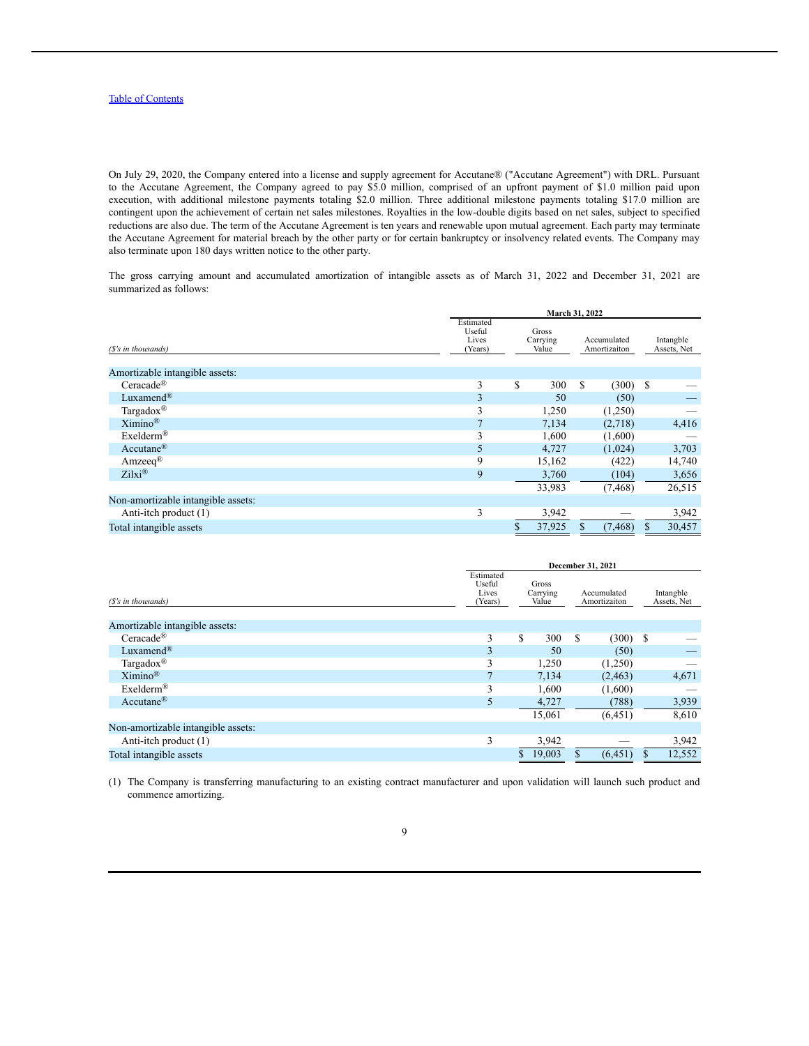On July 29, 2020, the Company entered into a license and supply agreement for Accutane® ("Accutane Agreement") with DRL. Pursuant to the Accutane Agreement, the Company agreed to pay $5.0 million, comprised of an upfront payment of $1.0 million paid upon execution, with additional milestone payments totaling $2.0 million. Three additional milestone payments totaling $17.0 million are contingent upon the achievement of certain net sales milestones. Royalties in the low-double digits based on net sales, subject to specified reductions are also due. The term of the Accutane Agreement is ten years and renewable upon mutual agreement. Each party may terminate the Accutane Agreement for material breach by the other party or for certain bankruptcy or insolvency related events. The Company may also terminate upon 180 days written notice to the other party.

The gross carrying amount and accumulated amortization of intangible assets as of March 31, 2022 and December 31, 2021 are summarized as follows:

| | March 31, 2022 | | | |
|---|---|---|---|---|
| *($'s in thousands)* | Estimated Useful Lives (Years) | Gross Carrying Value | Accumulated Amortizaiton | Intangble Assets, Net |
| Amortizable intangible assets: | | | | |
| Ceracade® | 3 | $ 300 | $ (300) | $ — |
| Luxamend® | 3 | 50 | (50) | — |
| Targadox® | 3 | 1,250 | (1,250) | — |
| Ximino® | 7 | 7,134 | (2,718) | 4,416 |
| Exelderm® | 3 | 1,600 | (1,600) | — |
| Accutane® | 5 | 4,727 | (1,024) | 3,703 |
| Amzeeq® | 9 | 15,162 | (422) | 14,740 |
| Zilxi® | 9 | 3,760 | (104) | 3,656 |
| | | 33,983 | (7,468) | 26,515 |
| Non-amortizable intangible assets: | | | | |
| Anti-itch product (1) | 3 | 3,942 | — | 3,942 |
| Total intangible assets | | $ 37,925 | $ (7,468) | $ 30,457 |

| | December 31, 2021 | | | |
|---|---|---|---|---|
| *($'s in thousands)* | Estimated Useful Lives (Years) | Gross Carrying Value | Accumulated Amortizaiton | Intangble Assets, Net |
| Amortizable intangible assets: | | | | |
| Ceracade® | 3 | $ 300 | $ (300) | $ — |
| Luxamend® | 3 | 50 | (50) | — |
| Targadox® | 3 | 1,250 | (1,250) | — |
| Ximino® | 7 | 7,134 | (2,463) | 4,671 |
| Exelderm® | 3 | 1,600 | (1,600) | — |
| Accutane® | 5 | 4,727 | (788) | 3,939 |
| | | 15,061 | (6,451) | 8,610 |
| Non-amortizable intangible assets: | | | | |
| Anti-itch product (1) | 3 | 3,942 | — | 3,942 |
| Total intangible assets | | $ 19,003 | $ (6,451) | $ 12,552 |

(1) The Company is transferring manufacturing to an existing contract manufacturer and upon validation will launch such product and commence amortizing.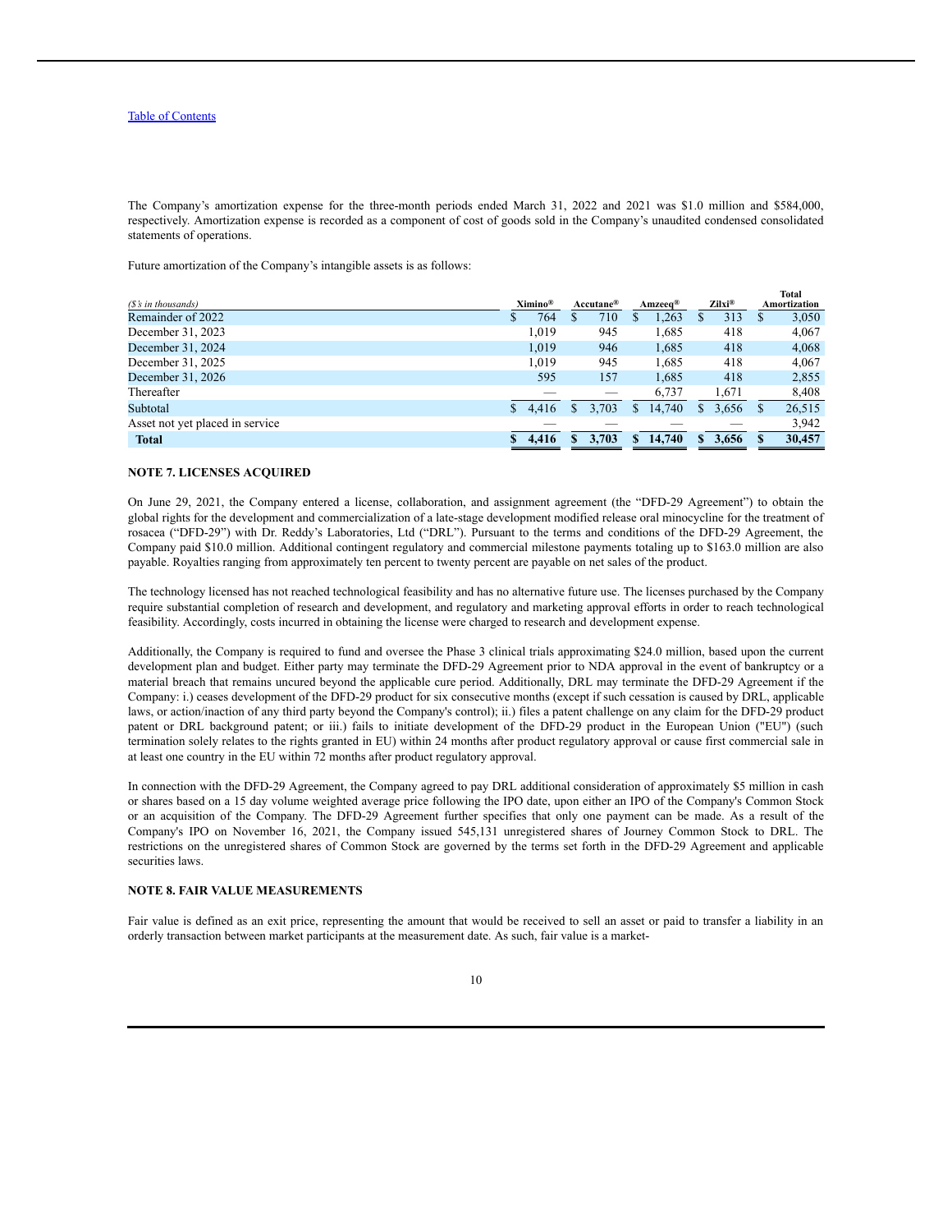The Company's amortization expense for the three-month periods ended March 31, 2022 and 2021 was $1.0 million and $584,000, respectively. Amortization expense is recorded as a component of cost of goods sold in the Company's unaudited condensed consolidated statements of operations.

Future amortization of the Company's intangible assets is as follows:

| *($'s in thousands)* | Ximino® | Accutane® | Amzeeq® | Zilxi® | Total Amortization |
|---|---|---|---|---|---|
| Remainder of 2022 | $ 764 | $ 710 | $ 1,263 | $ 313 | $ 3,050 |
| December 31, 2023 | 1,019 | 945 | 1,685 | 418 | 4,067 |
| December 31, 2024 | 1,019 | 946 | 1,685 | 418 | 4,068 |
| December 31, 2025 | 1,019 | 945 | 1,685 | 418 | 4,067 |
| December 31, 2026 | 595 | 157 | 1,685 | 418 | 2,855 |
| Thereafter | — | — | 6,737 | 1,671 | 8,408 |
| Subtotal | $ 4,416 | $ 3,703 | $ 14,740 | $ 3,656 | $ 26,515 |
| Asset not yet placed in service | — | — | — | — | 3,942 |
| **Total** | **$ 4,416** | **$ 3,703** | **$ 14,740** | **$ 3,656** | **$ 30,457** |

### NOTE 7. LICENSES ACQUIRED

On June 29, 2021, the Company entered a license, collaboration, and assignment agreement (the "DFD-29 Agreement") to obtain the global rights for the development and commercialization of a late-stage development modified release oral minocycline for the treatment of rosacea ("DFD-29") with Dr. Reddy's Laboratories, Ltd ("DRL"). Pursuant to the terms and conditions of the DFD-29 Agreement, the Company paid $10.0 million. Additional contingent regulatory and commercial milestone payments totaling up to $163.0 million are also payable. Royalties ranging from approximately ten percent to twenty percent are payable on net sales of the product.

The technology licensed has not reached technological feasibility and has no alternative future use. The licenses purchased by the Company require substantial completion of research and development, and regulatory and marketing approval efforts in order to reach technological feasibility. Accordingly, costs incurred in obtaining the license were charged to research and development expense.

Additionally, the Company is required to fund and oversee the Phase 3 clinical trials approximating $24.0 million, based upon the current development plan and budget. Either party may terminate the DFD-29 Agreement prior to NDA approval in the event of bankruptcy or a material breach that remains uncured beyond the applicable cure period. Additionally, DRL may terminate the DFD-29 Agreement if the Company: i.) ceases development of the DFD-29 product for six consecutive months (except if such cessation is caused by DRL, applicable laws, or action/inaction of any third party beyond the Company's control); ii.) files a patent challenge on any claim for the DFD-29 product patent or DRL background patent; or iii.) fails to initiate development of the DFD-29 product in the European Union ("EU") (such termination solely relates to the rights granted in EU) within 24 months after product regulatory approval or cause first commercial sale in at least one country in the EU within 72 months after product regulatory approval.

In connection with the DFD-29 Agreement, the Company agreed to pay DRL additional consideration of approximately $5 million in cash or shares based on a 15 day volume weighted average price following the IPO date, upon either an IPO of the Company's Common Stock or an acquisition of the Company. The DFD-29 Agreement further specifies that only one payment can be made. As a result of the Company's IPO on November 16, 2021, the Company issued 545,131 unregistered shares of Journey Common Stock to DRL. The restrictions on the unregistered shares of Common Stock are governed by the terms set forth in the DFD-29 Agreement and applicable securities laws.

### NOTE 8. FAIR VALUE MEASUREMENTS

Fair value is defined as an exit price, representing the amount that would be received to sell an asset or paid to transfer a liability in an orderly transaction between market participants at the measurement date. As such, fair value is a market-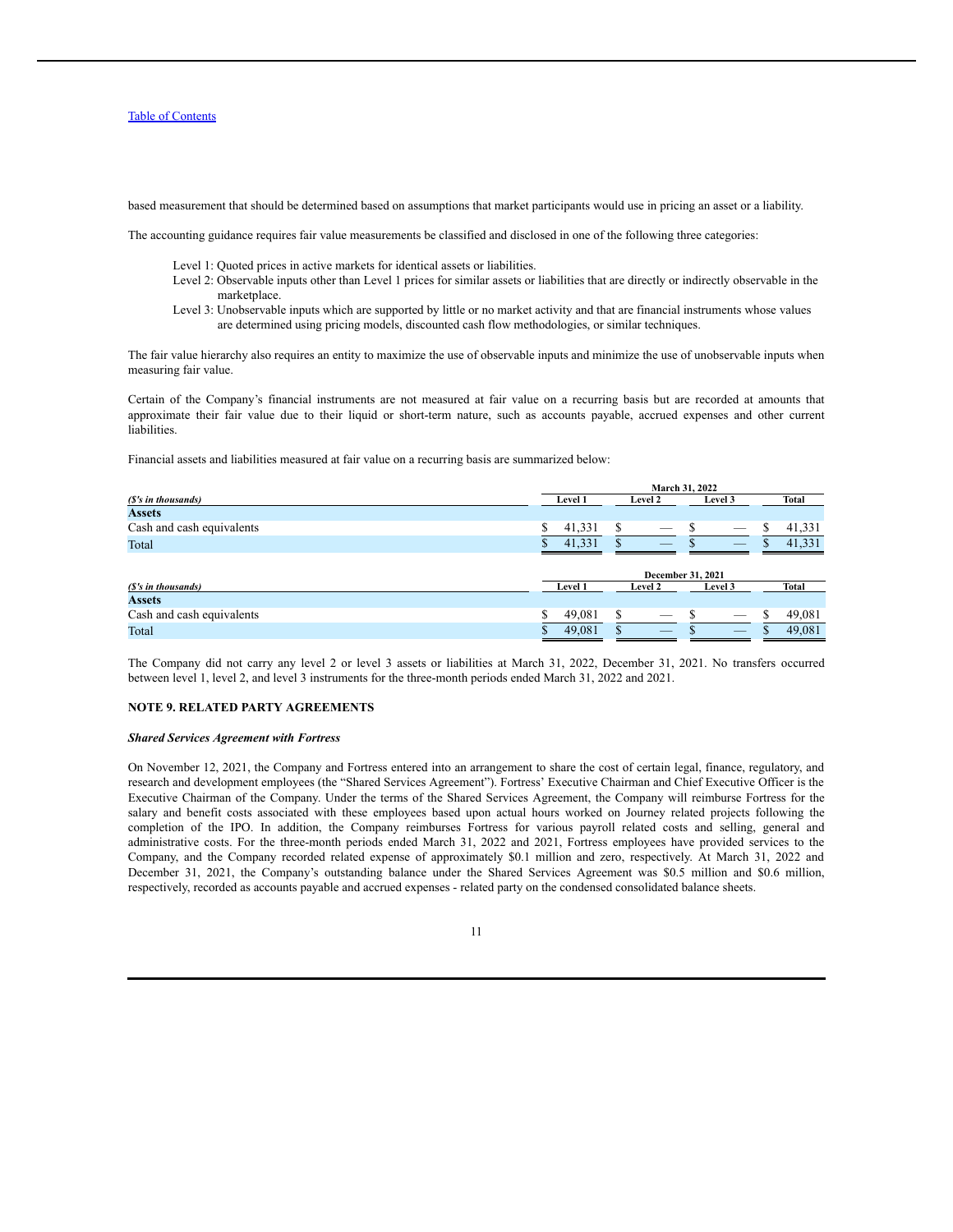based measurement that should be determined based on assumptions that market participants would use in pricing an asset or a liability.

The accounting guidance requires fair value measurements be classified and disclosed in one of the following three categories:

- Level 1: Quoted prices in active markets for identical assets or liabilities.
- Level 2: Observable inputs other than Level 1 prices for similar assets or liabilities that are directly or indirectly observable in the marketplace.
- Level 3: Unobservable inputs which are supported by little or no market activity and that are financial instruments whose values are determined using pricing models, discounted cash flow methodologies, or similar techniques.

The fair value hierarchy also requires an entity to maximize the use of observable inputs and minimize the use of unobservable inputs when measuring fair value.

Certain of the Company's financial instruments are not measured at fair value on a recurring basis but are recorded at amounts that approximate their fair value due to their liquid or short-term nature, such as accounts payable, accrued expenses and other current liabilities.

Financial assets and liabilities measured at fair value on a recurring basis are summarized below:

| | March 31, 2022 | | | |
|---|---|---|---|---|
| *($'s in thousands)* | Level 1 | Level 2 | Level 3 | Total |
| **Assets** | | | | |
| Cash and cash equivalents | $ 41,331 | $ — | $ — | $ 41,331 |
| Total | $ 41,331 | $ — | $ — | $ 41,331 |

| | December 31, 2021 | | | |
|---|---|---|---|---|
| *($'s in thousands)* | Level 1 | Level 2 | Level 3 | Total |
| **Assets** | | | | |
| Cash and cash equivalents | $ 49,081 | $ — | $ — | $ 49,081 |
| Total | $ 49,081 | $ — | $ — | $ 49,081 |

The Company did not carry any level 2 or level 3 assets or liabilities at March 31, 2022, December 31, 2021. No transfers occurred between level 1, level 2, and level 3 instruments for the three-month periods ended March 31, 2022 and 2021.

**NOTE 9. RELATED PARTY AGREEMENTS**

***Shared Services Agreement with Fortress***

On November 12, 2021, the Company and Fortress entered into an arrangement to share the cost of certain legal, finance, regulatory, and research and development employees (the "Shared Services Agreement"). Fortress' Executive Chairman and Chief Executive Officer is the Executive Chairman of the Company. Under the terms of the Shared Services Agreement, the Company will reimburse Fortress for the salary and benefit costs associated with these employees based upon actual hours worked on Journey related projects following the completion of the IPO. In addition, the Company reimburses Fortress for various payroll related costs and selling, general and administrative costs. For the three-month periods ended March 31, 2022 and 2021, Fortress employees have provided services to the Company, and the Company recorded related expense of approximately $0.1 million and zero, respectively. At March 31, 2022 and December 31, 2021, the Company's outstanding balance under the Shared Services Agreement was $0.5 million and $0.6 million, respectively, recorded as accounts payable and accrued expenses - related party on the condensed consolidated balance sheets.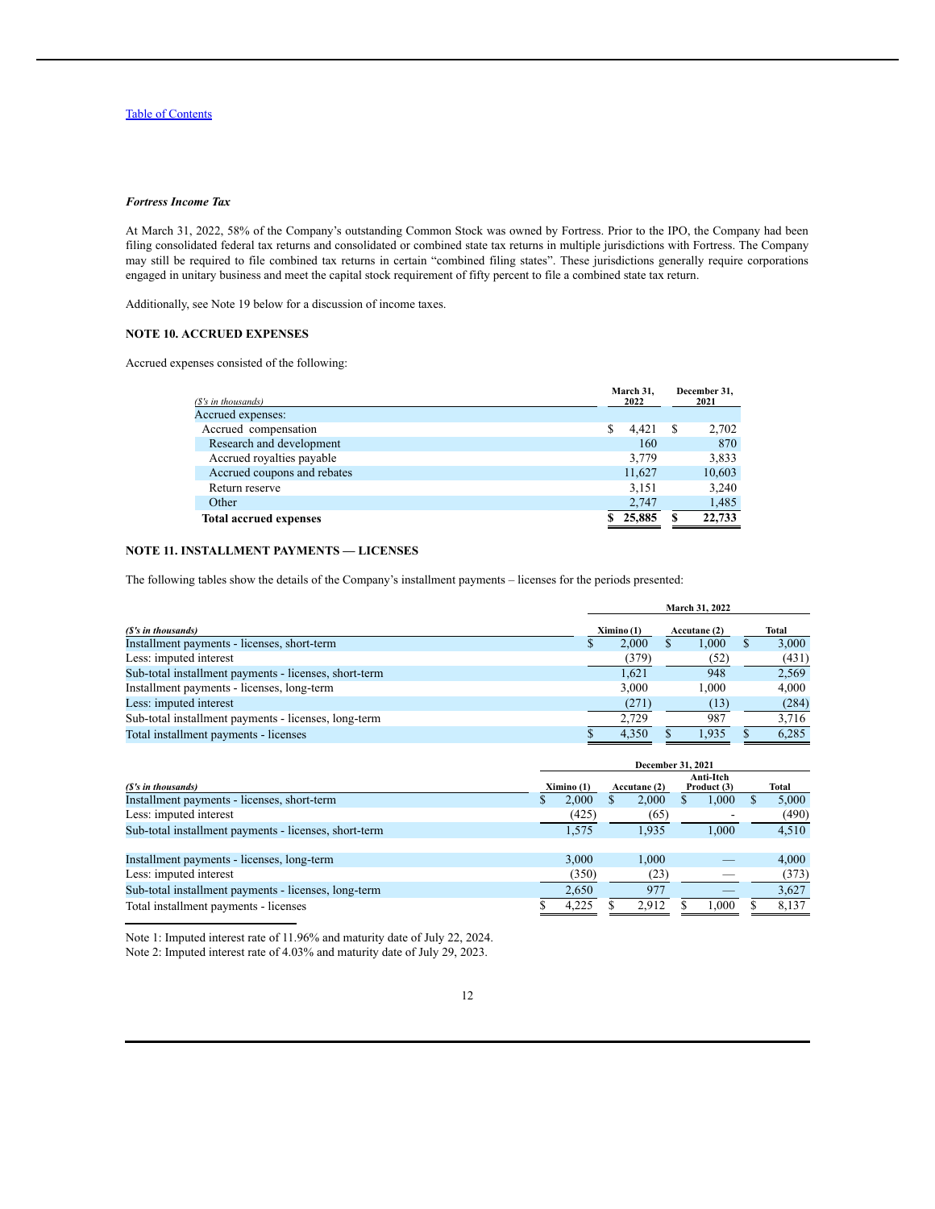*Table of Contents*

***Fortress Income Tax***

At March 31, 2022, 58% of the Company's outstanding Common Stock was owned by Fortress. Prior to the IPO, the Company had been filing consolidated federal tax returns and consolidated or combined state tax returns in multiple jurisdictions with Fortress. The Company may still be required to file combined tax returns in certain "combined filing states". These jurisdictions generally require corporations engaged in unitary business and meet the capital stock requirement of fifty percent to file a combined state tax return.

Additionally, see Note 19 below for a discussion of income taxes.

**NOTE 10. ACCRUED EXPENSES**

Accrued expenses consisted of the following:

| *($'s in thousands)* | March 31, 2022 | December 31, 2021 |
|---|---|---|
| Accrued expenses: | | |
| Accrued compensation | $ 4,421 | $ 2,702 |
| Research and development | 160 | 870 |
| Accrued royalties payable | 3,779 | 3,833 |
| Accrued coupons and rebates | 11,627 | 10,603 |
| Return reserve | 3,151 | 3,240 |
| Other | 2,747 | 1,485 |
| **Total accrued expenses** | **$ 25,885** | **$ 22,733** |

**NOTE 11. INSTALLMENT PAYMENTS — LICENSES**

The following tables show the details of the Company's installment payments – licenses for the periods presented:

| | March 31, 2022 | | |
|---|---|---|---|
| ***($'s in thousands)*** | Ximino (1) | Accutane (2) | Total |
| Installment payments - licenses, short-term | $ 2,000 | $ 1,000 | $ 3,000 |
| Less: imputed interest | (379) | (52) | (431) |
| Sub-total installment payments - licenses, short-term | 1,621 | 948 | 2,569 |
| Installment payments - licenses, long-term | 3,000 | 1,000 | 4,000 |
| Less: imputed interest | (271) | (13) | (284) |
| Sub-total installment payments - licenses, long-term | 2,729 | 987 | 3,716 |
| Total installment payments - licenses | $ 4,350 | $ 1,935 | $ 6,285 |

| | December 31, 2021 | | | |
|---|---|---|---|---|
| ***($'s in thousands)*** | Ximino (1) | Accutane (2) | Anti-Itch Product (3) | Total |
| Installment payments - licenses, short-term | $ 2,000 | $ 2,000 | $ 1,000 | $ 5,000 |
| Less: imputed interest | (425) | (65) | - | (490) |
| Sub-total installment payments - licenses, short-term | 1,575 | 1,935 | 1,000 | 4,510 |
| Installment payments - licenses, long-term | 3,000 | 1,000 | — | 4,000 |
| Less: imputed interest | (350) | (23) | — | (373) |
| Sub-total installment payments - licenses, long-term | 2,650 | 977 | — | 3,627 |
| Total installment payments - licenses | $ 4,225 | $ 2,912 | $ 1,000 | $ 8,137 |

Note 1: Imputed interest rate of 11.96% and maturity date of July 22, 2024.

Note 2: Imputed interest rate of 4.03% and maturity date of July 29, 2023.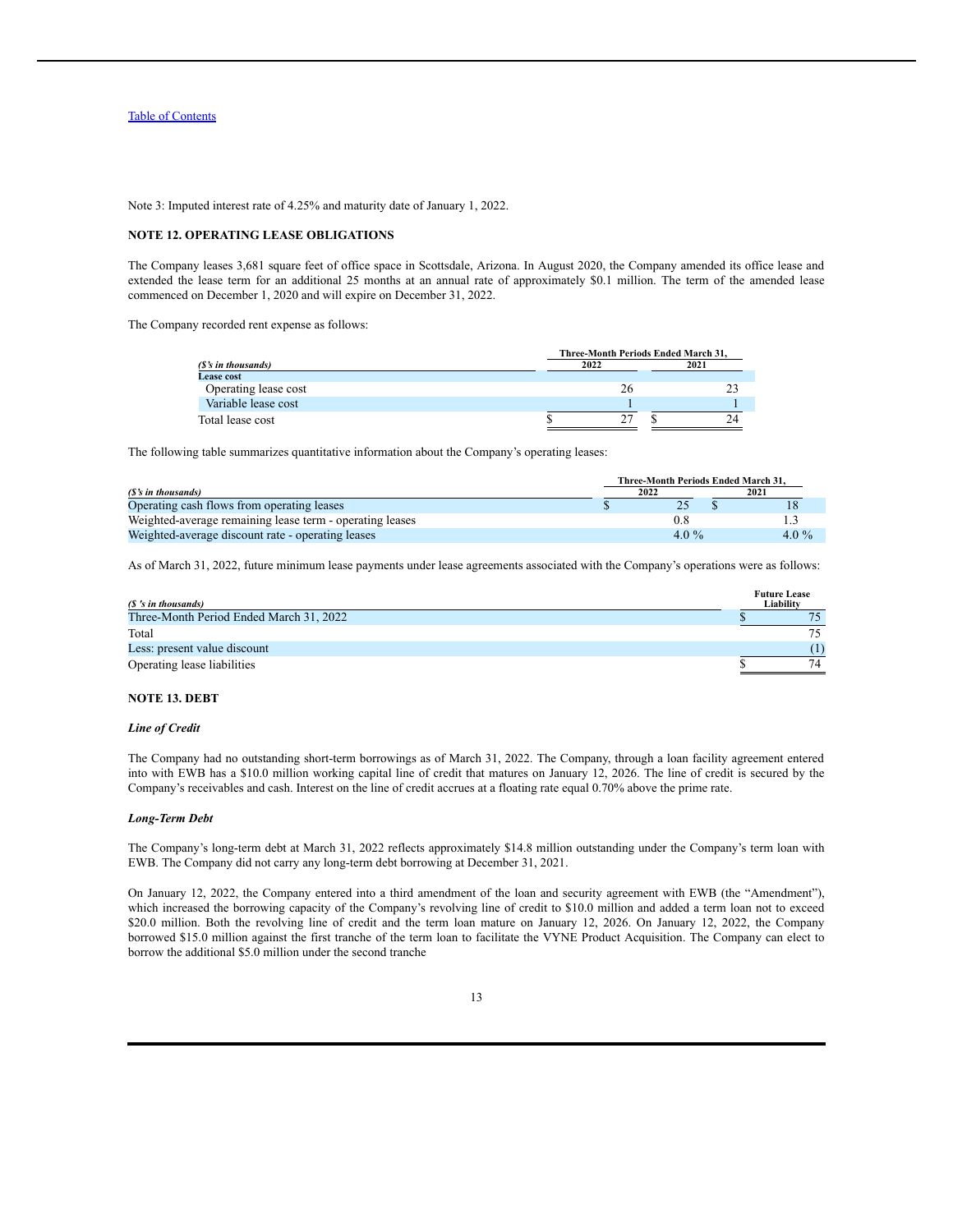Note 3: Imputed interest rate of 4.25% and maturity date of January 1, 2022.

## NOTE 12. OPERATING LEASE OBLIGATIONS

The Company leases 3,681 square feet of office space in Scottsdale, Arizona. In August 2020, the Company amended its office lease and extended the lease term for an additional 25 months at an annual rate of approximately $0.1 million. The term of the amended lease commenced on December 1, 2020 and will expire on December 31, 2022.

The Company recorded rent expense as follows:

| *($'s in thousands)* | Three-Month Periods Ended March 31, 2022 | 2021 |
|---|---|---|
| **Lease cost** | | |
| Operating lease cost | 26 | 23 |
| Variable lease cost | 1 | 1 |
| Total lease cost | $ 27 | $ 24 |

The following table summarizes quantitative information about the Company's operating leases:

| *($'s in thousands)* | Three-Month Periods Ended March 31, 2022 | 2021 |
|---|---|---|
| Operating cash flows from operating leases | $ 25 | $ 18 |
| Weighted-average remaining lease term - operating leases | 0.8 | 1.3 |
| Weighted-average discount rate - operating leases | 4.0 % | 4.0 % |

As of March 31, 2022, future minimum lease payments under lease agreements associated with the Company's operations were as follows:

| *($ 's in thousands)* | Future Lease Liability |
|---|---|
| Three-Month Period Ended March 31, 2022 | $ 75 |
| Total | 75 |
| Less: present value discount | (1) |
| Operating lease liabilities | $ 74 |

## NOTE 13. DEBT

***Line of Credit***

The Company had no outstanding short-term borrowings as of March 31, 2022. The Company, through a loan facility agreement entered into with EWB has a $10.0 million working capital line of credit that matures on January 12, 2026. The line of credit is secured by the Company's receivables and cash. Interest on the line of credit accrues at a floating rate equal 0.70% above the prime rate.

***Long-Term Debt***

The Company's long-term debt at March 31, 2022 reflects approximately $14.8 million outstanding under the Company's term loan with EWB. The Company did not carry any long-term debt borrowing at December 31, 2021.

On January 12, 2022, the Company entered into a third amendment of the loan and security agreement with EWB (the "Amendment"), which increased the borrowing capacity of the Company's revolving line of credit to $10.0 million and added a term loan not to exceed $20.0 million. Both the revolving line of credit and the term loan mature on January 12, 2026. On January 12, 2022, the Company borrowed $15.0 million against the first tranche of the term loan to facilitate the VYNE Product Acquisition. The Company can elect to borrow the additional $5.0 million under the second tranche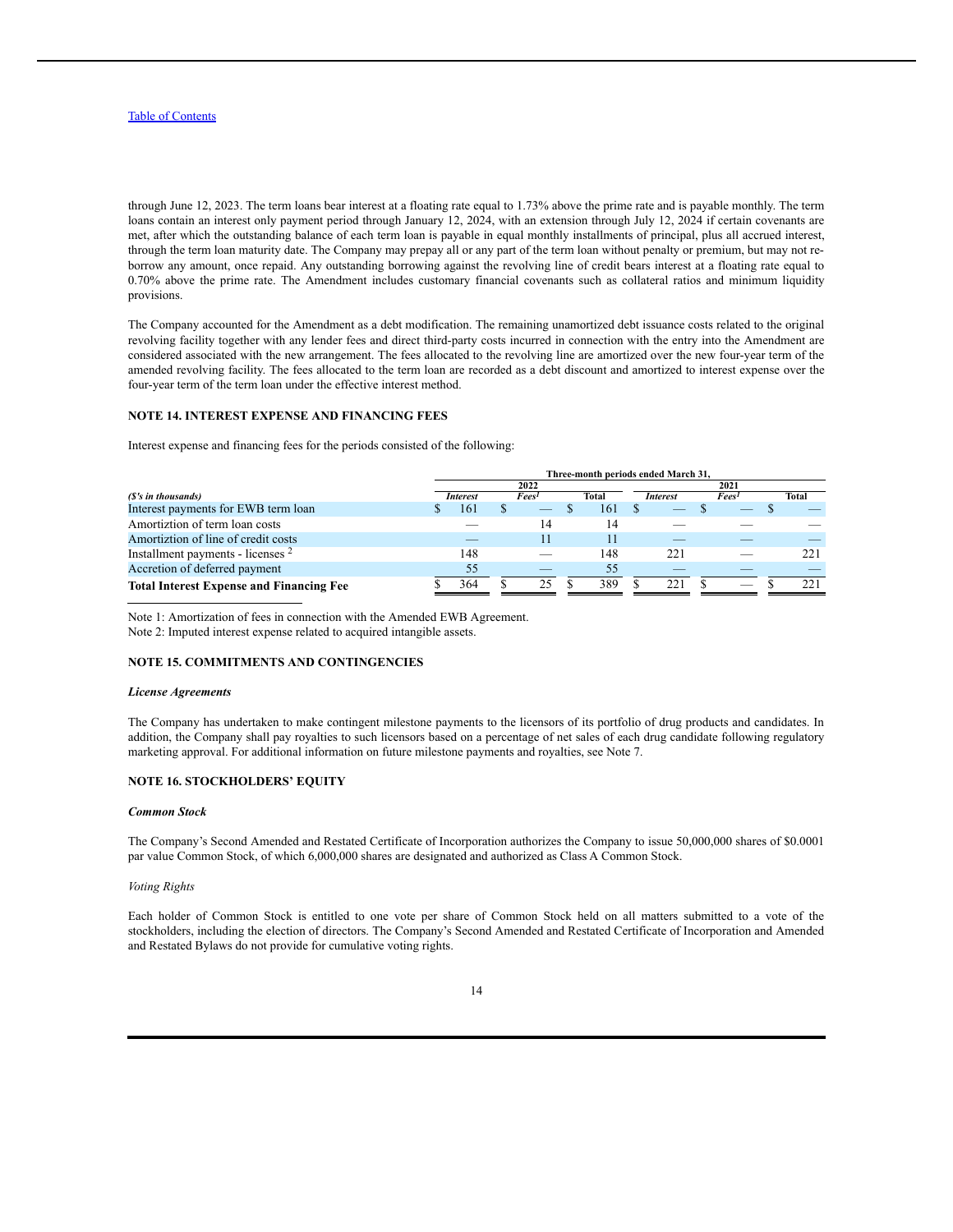through June 12, 2023. The term loans bear interest at a floating rate equal to 1.73% above the prime rate and is payable monthly. The term loans contain an interest only payment period through January 12, 2024, with an extension through July 12, 2024 if certain covenants are met, after which the outstanding balance of each term loan is payable in equal monthly installments of principal, plus all accrued interest, through the term loan maturity date. The Company may prepay all or any part of the term loan without penalty or premium, but may not re-borrow any amount, once repaid. Any outstanding borrowing against the revolving line of credit bears interest at a floating rate equal to 0.70% above the prime rate. The Amendment includes customary financial covenants such as collateral ratios and minimum liquidity provisions.

The Company accounted for the Amendment as a debt modification. The remaining unamortized debt issuance costs related to the original revolving facility together with any lender fees and direct third-party costs incurred in connection with the entry into the Amendment are considered associated with the new arrangement. The fees allocated to the revolving line are amortized over the new four-year term of the amended revolving facility. The fees allocated to the term loan are recorded as a debt discount and amortized to interest expense over the four-year term of the term loan under the effective interest method.

## NOTE 14. INTEREST EXPENSE AND FINANCING FEES

Interest expense and financing fees for the periods consisted of the following:

| | Three-month periods ended March 31, | | | | | |
|---|---|---|---|---|---|---|
| | 2022 | | | 2021 | | |
| ***($'s in thousands)*** | ***Interest*** | ***Fees[1]*** | **Total** | ***Interest*** | ***Fees[1]*** | **Total** |
| Interest payments for EWB term loan | $ 161 | $ — | $ 161 | $ — | $ — | $ — |
| Amortiztion of term loan costs | — | 14 | 14 | — | — | — |
| Amortiztion of line of credit costs | — | 11 | 11 | — | — | — |
| Installment payments - licenses [2] | 148 | — | 148 | 221 | — | 221 |
| Accretion of deferred payment | 55 | — | 55 | — | — | — |
| **Total Interest Expense and Financing Fee** | $ 364 | $ 25 | $ 389 | $ 221 | $ — | $ 221 |

Note 1: Amortization of fees in connection with the Amended EWB Agreement.

Note 2: Imputed interest expense related to acquired intangible assets.

## NOTE 15. COMMITMENTS AND CONTINGENCIES

### *License Agreements*

The Company has undertaken to make contingent milestone payments to the licensors of its portfolio of drug products and candidates. In addition, the Company shall pay royalties to such licensors based on a percentage of net sales of each drug candidate following regulatory marketing approval. For additional information on future milestone payments and royalties, see Note 7.

## NOTE 16. STOCKHOLDERS' EQUITY

### *Common Stock*

The Company's Second Amended and Restated Certificate of Incorporation authorizes the Company to issue 50,000,000 shares of $0.0001 par value Common Stock, of which 6,000,000 shares are designated and authorized as Class A Common Stock.

*Voting Rights*

Each holder of Common Stock is entitled to one vote per share of Common Stock held on all matters submitted to a vote of the stockholders, including the election of directors. The Company's Second Amended and Restated Certificate of Incorporation and Amended and Restated Bylaws do not provide for cumulative voting rights.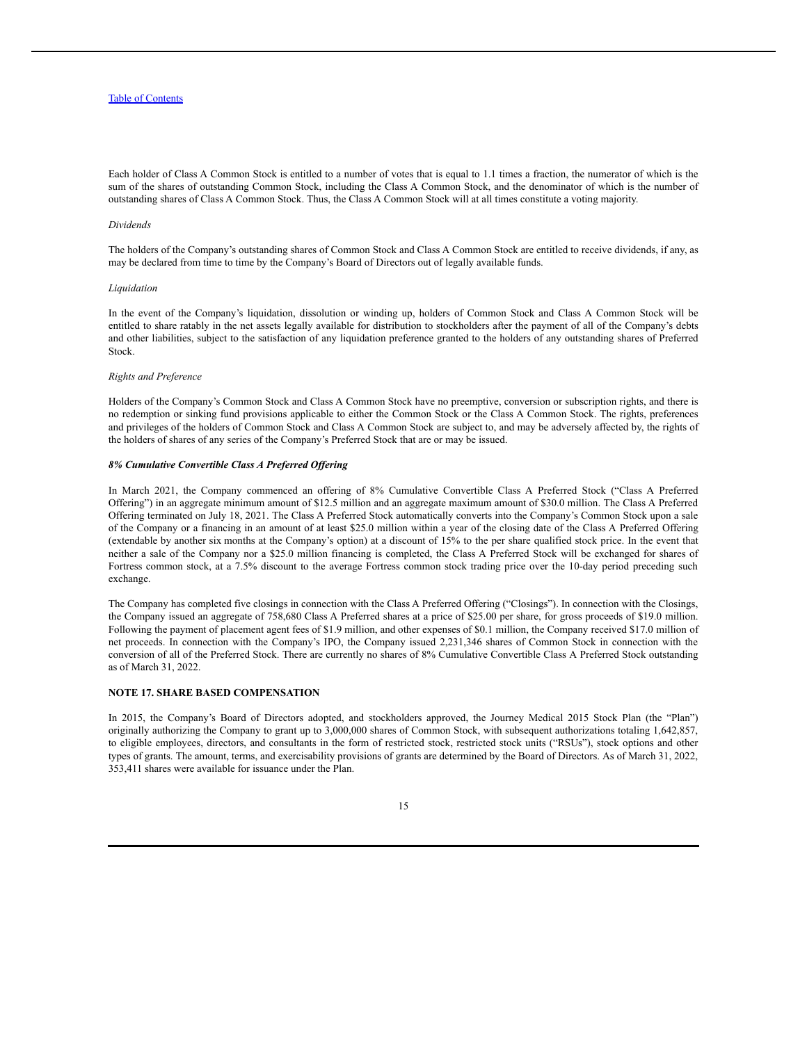Each holder of Class A Common Stock is entitled to a number of votes that is equal to 1.1 times a fraction, the numerator of which is the sum of the shares of outstanding Common Stock, including the Class A Common Stock, and the denominator of which is the number of outstanding shares of Class A Common Stock. Thus, the Class A Common Stock will at all times constitute a voting majority.

*Dividends*

The holders of the Company's outstanding shares of Common Stock and Class A Common Stock are entitled to receive dividends, if any, as may be declared from time to time by the Company's Board of Directors out of legally available funds.

*Liquidation*

In the event of the Company's liquidation, dissolution or winding up, holders of Common Stock and Class A Common Stock will be entitled to share ratably in the net assets legally available for distribution to stockholders after the payment of all of the Company's debts and other liabilities, subject to the satisfaction of any liquidation preference granted to the holders of any outstanding shares of Preferred Stock.

*Rights and Preference*

Holders of the Company's Common Stock and Class A Common Stock have no preemptive, conversion or subscription rights, and there is no redemption or sinking fund provisions applicable to either the Common Stock or the Class A Common Stock. The rights, preferences and privileges of the holders of Common Stock and Class A Common Stock are subject to, and may be adversely affected by, the rights of the holders of shares of any series of the Company's Preferred Stock that are or may be issued.

***8% Cumulative Convertible Class A Preferred Offering***

In March 2021, the Company commenced an offering of 8% Cumulative Convertible Class A Preferred Stock ("Class A Preferred Offering") in an aggregate minimum amount of $12.5 million and an aggregate maximum amount of $30.0 million. The Class A Preferred Offering terminated on July 18, 2021. The Class A Preferred Stock automatically converts into the Company's Common Stock upon a sale of the Company or a financing in an amount of at least $25.0 million within a year of the closing date of the Class A Preferred Offering (extendable by another six months at the Company's option) at a discount of 15% to the per share qualified stock price. In the event that neither a sale of the Company nor a $25.0 million financing is completed, the Class A Preferred Stock will be exchanged for shares of Fortress common stock, at a 7.5% discount to the average Fortress common stock trading price over the 10-day period preceding such exchange.

The Company has completed five closings in connection with the Class A Preferred Offering ("Closings"). In connection with the Closings, the Company issued an aggregate of 758,680 Class A Preferred shares at a price of $25.00 per share, for gross proceeds of $19.0 million. Following the payment of placement agent fees of $1.9 million, and other expenses of $0.1 million, the Company received $17.0 million of net proceeds. In connection with the Company's IPO, the Company issued 2,231,346 shares of Common Stock in connection with the conversion of all of the Preferred Stock. There are currently no shares of 8% Cumulative Convertible Class A Preferred Stock outstanding as of March 31, 2022.

## NOTE 17. SHARE BASED COMPENSATION

In 2015, the Company's Board of Directors adopted, and stockholders approved, the Journey Medical 2015 Stock Plan (the "Plan") originally authorizing the Company to grant up to 3,000,000 shares of Common Stock, with subsequent authorizations totaling 1,642,857, to eligible employees, directors, and consultants in the form of restricted stock, restricted stock units ("RSUs"), stock options and other types of grants. The amount, terms, and exercisability provisions of grants are determined by the Board of Directors. As of March 31, 2022, 353,411 shares were available for issuance under the Plan.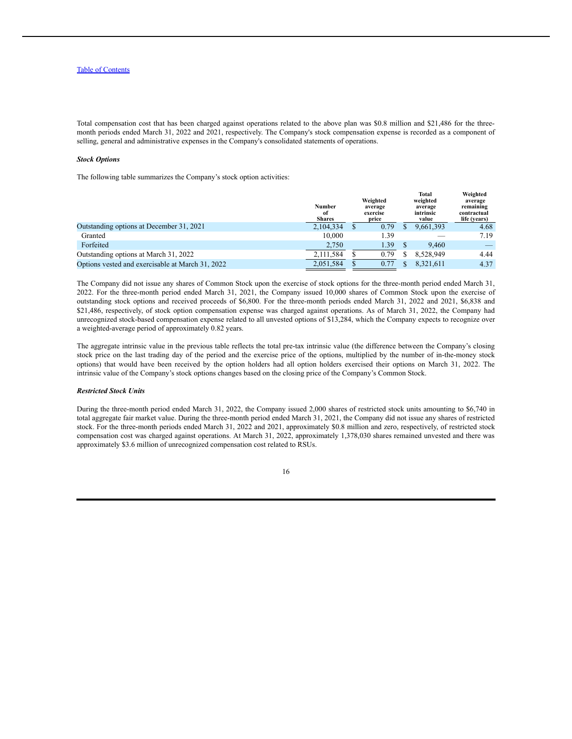Total compensation cost that has been charged against operations related to the above plan was $0.8 million and $21,486 for the three-month periods ended March 31, 2022 and 2021, respectively. The Company's stock compensation expense is recorded as a component of selling, general and administrative expenses in the Company's consolidated statements of operations.

***Stock Options***

The following table summarizes the Company's stock option activities:

| | Number of Shares | Weighted average exercise price | Total weighted average intrinsic value | Weighted average remaining contractual life (years) |
|---|---|---|---|---|
| Outstanding options at December 31, 2021 | 2,104,334 | $ 0.79 | $ 9,661,393 | 4.68 |
| Granted | 10,000 | 1.39 | — | 7.19 |
| Forfeited | 2,750 | 1.39 | $ 9,460 | — |
| Outstanding options at March 31, 2022 | 2,111,584 | $ 0.79 | $ 8,528,949 | 4.44 |
| Options vested and exercisable at March 31, 2022 | 2,051,584 | $ 0.77 | $ 8,321,611 | 4.37 |

The Company did not issue any shares of Common Stock upon the exercise of stock options for the three-month period ended March 31, 2022. For the three-month period ended March 31, 2021, the Company issued 10,000 shares of Common Stock upon the exercise of outstanding stock options and received proceeds of $6,800. For the three-month periods ended March 31, 2022 and 2021, $6,838 and $21,486, respectively, of stock option compensation expense was charged against operations. As of March 31, 2022, the Company had unrecognized stock-based compensation expense related to all unvested options of $13,284, which the Company expects to recognize over a weighted-average period of approximately 0.82 years.

The aggregate intrinsic value in the previous table reflects the total pre-tax intrinsic value (the difference between the Company's closing stock price on the last trading day of the period and the exercise price of the options, multiplied by the number of in-the-money stock options) that would have been received by the option holders had all option holders exercised their options on March 31, 2022. The intrinsic value of the Company's stock options changes based on the closing price of the Company's Common Stock.

***Restricted Stock Units***

During the three-month period ended March 31, 2022, the Company issued 2,000 shares of restricted stock units amounting to $6,740 in total aggregate fair market value. During the three-month period ended March 31, 2021, the Company did not issue any shares of restricted stock. For the three-month periods ended March 31, 2022 and 2021, approximately $0.8 million and zero, respectively, of restricted stock compensation cost was charged against operations. At March 31, 2022, approximately 1,378,030 shares remained unvested and there was approximately $3.6 million of unrecognized compensation cost related to RSUs.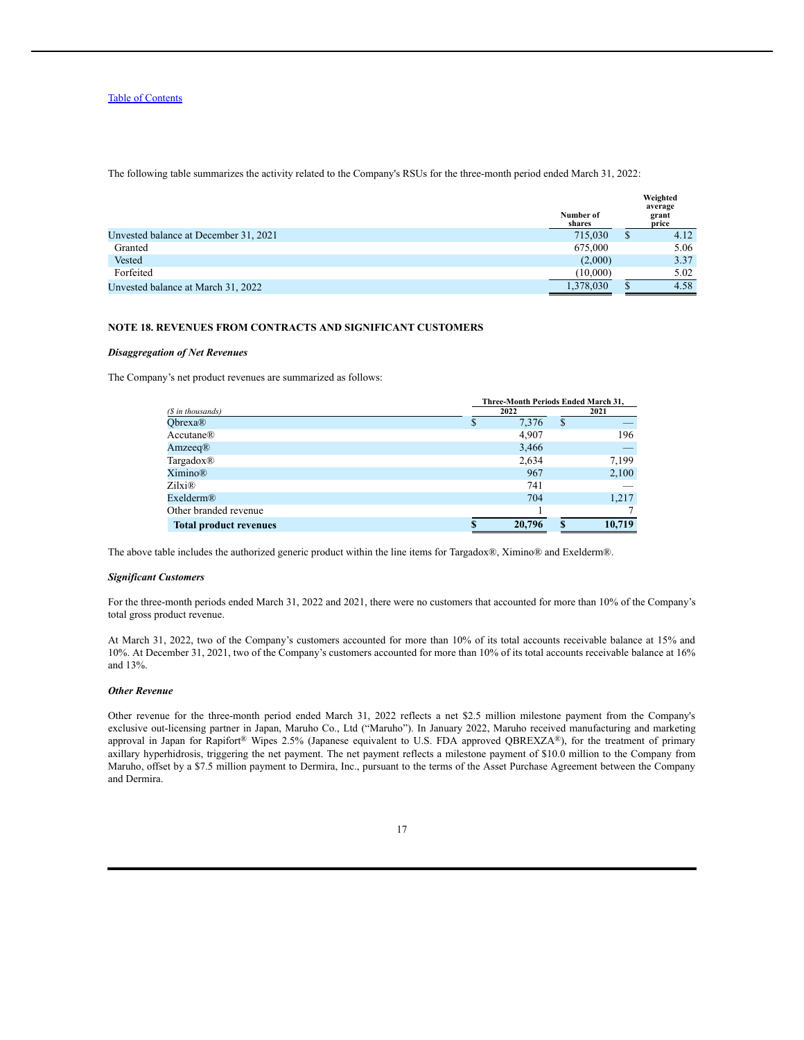The following table summarizes the activity related to the Company's RSUs for the three-month period ended March 31, 2022:

| | Number of shares | Weighted average grant price |
|---|---|---|
| Unvested balance at December 31, 2021 | 715,030 | $ 4.12 |
| Granted | 675,000 | 5.06 |
| Vested | (2,000) | 3.37 |
| Forfeited | (10,000) | 5.02 |
| Unvested balance at March 31, 2022 | 1,378,030 | $ 4.58 |

### NOTE 18. REVENUES FROM CONTRACTS AND SIGNIFICANT CUSTOMERS

***Disaggregation of Net Revenues***

The Company's net product revenues are summarized as follows:

| | Three-Month Periods Ended March 31, | |
|---|---|---|
| *($ in thousands)* | 2022 | 2021 |
| Qbrexa® | $ 7,376 | $ — |
| Accutane® | 4,907 | 196 |
| Amzeeq® | 3,466 | — |
| Targadox® | 2,634 | 7,199 |
| Ximino® | 967 | 2,100 |
| Zilxi® | 741 | — |
| Exelderm® | 704 | 1,217 |
| Other branded revenue | 1 | 7 |
| **Total product revenues** | **$ 20,796** | **$ 10,719** |

The above table includes the authorized generic product within the line items for Targadox®, Ximino® and Exelderm®.

***Significant Customers***

For the three-month periods ended March 31, 2022 and 2021, there were no customers that accounted for more than 10% of the Company's total gross product revenue.

At March 31, 2022, two of the Company's customers accounted for more than 10% of its total accounts receivable balance at 15% and 10%. At December 31, 2021, two of the Company's customers accounted for more than 10% of its total accounts receivable balance at 16% and 13%.

***Other Revenue***

Other revenue for the three-month period ended March 31, 2022 reflects a net $2.5 million milestone payment from the Company's exclusive out-licensing partner in Japan, Maruho Co., Ltd ("Maruho"). In January 2022, Maruho received manufacturing and marketing approval in Japan for Rapifort® Wipes 2.5% (Japanese equivalent to U.S. FDA approved QBREXZA®), for the treatment of primary axillary hyperhidrosis, triggering the net payment. The net payment reflects a milestone payment of $10.0 million to the Company from Maruho, offset by a $7.5 million payment to Dermira, Inc., pursuant to the terms of the Asset Purchase Agreement between the Company and Dermira.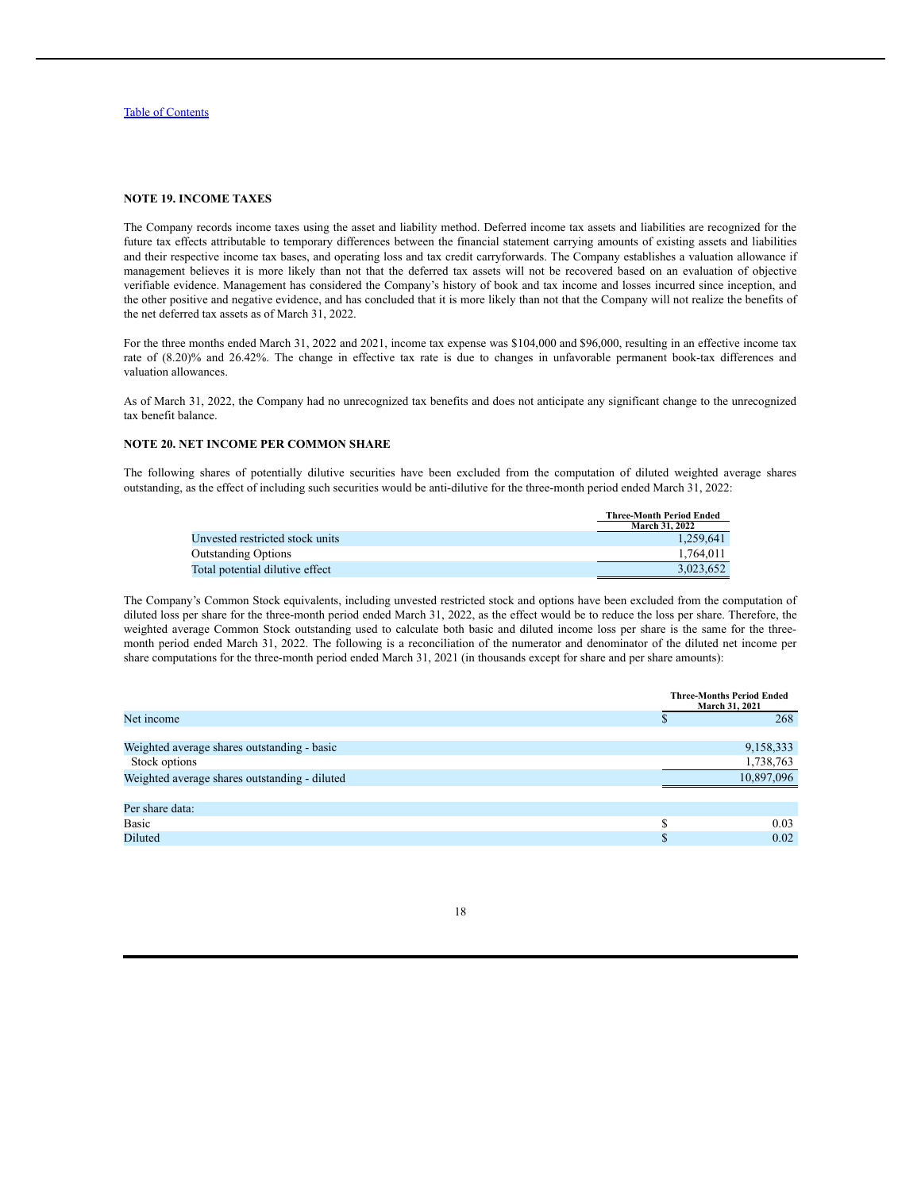[Table of Contents](#)

### NOTE 19. INCOME TAXES

The Company records income taxes using the asset and liability method. Deferred income tax assets and liabilities are recognized for the future tax effects attributable to temporary differences between the financial statement carrying amounts of existing assets and liabilities and their respective income tax bases, and operating loss and tax credit carryforwards. The Company establishes a valuation allowance if management believes it is more likely than not that the deferred tax assets will not be recovered based on an evaluation of objective verifiable evidence. Management has considered the Company's history of book and tax income and losses incurred since inception, and the other positive and negative evidence, and has concluded that it is more likely than not that the Company will not realize the benefits of the net deferred tax assets as of March 31, 2022.

For the three months ended March 31, 2022 and 2021, income tax expense was $104,000 and $96,000, resulting in an effective income tax rate of (8.20)% and 26.42%. The change in effective tax rate is due to changes in unfavorable permanent book-tax differences and valuation allowances.

As of March 31, 2022, the Company had no unrecognized tax benefits and does not anticipate any significant change to the unrecognized tax benefit balance.

### NOTE 20. NET INCOME PER COMMON SHARE

The following shares of potentially dilutive securities have been excluded from the computation of diluted weighted average shares outstanding, as the effect of including such securities would be anti-dilutive for the three-month period ended March 31, 2022:

| | Three-Month Period Ended March 31, 2022 |
|---|---|
| Unvested restricted stock units | 1,259,641 |
| Outstanding Options | 1,764,011 |
| Total potential dilutive effect | 3,023,652 |

The Company's Common Stock equivalents, including unvested restricted stock and options have been excluded from the computation of diluted loss per share for the three-month period ended March 31, 2022, as the effect would be to reduce the loss per share. Therefore, the weighted average Common Stock outstanding used to calculate both basic and diluted income loss per share is the same for the three-month period ended March 31, 2022. The following is a reconciliation of the numerator and denominator of the diluted net income per share computations for the three-month period ended March 31, 2021 (in thousands except for share and per share amounts):

| | Three-Months Period Ended March 31, 2021 |
|---|---|
| Net income | $ 268 |
| | |
| Weighted average shares outstanding - basic | 9,158,333 |
| Stock options | 1,738,763 |
| Weighted average shares outstanding - diluted | 10,897,096 |
| | |
| Per share data: | |
| Basic | $ 0.03 |
| Diluted | $ 0.02 |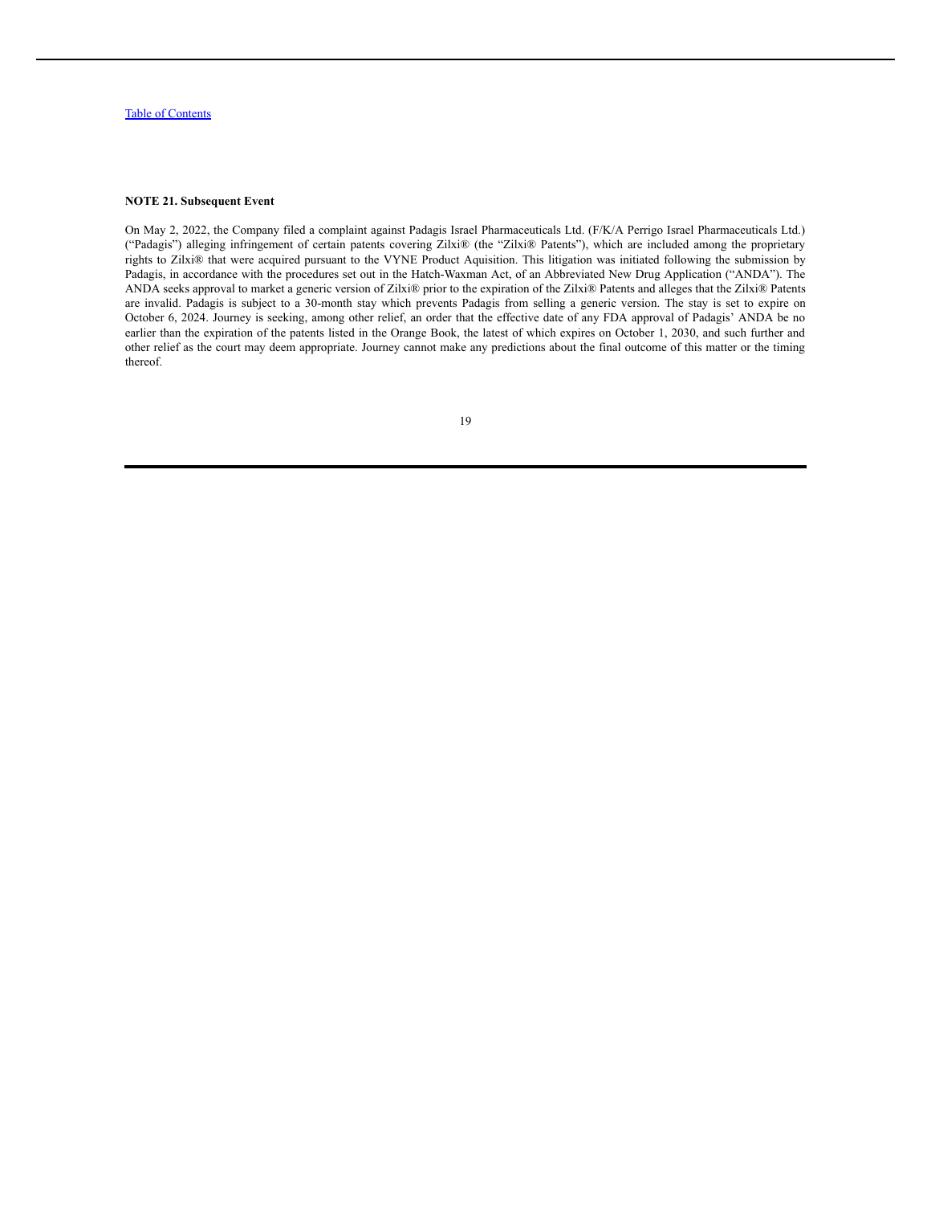**NOTE 21. Subsequent Event**

On May 2, 2022, the Company filed a complaint against Padagis Israel Pharmaceuticals Ltd. (F/K/A Perrigo Israel Pharmaceuticals Ltd.) ("Padagis") alleging infringement of certain patents covering Zilxi® (the "Zilxi® Patents"), which are included among the proprietary rights to Zilxi® that were acquired pursuant to the VYNE Product Aquisition. This litigation was initiated following the submission by Padagis, in accordance with the procedures set out in the Hatch-Waxman Act, of an Abbreviated New Drug Application ("ANDA"). The ANDA seeks approval to market a generic version of Zilxi® prior to the expiration of the Zilxi® Patents and alleges that the Zilxi® Patents are invalid. Padagis is subject to a 30-month stay which prevents Padagis from selling a generic version. The stay is set to expire on October 6, 2024. Journey is seeking, among other relief, an order that the effective date of any FDA approval of Padagis' ANDA be no earlier than the expiration of the patents listed in the Orange Book, the latest of which expires on October 1, 2030, and such further and other relief as the court may deem appropriate. Journey cannot make any predictions about the final outcome of this matter or the timing thereof.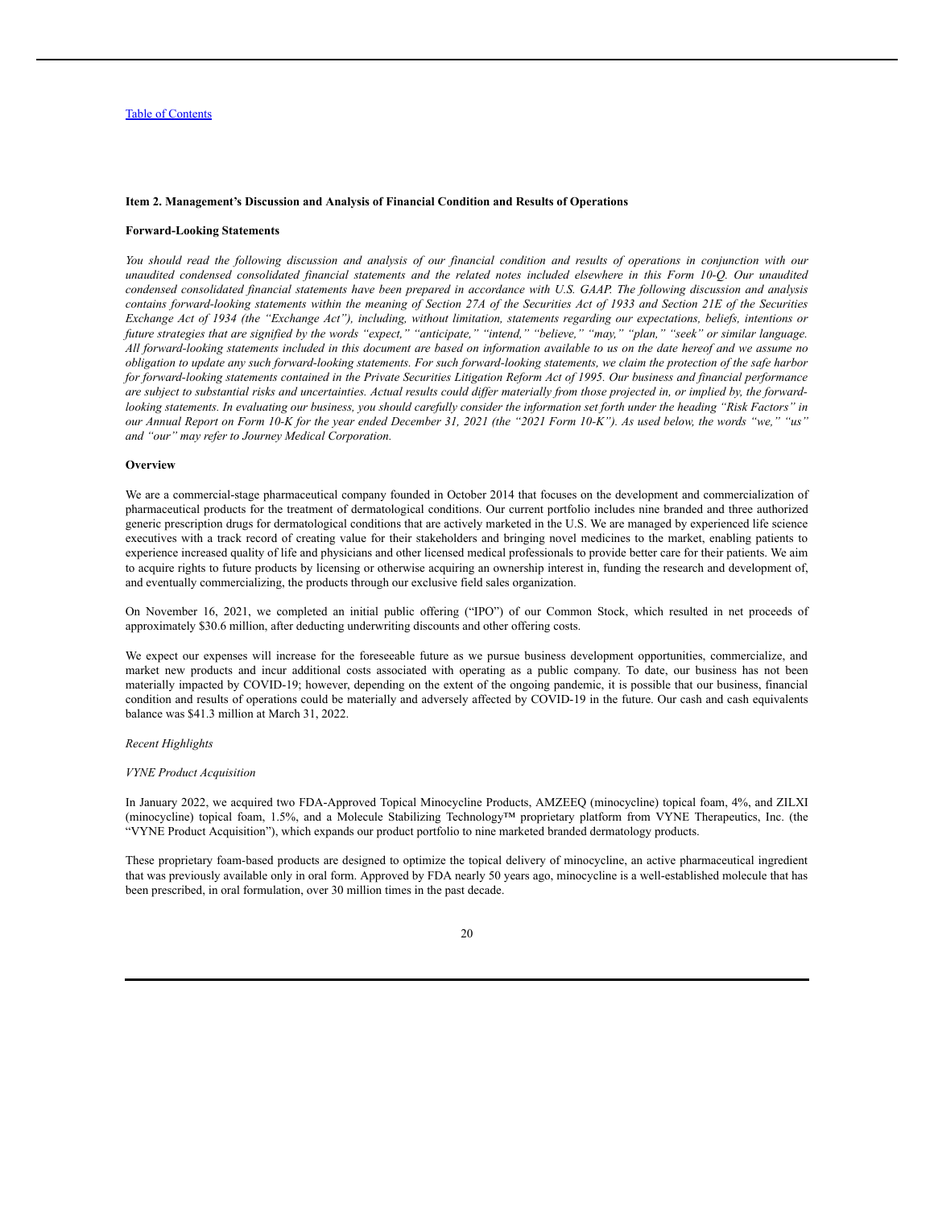**Item 2. Management's Discussion and Analysis of Financial Condition and Results of Operations**

**Forward-Looking Statements**

*You should read the following discussion and analysis of our financial condition and results of operations in conjunction with our unaudited condensed consolidated financial statements and the related notes included elsewhere in this Form 10-Q. Our unaudited condensed consolidated financial statements have been prepared in accordance with U.S. GAAP. The following discussion and analysis contains forward-looking statements within the meaning of Section 27A of the Securities Act of 1933 and Section 21E of the Securities Exchange Act of 1934 (the "Exchange Act"), including, without limitation, statements regarding our expectations, beliefs, intentions or future strategies that are signified by the words "expect," "anticipate," "intend," "believe," "may," "plan," "seek" or similar language. All forward-looking statements included in this document are based on information available to us on the date hereof and we assume no obligation to update any such forward-looking statements. For such forward-looking statements, we claim the protection of the safe harbor for forward-looking statements contained in the Private Securities Litigation Reform Act of 1995. Our business and financial performance are subject to substantial risks and uncertainties. Actual results could differ materially from those projected in, or implied by, the forward-looking statements. In evaluating our business, you should carefully consider the information set forth under the heading "Risk Factors" in our Annual Report on Form 10-K for the year ended December 31, 2021 (the "2021 Form 10-K"). As used below, the words "we," "us" and "our" may refer to Journey Medical Corporation.*

**Overview**

We are a commercial-stage pharmaceutical company founded in October 2014 that focuses on the development and commercialization of pharmaceutical products for the treatment of dermatological conditions. Our current portfolio includes nine branded and three authorized generic prescription drugs for dermatological conditions that are actively marketed in the U.S. We are managed by experienced life science executives with a track record of creating value for their stakeholders and bringing novel medicines to the market, enabling patients to experience increased quality of life and physicians and other licensed medical professionals to provide better care for their patients. We aim to acquire rights to future products by licensing or otherwise acquiring an ownership interest in, funding the research and development of, and eventually commercializing, the products through our exclusive field sales organization.

On November 16, 2021, we completed an initial public offering ("IPO") of our Common Stock, which resulted in net proceeds of approximately $30.6 million, after deducting underwriting discounts and other offering costs.

We expect our expenses will increase for the foreseeable future as we pursue business development opportunities, commercialize, and market new products and incur additional costs associated with operating as a public company. To date, our business has not been materially impacted by COVID-19; however, depending on the extent of the ongoing pandemic, it is possible that our business, financial condition and results of operations could be materially and adversely affected by COVID-19 in the future. Our cash and cash equivalents balance was $41.3 million at March 31, 2022.

*Recent Highlights*

*VYNE Product Acquisition*

In January 2022, we acquired two FDA-Approved Topical Minocycline Products, AMZEEQ (minocycline) topical foam, 4%, and ZILXI (minocycline) topical foam, 1.5%, and a Molecule Stabilizing Technology™ proprietary platform from VYNE Therapeutics, Inc. (the "VYNE Product Acquisition"), which expands our product portfolio to nine marketed branded dermatology products.

These proprietary foam-based products are designed to optimize the topical delivery of minocycline, an active pharmaceutical ingredient that was previously available only in oral form. Approved by FDA nearly 50 years ago, minocycline is a well-established molecule that has been prescribed, in oral formulation, over 30 million times in the past decade.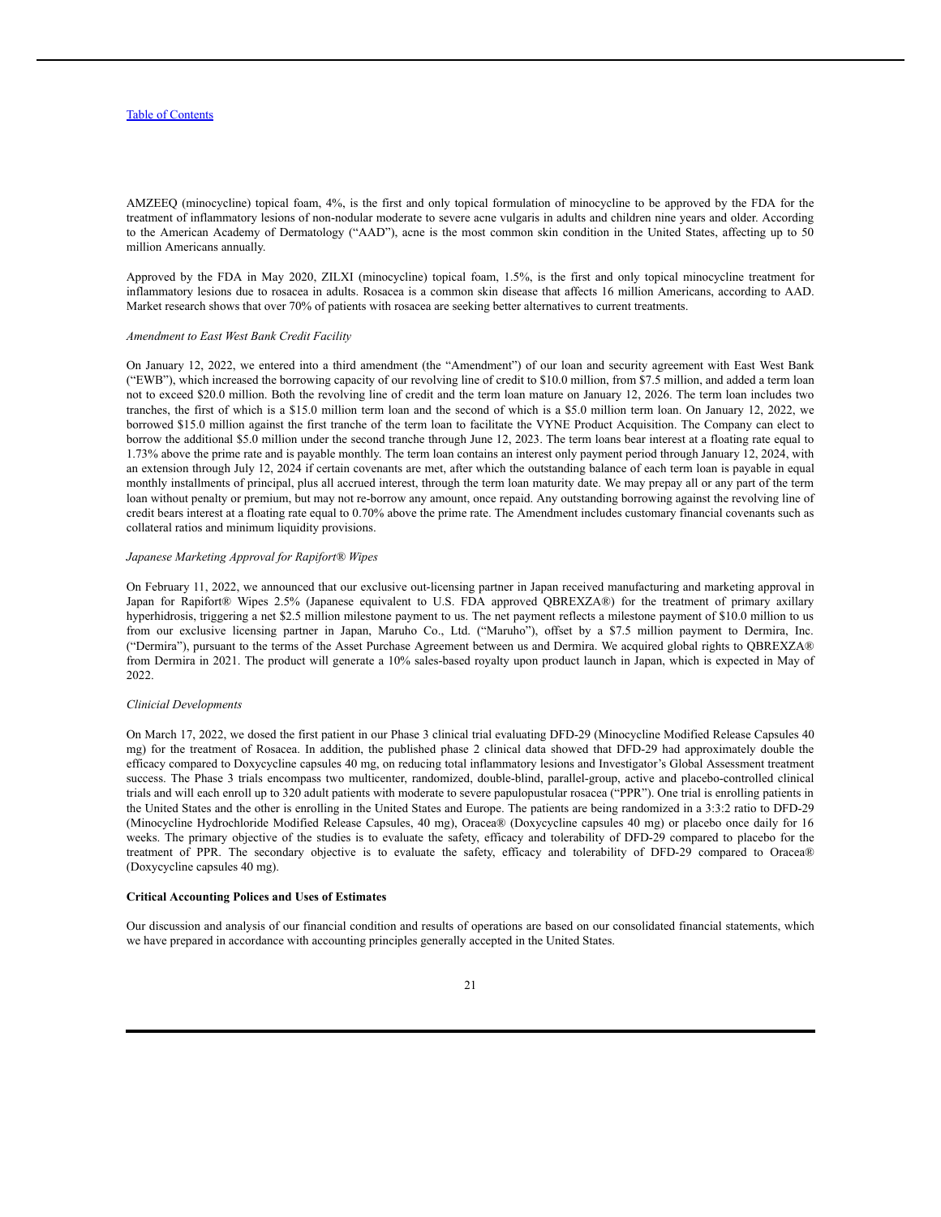AMZEEQ (minocycline) topical foam, 4%, is the first and only topical formulation of minocycline to be approved by the FDA for the treatment of inflammatory lesions of non-nodular moderate to severe acne vulgaris in adults and children nine years and older. According to the American Academy of Dermatology ("AAD"), acne is the most common skin condition in the United States, affecting up to 50 million Americans annually.

Approved by the FDA in May 2020, ZILXI (minocycline) topical foam, 1.5%, is the first and only topical minocycline treatment for inflammatory lesions due to rosacea in adults. Rosacea is a common skin disease that affects 16 million Americans, according to AAD. Market research shows that over 70% of patients with rosacea are seeking better alternatives to current treatments.

*Amendment to East West Bank Credit Facility*

On January 12, 2022, we entered into a third amendment (the "Amendment") of our loan and security agreement with East West Bank ("EWB"), which increased the borrowing capacity of our revolving line of credit to $10.0 million, from $7.5 million, and added a term loan not to exceed $20.0 million. Both the revolving line of credit and the term loan mature on January 12, 2026. The term loan includes two tranches, the first of which is a $15.0 million term loan and the second of which is a $5.0 million term loan. On January 12, 2022, we borrowed $15.0 million against the first tranche of the term loan to facilitate the VYNE Product Acquisition. The Company can elect to borrow the additional $5.0 million under the second tranche through June 12, 2023. The term loans bear interest at a floating rate equal to 1.73% above the prime rate and is payable monthly. The term loan contains an interest only payment period through January 12, 2024, with an extension through July 12, 2024 if certain covenants are met, after which the outstanding balance of each term loan is payable in equal monthly installments of principal, plus all accrued interest, through the term loan maturity date. We may prepay all or any part of the term loan without penalty or premium, but may not re-borrow any amount, once repaid. Any outstanding borrowing against the revolving line of credit bears interest at a floating rate equal to 0.70% above the prime rate. The Amendment includes customary financial covenants such as collateral ratios and minimum liquidity provisions.

*Japanese Marketing Approval for Rapifort® Wipes*

On February 11, 2022, we announced that our exclusive out-licensing partner in Japan received manufacturing and marketing approval in Japan for Rapifort® Wipes 2.5% (Japanese equivalent to U.S. FDA approved QBREXZA®) for the treatment of primary axillary hyperhidrosis, triggering a net $2.5 million milestone payment to us. The net payment reflects a milestone payment of $10.0 million to us from our exclusive licensing partner in Japan, Maruho Co., Ltd. ("Maruho"), offset by a $7.5 million payment to Dermira, Inc. ("Dermira"), pursuant to the terms of the Asset Purchase Agreement between us and Dermira. We acquired global rights to QBREXZA® from Dermira in 2021. The product will generate a 10% sales-based royalty upon product launch in Japan, which is expected in May of 2022.

*Clinicial Developments*

On March 17, 2022, we dosed the first patient in our Phase 3 clinical trial evaluating DFD-29 (Minocycline Modified Release Capsules 40 mg) for the treatment of Rosacea. In addition, the published phase 2 clinical data showed that DFD-29 had approximately double the efficacy compared to Doxycycline capsules 40 mg, on reducing total inflammatory lesions and Investigator's Global Assessment treatment success. The Phase 3 trials encompass two multicenter, randomized, double-blind, parallel-group, active and placebo-controlled clinical trials and will each enroll up to 320 adult patients with moderate to severe papulopustular rosacea ("PPR"). One trial is enrolling patients in the United States and the other is enrolling in the United States and Europe. The patients are being randomized in a 3:3:2 ratio to DFD-29 (Minocycline Hydrochloride Modified Release Capsules, 40 mg), Oracea® (Doxycycline capsules 40 mg) or placebo once daily for 16 weeks. The primary objective of the studies is to evaluate the safety, efficacy and tolerability of DFD-29 compared to placebo for the treatment of PPR. The secondary objective is to evaluate the safety, efficacy and tolerability of DFD-29 compared to Oracea® (Doxycycline capsules 40 mg).

**Critical Accounting Polices and Uses of Estimates**

Our discussion and analysis of our financial condition and results of operations are based on our consolidated financial statements, which we have prepared in accordance with accounting principles generally accepted in the United States.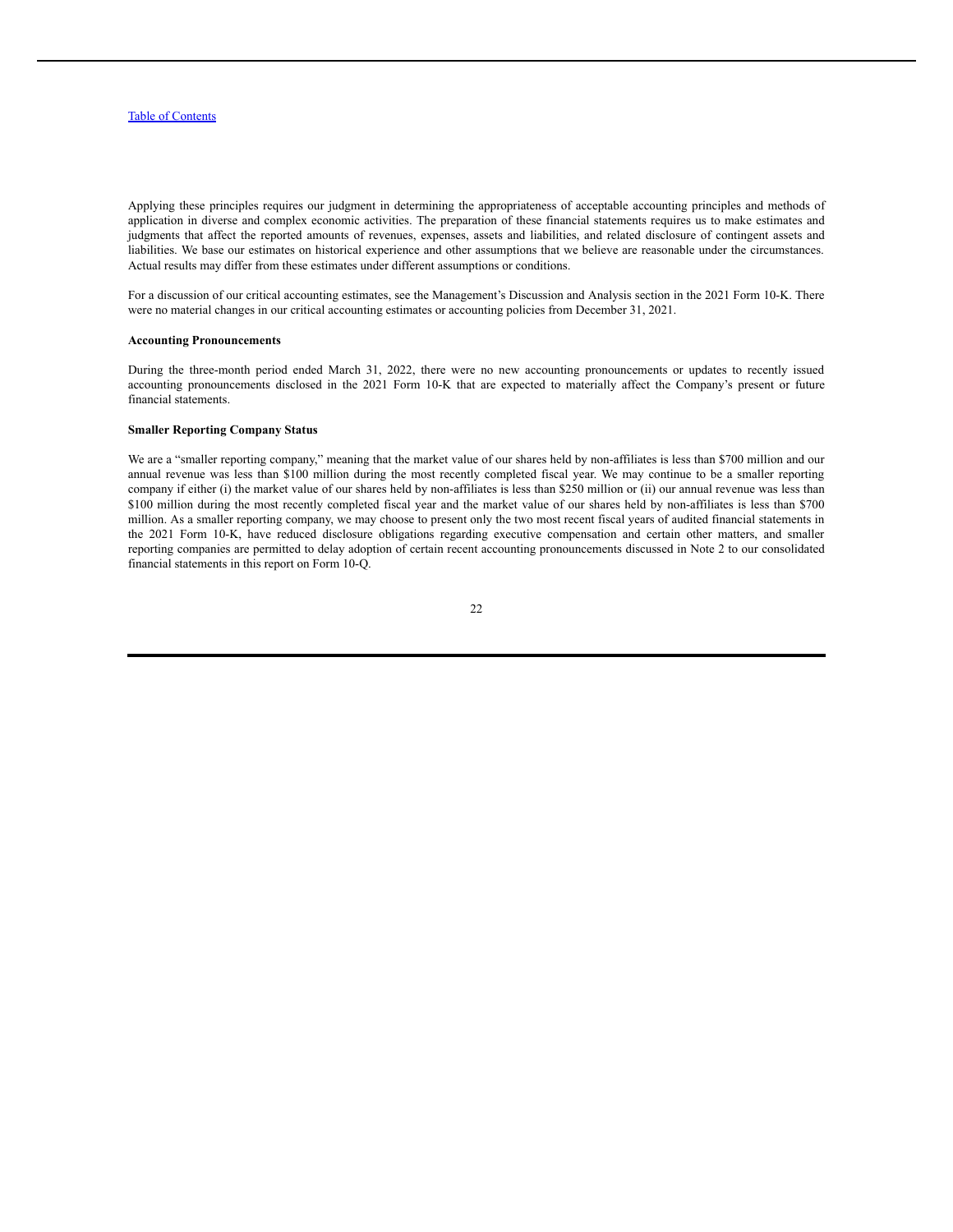Applying these principles requires our judgment in determining the appropriateness of acceptable accounting principles and methods of application in diverse and complex economic activities. The preparation of these financial statements requires us to make estimates and judgments that affect the reported amounts of revenues, expenses, assets and liabilities, and related disclosure of contingent assets and liabilities. We base our estimates on historical experience and other assumptions that we believe are reasonable under the circumstances. Actual results may differ from these estimates under different assumptions or conditions.

For a discussion of our critical accounting estimates, see the Management's Discussion and Analysis section in the 2021 Form 10-K. There were no material changes in our critical accounting estimates or accounting policies from December 31, 2021.

**Accounting Pronouncements**

During the three-month period ended March 31, 2022, there were no new accounting pronouncements or updates to recently issued accounting pronouncements disclosed in the 2021 Form 10-K that are expected to materially affect the Company's present or future financial statements.

**Smaller Reporting Company Status**

We are a "smaller reporting company," meaning that the market value of our shares held by non-affiliates is less than $700 million and our annual revenue was less than $100 million during the most recently completed fiscal year. We may continue to be a smaller reporting company if either (i) the market value of our shares held by non-affiliates is less than $250 million or (ii) our annual revenue was less than $100 million during the most recently completed fiscal year and the market value of our shares held by non-affiliates is less than $700 million. As a smaller reporting company, we may choose to present only the two most recent fiscal years of audited financial statements in the 2021 Form 10-K, have reduced disclosure obligations regarding executive compensation and certain other matters, and smaller reporting companies are permitted to delay adoption of certain recent accounting pronouncements discussed in Note 2 to our consolidated financial statements in this report on Form 10-Q.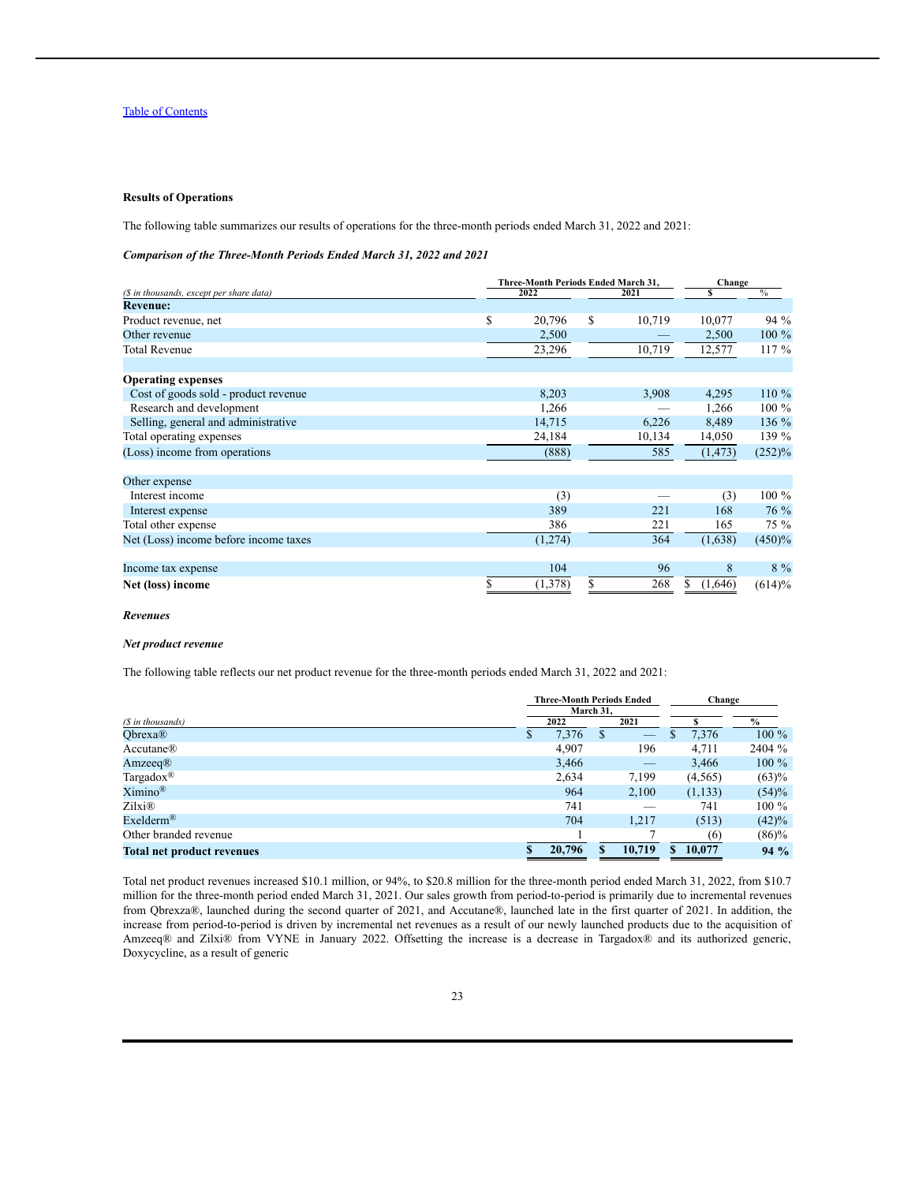[Table of Contents](#)

**Results of Operations**

The following table summarizes our results of operations for the three-month periods ended March 31, 2022 and 2021:

***Comparison of the Three-Month Periods Ended March 31, 2022 and 2021***

| *($ in thousands, except per share data)* | Three-Month Periods Ended March 31, 2022 | Three-Month Periods Ended March 31, 2021 | Change $ | Change % |
|---|---|---|---|---|
| **Revenue:** | | | | |
| Product revenue, net | $ 20,796 | $ 10,719 | 10,077 | 94 % |
| Other revenue | 2,500 | — | 2,500 | 100 % |
| Total Revenue | 23,296 | 10,719 | 12,577 | 117 % |
| | | | | |
| **Operating expenses** | | | | |
| Cost of goods sold - product revenue | 8,203 | 3,908 | 4,295 | 110 % |
| Research and development | 1,266 | — | 1,266 | 100 % |
| Selling, general and administrative | 14,715 | 6,226 | 8,489 | 136 % |
| Total operating expenses | 24,184 | 10,134 | 14,050 | 139 % |
| (Loss) income from operations | (888) | 585 | (1,473) | (252)% |
| | | | | |
| Other expense | | | | |
| Interest income | (3) | — | (3) | 100 % |
| Interest expense | 389 | 221 | 168 | 76 % |
| Total other expense | 386 | 221 | 165 | 75 % |
| Net (Loss) income before income taxes | (1,274) | 364 | (1,638) | (450)% |
| | | | | |
| Income tax expense | 104 | 96 | 8 | 8 % |
| **Net (loss) income** | $ (1,378) | $ 268 | $ (1,646) | (614)% |

***Revenues***

***Net product revenue***

The following table reflects our net product revenue for the three-month periods ended March 31, 2022 and 2021:

| *($ in thousands)* | Three-Month Periods Ended March 31, 2022 | Three-Month Periods Ended March 31, 2021 | Change $ | Change % |
|---|---|---|---|---|
| Qbrexza® | $ 7,376 | $ — | $ 7,376 | 100 % |
| Accutane® | 4,907 | 196 | 4,711 | 2404 % |
| Amzeeq® | 3,466 | — | 3,466 | 100 % |
| Targadox® | 2,634 | 7,199 | (4,565) | (63)% |
| Ximino® | 964 | 2,100 | (1,133) | (54)% |
| Zilxi® | 741 | — | 741 | 100 % |
| Exelderm® | 704 | 1,217 | (513) | (42)% |
| Other branded revenue | 1 | 7 | (6) | (86)% |
| **Total net product revenues** | **$ 20,796** | **$ 10,719** | **$ 10,077** | **94 %** |

Total net product revenues increased $10.1 million, or 94%, to $20.8 million for the three-month period ended March 31, 2022, from $10.7 million for the three-month period ended March 31, 2021. Our sales growth from period-to-period is primarily due to incremental revenues from Qbrexza®, launched during the second quarter of 2021, and Accutane®, launched late in the first quarter of 2021. In addition, the increase from period-to-period is driven by incremental net revenues as a result of our newly launched products due to the acquisition of Amzeeq® and Zilxi® from VYNE in January 2022. Offsetting the increase is a decrease in Targadox® and its authorized generic, Doxycycline, as a result of generic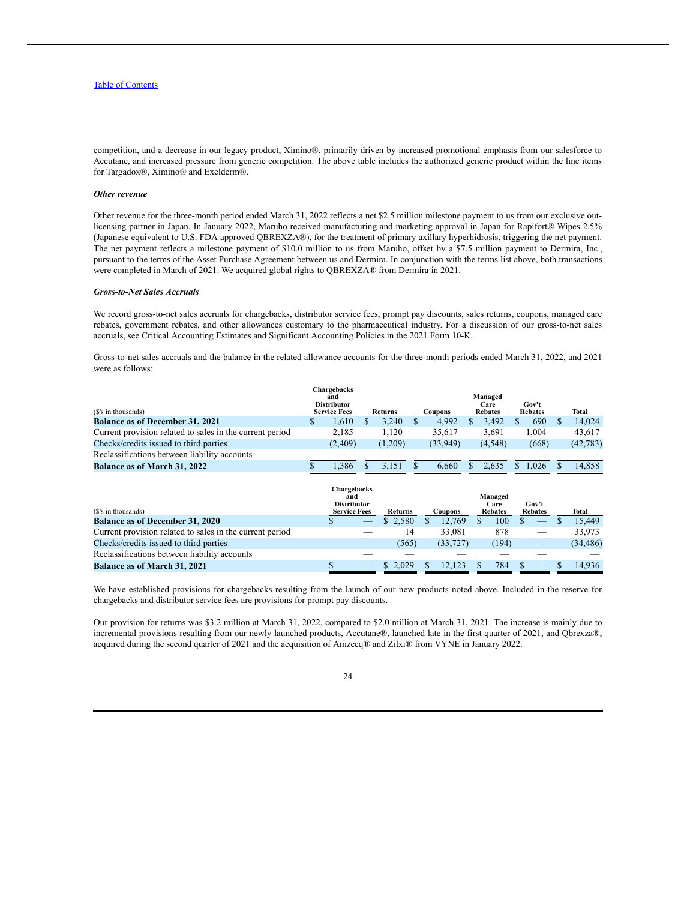competition, and a decrease in our legacy product, Ximino®, primarily driven by increased promotional emphasis from our salesforce to Accutane, and increased pressure from generic competition. The above table includes the authorized generic product within the line items for Targadox®, Ximino® and Exelderm®.

***Other revenue***

Other revenue for the three-month period ended March 31, 2022 reflects a net $2.5 million milestone payment to us from our exclusive out-licensing partner in Japan. In January 2022, Maruho received manufacturing and marketing approval in Japan for Rapifort® Wipes 2.5% (Japanese equivalent to U.S. FDA approved QBREXZA®), for the treatment of primary axillary hyperhidrosis, triggering the net payment. The net payment reflects a milestone payment of $10.0 million to us from Maruho, offset by a $7.5 million payment to Dermira, Inc., pursuant to the terms of the Asset Purchase Agreement between us and Dermira. In conjunction with the terms list above, both transactions were completed in March of 2021. We acquired global rights to QBREXZA® from Dermira in 2021.

***Gross-to-Net Sales Accruals***

We record gross-to-net sales accruals for chargebacks, distributor service fees, prompt pay discounts, sales returns, coupons, managed care rebates, government rebates, and other allowances customary to the pharmaceutical industry. For a discussion of our gross-to-net sales accruals, see Critical Accounting Estimates and Significant Accounting Policies in the 2021 Form 10-K.

Gross-to-net sales accruals and the balance in the related allowance accounts for the three-month periods ended March 31, 2022, and 2021 were as follows:

| ($'s in thousands) | Chargebacks and Distributor Service Fees | Returns | Coupons | Managed Care Rebates | Gov't Rebates | Total |
|---|---|---|---|---|---|---|
| **Balance as of December 31, 2021** | $ 1,610 | $ 3,240 | $ 4,992 | $ 3,492 | $ 690 | $ 14,024 |
| Current provision related to sales in the current period | 2,185 | 1,120 | 35,617 | 3,691 | 1,004 | 43,617 |
| Checks/credits issued to third parties | (2,409) | (1,209) | (33,949) | (4,548) | (668) | (42,783) |
| Reclassifications between liability accounts | — | — | — | — | — | — |
| **Balance as of March 31, 2022** | $ 1,386 | $ 3,151 | $ 6,660 | $ 2,635 | $ 1,026 | $ 14,858 |

| ($'s in thousands) | Chargebacks and Distributor Service Fees | Returns | Coupons | Managed Care Rebates | Gov't Rebates | Total |
|---|---|---|---|---|---|---|
| **Balance as of December 31, 2020** | $ — | $ 2,580 | $ 12,769 | $ 100 | $ — | $ 15,449 |
| Current provision related to sales in the current period | — | 14 | 33,081 | 878 | — | 33,973 |
| Checks/credits issued to third parties | — | (565) | (33,727) | (194) | — | (34,486) |
| Reclassifications between liability accounts | — | — | — | — | — | — |
| **Balance as of March 31, 2021** | $ — | $ 2,029 | $ 12,123 | $ 784 | $ — | $ 14,936 |

We have established provisions for chargebacks resulting from the launch of our new products noted above. Included in the reserve for chargebacks and distributor service fees are provisions for prompt pay discounts.

Our provision for returns was $3.2 million at March 31, 2022, compared to $2.0 million at March 31, 2021. The increase is mainly due to incremental provisions resulting from our newly launched products, Accutane®, launched late in the first quarter of 2021, and Qbrexza®, acquired during the second quarter of 2021 and the acquisition of Amzeeq® and Zilxi® from VYNE in January 2022.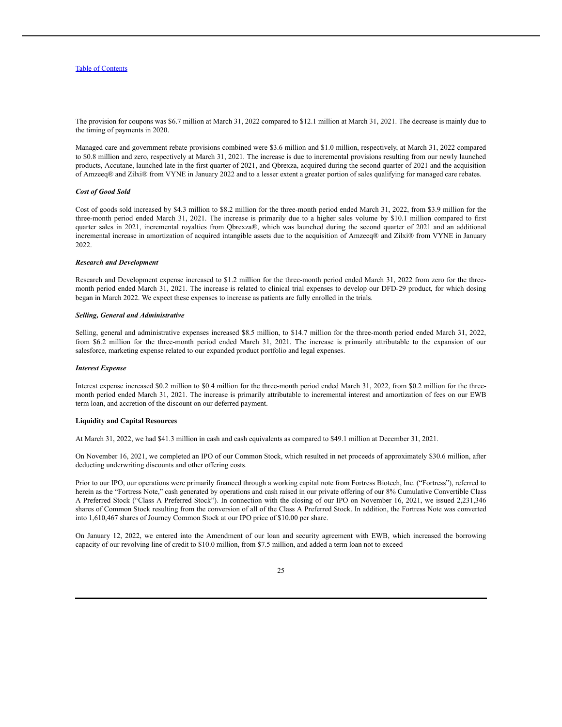The provision for coupons was $6.7 million at March 31, 2022 compared to $12.1 million at March 31, 2021. The decrease is mainly due to the timing of payments in 2020.

Managed care and government rebate provisions combined were $3.6 million and $1.0 million, respectively, at March 31, 2022 compared to $0.8 million and zero, respectively at March 31, 2021. The increase is due to incremental provisions resulting from our newly launched products, Accutane, launched late in the first quarter of 2021, and Qbrexza, acquired during the second quarter of 2021 and the acquisition of Amzeeq® and Zilxi® from VYNE in January 2022 and to a lesser extent a greater portion of sales qualifying for managed care rebates.

***Cost of Good Sold***

Cost of goods sold increased by $4.3 million to $8.2 million for the three-month period ended March 31, 2022, from $3.9 million for the three-month period ended March 31, 2021. The increase is primarily due to a higher sales volume by $10.1 million compared to first quarter sales in 2021, incremental royalties from Qbrexza®, which was launched during the second quarter of 2021 and an additional incremental increase in amortization of acquired intangible assets due to the acquisition of Amzeeq® and Zilxi® from VYNE in January 2022.

***Research and Development***

Research and Development expense increased to $1.2 million for the three-month period ended March 31, 2022 from zero for the three-month period ended March 31, 2021. The increase is related to clinical trial expenses to develop our DFD-29 product, for which dosing began in March 2022. We expect these expenses to increase as patients are fully enrolled in the trials.

***Selling, General and Administrative***

Selling, general and administrative expenses increased $8.5 million, to $14.7 million for the three-month period ended March 31, 2022, from $6.2 million for the three-month period ended March 31, 2021. The increase is primarily attributable to the expansion of our salesforce, marketing expense related to our expanded product portfolio and legal expenses.

***Interest Expense***

Interest expense increased $0.2 million to $0.4 million for the three-month period ended March 31, 2022, from $0.2 million for the three-month period ended March 31, 2021. The increase is primarily attributable to incremental interest and amortization of fees on our EWB term loan, and accretion of the discount on our deferred payment.

**Liquidity and Capital Resources**

At March 31, 2022, we had $41.3 million in cash and cash equivalents as compared to $49.1 million at December 31, 2021.

On November 16, 2021, we completed an IPO of our Common Stock, which resulted in net proceeds of approximately $30.6 million, after deducting underwriting discounts and other offering costs.

Prior to our IPO, our operations were primarily financed through a working capital note from Fortress Biotech, Inc. ("Fortress"), referred to herein as the "Fortress Note," cash generated by operations and cash raised in our private offering of our 8% Cumulative Convertible Class A Preferred Stock ("Class A Preferred Stock"). In connection with the closing of our IPO on November 16, 2021, we issued 2,231,346 shares of Common Stock resulting from the conversion of all of the Class A Preferred Stock. In addition, the Fortress Note was converted into 1,610,467 shares of Journey Common Stock at our IPO price of $10.00 per share.

On January 12, 2022, we entered into the Amendment of our loan and security agreement with EWB, which increased the borrowing capacity of our revolving line of credit to $10.0 million, from $7.5 million, and added a term loan not to exceed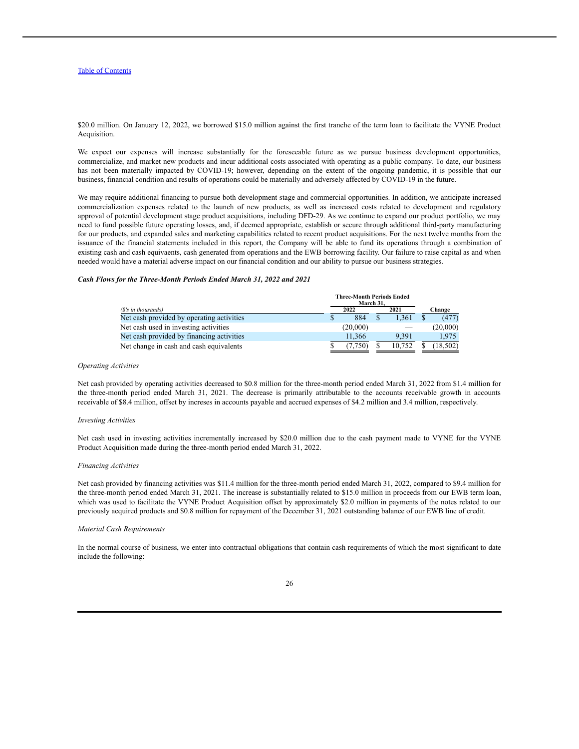$20.0 million. On January 12, 2022, we borrowed $15.0 million against the first tranche of the term loan to facilitate the VYNE Product Acquisition.

We expect our expenses will increase substantially for the foreseeable future as we pursue business development opportunities, commercialize, and market new products and incur additional costs associated with operating as a public company. To date, our business has not been materially impacted by COVID-19; however, depending on the extent of the ongoing pandemic, it is possible that our business, financial condition and results of operations could be materially and adversely affected by COVID-19 in the future.

We may require additional financing to pursue both development stage and commercial opportunities. In addition, we anticipate increased commercialization expenses related to the launch of new products, as well as increased costs related to development and regulatory approval of potential development stage product acquisitions, including DFD-29. As we continue to expand our product portfolio, we may need to fund possible future operating losses, and, if deemed appropriate, establish or secure through additional third-party manufacturing for our products, and expanded sales and marketing capabilities related to recent product acquisitions. For the next twelve months from the issuance of the financial statements included in this report, the Company will be able to fund its operations through a combination of existing cash and cash equivaents, cash generated from operations and the EWB borrowing facility. Our failure to raise capital as and when needed would have a material adverse impact on our financial condition and our ability to pursue our business strategies.

***Cash Flows for the Three-Month Periods Ended March 31, 2022 and 2021***

| *($'s in thousands)* | Three-Month Periods Ended March 31, 2022 | Three-Month Periods Ended March 31, 2021 | Change |
|---|---|---|---|
| Net cash provided by operating activities | $ 884 | $ 1,361 | $ (477) |
| Net cash used in investing activities | (20,000) | — | (20,000) |
| Net cash provided by financing activities | 11,366 | 9,391 | 1,975 |
| Net change in cash and cash equivalents | $ (7,750) | $ 10,752 | $ (18,502) |

*Operating Activities*

Net cash provided by operating activities decreased to $0.8 million for the three-month period ended March 31, 2022 from $1.4 million for the three-month period ended March 31, 2021. The decrease is primarily attributable to the accounts receivable growth in accounts receivable of $8.4 million, offset by increses in accounts payable and accrued expenses of $4.2 million and 3.4 million, respectively.

*Investing Activities*

Net cash used in investing activities incrementally increased by $20.0 million due to the cash payment made to VYNE for the VYNE Product Acquisition made during the three-month period ended March 31, 2022.

*Financing Activities*

Net cash provided by financing activities was $11.4 million for the three-month period ended March 31, 2022, compared to $9.4 million for the three-month period ended March 31, 2021. The increase is substantially related to $15.0 million in proceeds from our EWB term loan, which was used to facilitate the VYNE Product Acquisition offset by approximately $2.0 million in payments of the notes related to our previously acquired products and $0.8 million for repayment of the December 31, 2021 outstanding balance of our EWB line of credit.

*Material Cash Requirements*

In the normal course of business, we enter into contractual obligations that contain cash requirements of which the most significant to date include the following: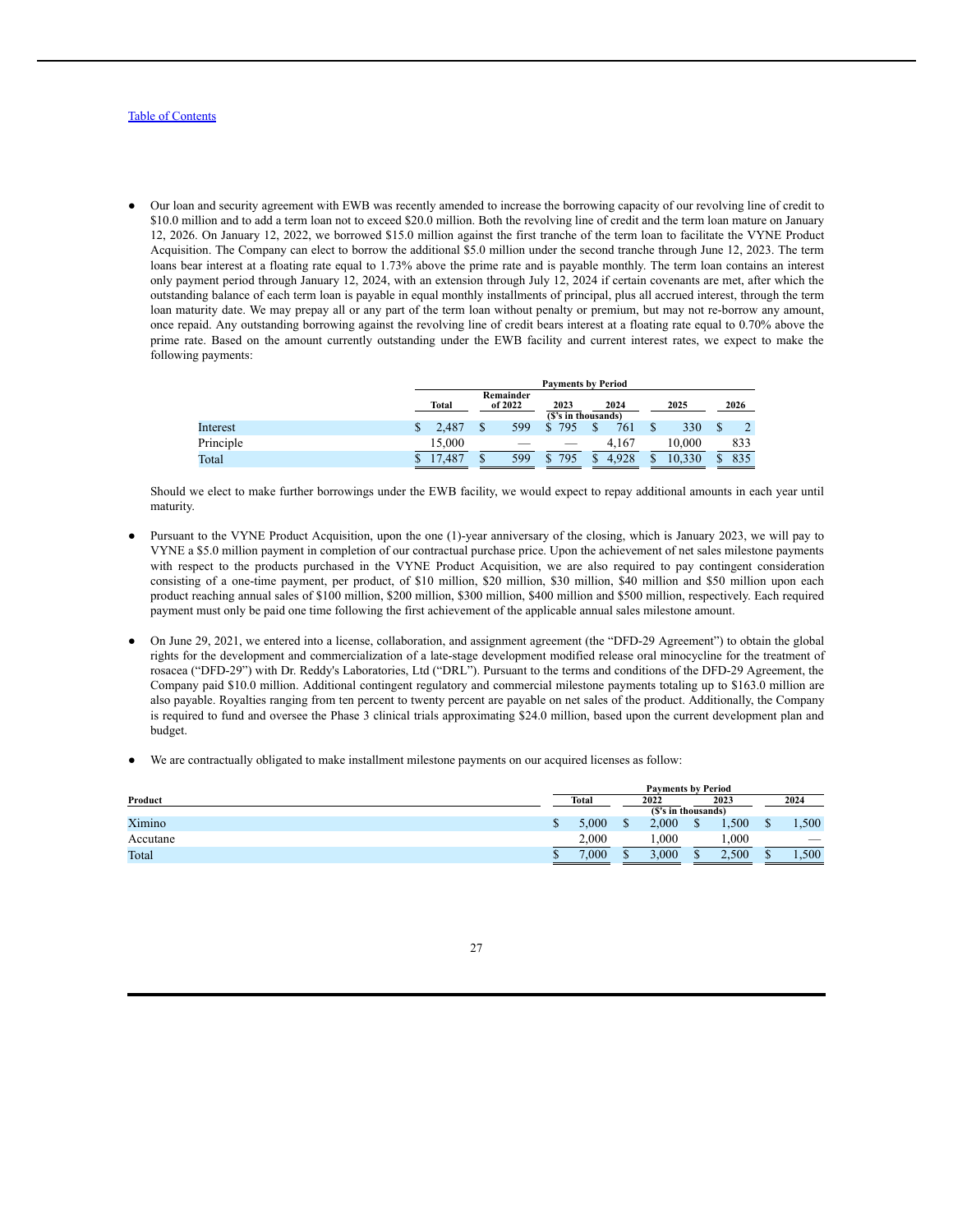- Our loan and security agreement with EWB was recently amended to increase the borrowing capacity of our revolving line of credit to \$10.0 million and to add a term loan not to exceed \$20.0 million. Both the revolving line of credit and the term loan mature on January 12, 2026. On January 12, 2022, we borrowed \$15.0 million against the first tranche of the term loan to facilitate the VYNE Product Acquisition. The Company can elect to borrow the additional \$5.0 million under the second tranche through June 12, 2023. The term loans bear interest at a floating rate equal to 1.73% above the prime rate and is payable monthly. The term loan contains an interest only payment period through January 12, 2024, with an extension through July 12, 2024 if certain covenants are met, after which the outstanding balance of each term loan is payable in equal monthly installments of principal, plus all accrued interest, through the term loan maturity date. We may prepay all or any part of the term loan without penalty or premium, but may not re-borrow any amount, once repaid. Any outstanding borrowing against the revolving line of credit bears interest at a floating rate equal to 0.70% above the prime rate. Based on the amount currently outstanding under the EWB facility and current interest rates, we expect to make the following payments:

| | Payments by Period | | | | | |
|---|---|---|---|---|---|---|
| | Total | Remainder of 2022 | 2023 | 2024 | 2025 | 2026 |
| | ($'s in thousands) | | | | | |
| Interest | $ 2,487 | $ 599 | $ 795 | $ 761 | $ 330 | $ 2 |
| Principle | 15,000 | — | — | 4,167 | 10,000 | 833 |
| Total | $ 17,487 | $ 599 | $ 795 | $ 4,928 | $ 10,330 | $ 835 |

Should we elect to make further borrowings under the EWB facility, we would expect to repay additional amounts in each year until maturity.

- Pursuant to the VYNE Product Acquisition, upon the one (1)-year anniversary of the closing, which is January 2023, we will pay to VYNE a \$5.0 million payment in completion of our contractual purchase price. Upon the achievement of net sales milestone payments with respect to the products purchased in the VYNE Product Acquisition, we are also required to pay contingent consideration consisting of a one-time payment, per product, of \$10 million, \$20 million, \$30 million, \$40 million and \$50 million upon each product reaching annual sales of \$100 million, \$200 million, \$300 million, \$400 million and \$500 million, respectively. Each required payment must only be paid one time following the first achievement of the applicable annual sales milestone amount.

- On June 29, 2021, we entered into a license, collaboration, and assignment agreement (the "DFD-29 Agreement") to obtain the global rights for the development and commercialization of a late-stage development modified release oral minocycline for the treatment of rosacea ("DFD-29") with Dr. Reddy's Laboratories, Ltd ("DRL"). Pursuant to the terms and conditions of the DFD-29 Agreement, the Company paid \$10.0 million. Additional contingent regulatory and commercial milestone payments totaling up to \$163.0 million are also payable. Royalties ranging from ten percent to twenty percent are payable on net sales of the product. Additionally, the Company is required to fund and oversee the Phase 3 clinical trials approximating \$24.0 million, based upon the current development plan and budget.

- We are contractually obligated to make installment milestone payments on our acquired licenses as follow:

| | Payments by Period | | | |
|---|---|---|---|---|
| Product | Total | 2022 | 2023 | 2024 |
| | ($'s in thousands) | | | |
| Ximino | $ 5,000 | $ 2,000 | $ 1,500 | $ 1,500 |
| Accutane | 2,000 | 1,000 | 1,000 | — |
| Total | $ 7,000 | $ 3,000 | $ 2,500 | $ 1,500 |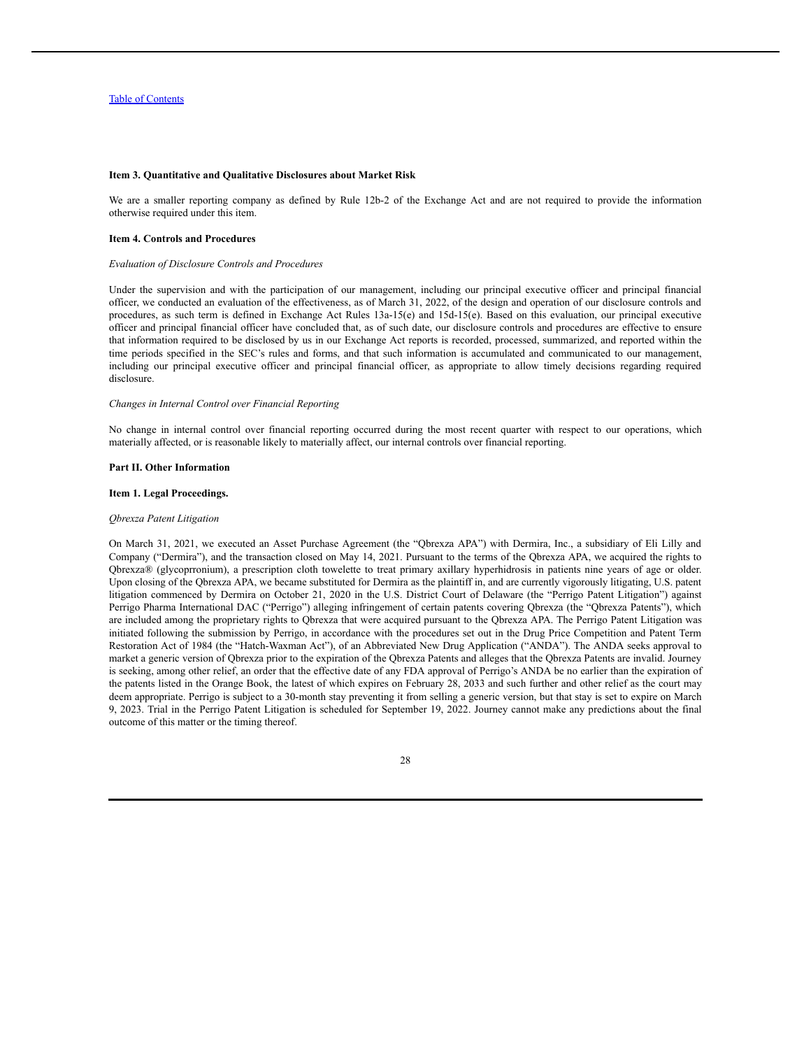### Item 3. Quantitative and Qualitative Disclosures about Market Risk

We are a smaller reporting company as defined by Rule 12b-2 of the Exchange Act and are not required to provide the information otherwise required under this item.

### Item 4. Controls and Procedures

*Evaluation of Disclosure Controls and Procedures*

Under the supervision and with the participation of our management, including our principal executive officer and principal financial officer, we conducted an evaluation of the effectiveness, as of March 31, 2022, of the design and operation of our disclosure controls and procedures, as such term is defined in Exchange Act Rules 13a-15(e) and 15d-15(e). Based on this evaluation, our principal executive officer and principal financial officer have concluded that, as of such date, our disclosure controls and procedures are effective to ensure that information required to be disclosed by us in our Exchange Act reports is recorded, processed, summarized, and reported within the time periods specified in the SEC's rules and forms, and that such information is accumulated and communicated to our management, including our principal executive officer and principal financial officer, as appropriate to allow timely decisions regarding required disclosure.

*Changes in Internal Control over Financial Reporting*

No change in internal control over financial reporting occurred during the most recent quarter with respect to our operations, which materially affected, or is reasonable likely to materially affect, our internal controls over financial reporting.

## Part II. Other Information

### Item 1. Legal Proceedings.

*Qbrexza Patent Litigation*

On March 31, 2021, we executed an Asset Purchase Agreement (the "Qbrexza APA") with Dermira, Inc., a subsidiary of Eli Lilly and Company ("Dermira"), and the transaction closed on May 14, 2021. Pursuant to the terms of the Qbrexza APA, we acquired the rights to Qbrexza® (glycoprronium), a prescription cloth towelette to treat primary axillary hyperhidrosis in patients nine years of age or older. Upon closing of the Qbrexza APA, we became substituted for Dermira as the plaintiff in, and are currently vigorously litigating, U.S. patent litigation commenced by Dermira on October 21, 2020 in the U.S. District Court of Delaware (the "Perrigo Patent Litigation") against Perrigo Pharma International DAC ("Perrigo") alleging infringement of certain patents covering Qbrexza (the "Qbrexza Patents"), which are included among the proprietary rights to Qbrexza that were acquired pursuant to the Qbrexza APA. The Perrigo Patent Litigation was initiated following the submission by Perrigo, in accordance with the procedures set out in the Drug Price Competition and Patent Term Restoration Act of 1984 (the "Hatch-Waxman Act"), of an Abbreviated New Drug Application ("ANDA"). The ANDA seeks approval to market a generic version of Qbrexza prior to the expiration of the Qbrexza Patents and alleges that the Qbrexza Patents are invalid. Journey is seeking, among other relief, an order that the effective date of any FDA approval of Perrigo's ANDA be no earlier than the expiration of the patents listed in the Orange Book, the latest of which expires on February 28, 2033 and such further and other relief as the court may deem appropriate. Perrigo is subject to a 30-month stay preventing it from selling a generic version, but that stay is set to expire on March 9, 2023. Trial in the Perrigo Patent Litigation is scheduled for September 19, 2022. Journey cannot make any predictions about the final outcome of this matter or the timing thereof.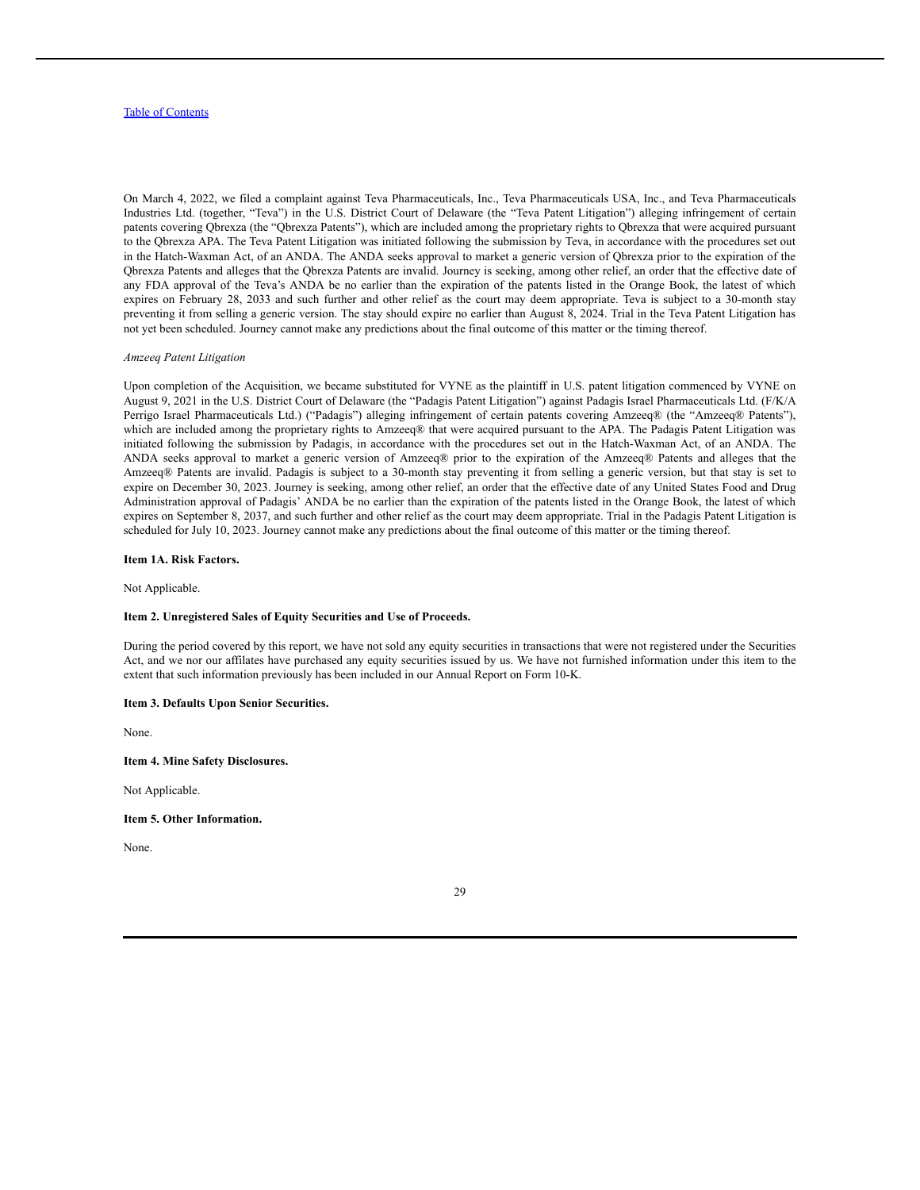On March 4, 2022, we filed a complaint against Teva Pharmaceuticals, Inc., Teva Pharmaceuticals USA, Inc., and Teva Pharmaceuticals Industries Ltd. (together, "Teva") in the U.S. District Court of Delaware (the "Teva Patent Litigation") alleging infringement of certain patents covering Qbrexza (the "Qbrexza Patents"), which are included among the proprietary rights to Qbrexza that were acquired pursuant to the Qbrexza APA. The Teva Patent Litigation was initiated following the submission by Teva, in accordance with the procedures set out in the Hatch-Waxman Act, of an ANDA. The ANDA seeks approval to market a generic version of Qbrexza prior to the expiration of the Qbrexza Patents and alleges that the Qbrexza Patents are invalid. Journey is seeking, among other relief, an order that the effective date of any FDA approval of the Teva's ANDA be no earlier than the expiration of the patents listed in the Orange Book, the latest of which expires on February 28, 2033 and such further and other relief as the court may deem appropriate. Teva is subject to a 30-month stay preventing it from selling a generic version. The stay should expire no earlier than August 8, 2024. Trial in the Teva Patent Litigation has not yet been scheduled. Journey cannot make any predictions about the final outcome of this matter or the timing thereof.

*Amzeeq Patent Litigation*

Upon completion of the Acquisition, we became substituted for VYNE as the plaintiff in U.S. patent litigation commenced by VYNE on August 9, 2021 in the U.S. District Court of Delaware (the "Padagis Patent Litigation") against Padagis Israel Pharmaceuticals Ltd. (F/K/A Perrigo Israel Pharmaceuticals Ltd.) ("Padagis") alleging infringement of certain patents covering Amzeeq® (the "Amzeeq® Patents"), which are included among the proprietary rights to Amzeeq® that were acquired pursuant to the APA. The Padagis Patent Litigation was initiated following the submission by Padagis, in accordance with the procedures set out in the Hatch-Waxman Act, of an ANDA. The ANDA seeks approval to market a generic version of Amzeeq® prior to the expiration of the Amzeeq® Patents and alleges that the Amzeeq® Patents are invalid. Padagis is subject to a 30-month stay preventing it from selling a generic version, but that stay is set to expire on December 30, 2023. Journey is seeking, among other relief, an order that the effective date of any United States Food and Drug Administration approval of Padagis' ANDA be no earlier than the expiration of the patents listed in the Orange Book, the latest of which expires on September 8, 2037, and such further and other relief as the court may deem appropriate. Trial in the Padagis Patent Litigation is scheduled for July 10, 2023. Journey cannot make any predictions about the final outcome of this matter or the timing thereof.

**Item 1A. Risk Factors.**

Not Applicable.

**Item 2. Unregistered Sales of Equity Securities and Use of Proceeds.**

During the period covered by this report, we have not sold any equity securities in transactions that were not registered under the Securities Act, and we nor our affiliates have purchased any equity securities issued by us. We have not furnished information under this item to the extent that such information previously has been included in our Annual Report on Form 10-K.

**Item 3. Defaults Upon Senior Securities.**

None.

**Item 4. Mine Safety Disclosures.**

Not Applicable.

**Item 5. Other Information.**

None.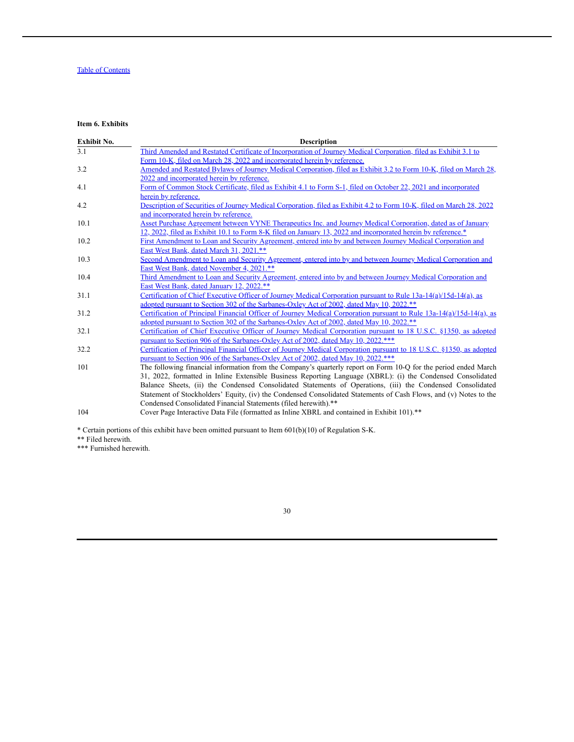[Table of Contents](#)

**Item 6. Exhibits**

| Exhibit No. | Description |
|---|---|
| 3.1 | Third Amended and Restated Certificate of Incorporation of Journey Medical Corporation, filed as Exhibit 3.1 to Form 10-K, filed on March 28, 2022 and incorporated herein by reference. |
| 3.2 | Amended and Restated Bylaws of Journey Medical Corporation, filed as Exhibit 3.2 to Form 10-K, filed on March 28, 2022 and incorporated herein by reference. |
| 4.1 | Form of Common Stock Certificate, filed as Exhibit 4.1 to Form S-1, filed on October 22, 2021 and incorporated herein by reference. |
| 4.2 | Description of Securities of Journey Medical Corporation, filed as Exhibit 4.2 to Form 10-K, filed on March 28, 2022 and incorporated herein by reference. |
| 10.1 | Asset Purchase Agreement between VYNE Therapeutics Inc. and Journey Medical Corporation, dated as of January 12, 2022, filed as Exhibit 10.1 to Form 8-K filed on January 13, 2022 and incorporated herein by reference.* |
| 10.2 | First Amendment to Loan and Security Agreement, entered into by and between Journey Medical Corporation and East West Bank, dated March 31, 2021.** |
| 10.3 | Second Amendment to Loan and Security Agreement, entered into by and between Journey Medical Corporation and East West Bank, dated November 4, 2021.** |
| 10.4 | Third Amendment to Loan and Security Agreement, entered into by and between Journey Medical Corporation and East West Bank, dated January 12, 2022.** |
| 31.1 | Certification of Chief Executive Officer of Journey Medical Corporation pursuant to Rule 13a-14(a)/15d-14(a), as adopted pursuant to Section 302 of the Sarbanes-Oxley Act of 2002, dated May 10, 2022.** |
| 31.2 | Certification of Principal Financial Officer of Journey Medical Corporation pursuant to Rule 13a-14(a)/15d-14(a), as adopted pursuant to Section 302 of the Sarbanes-Oxley Act of 2002, dated May 10, 2022.** |
| 32.1 | Certification of Chief Executive Officer of Journey Medical Corporation pursuant to 18 U.S.C. §1350, as adopted pursuant to Section 906 of the Sarbanes-Oxley Act of 2002, dated May 10, 2022.*** |
| 32.2 | Certification of Principal Financial Officer of Journey Medical Corporation pursuant to 18 U.S.C. §1350, as adopted pursuant to Section 906 of the Sarbanes-Oxley Act of 2002, dated May 10, 2022.*** |
| 101 | The following financial information from the Company's quarterly report on Form 10-Q for the period ended March 31, 2022, formatted in Inline Extensible Business Reporting Language (XBRL): (i) the Condensed Consolidated Balance Sheets, (ii) the Condensed Consolidated Statements of Operations, (iii) the Condensed Consolidated Statement of Stockholders' Equity, (iv) the Condensed Consolidated Statements of Cash Flows, and (v) Notes to the Condensed Consolidated Financial Statements (filed herewith).** |
| 104 | Cover Page Interactive Data File (formatted as Inline XBRL and contained in Exhibit 101).** |

* Certain portions of this exhibit have been omitted pursuant to Item 601(b)(10) of Regulation S-K.

** Filed herewith.

*** Furnished herewith.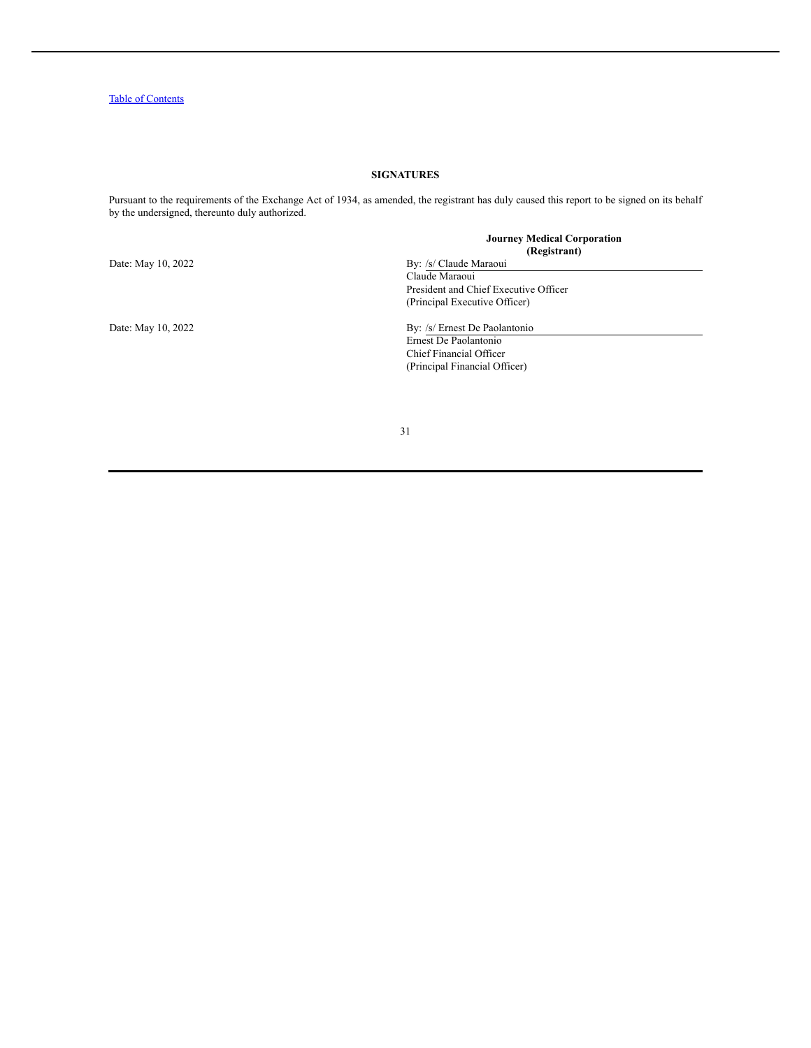[Table of Contents](#)

## SIGNATURES

Pursuant to the requirements of the Exchange Act of 1934, as amended, the registrant has duly caused this report to be signed on its behalf by the undersigned, thereunto duly authorized.

| | **Journey Medical Corporation**<br>**(Registrant)** |
|---|---|
| Date: May 10, 2022 | By: /s/ Claude Maraoui<br>Claude Maraoui<br>President and Chief Executive Officer<br>(Principal Executive Officer) |
| Date: May 10, 2022 | By: /s/ Ernest De Paolantonio<br>Ernest De Paolantonio<br>Chief Financial Officer<br>(Principal Financial Officer) |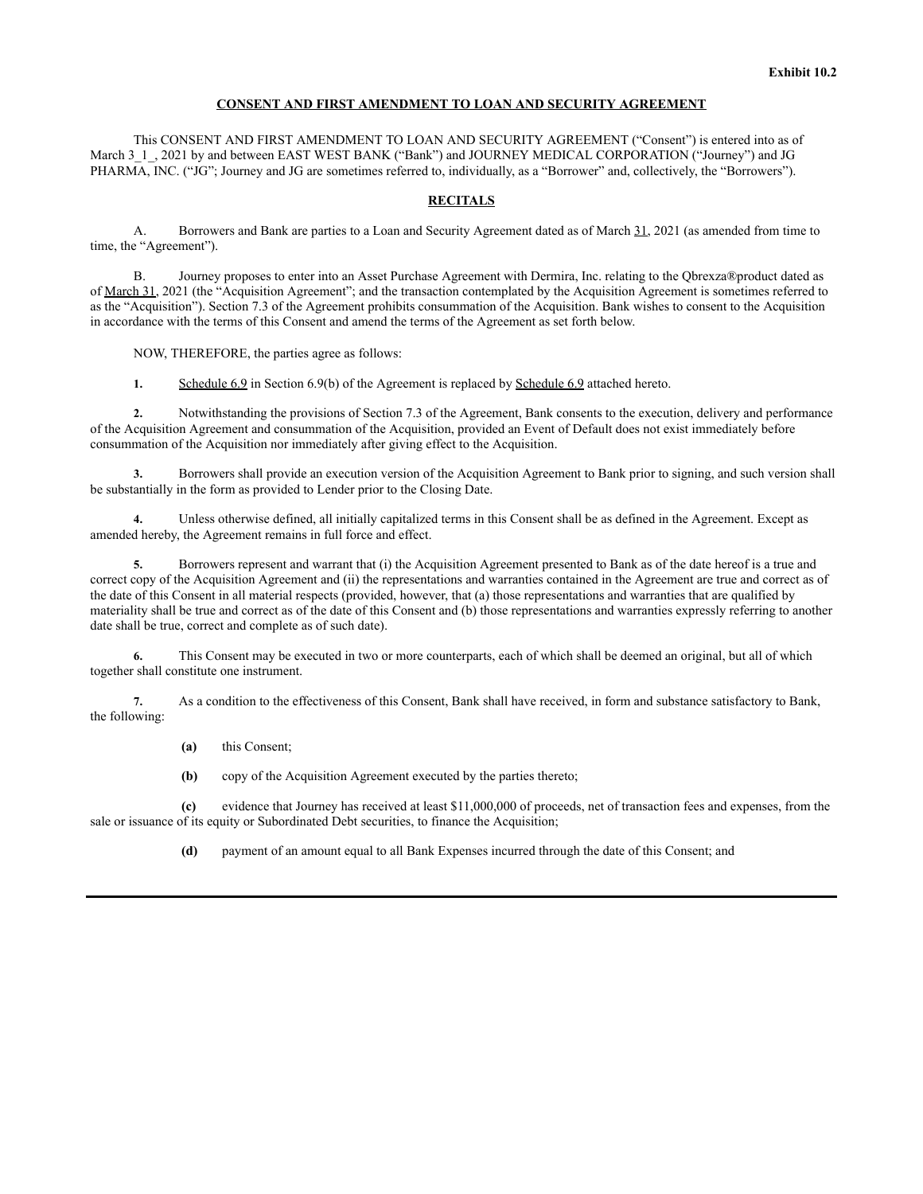**Exhibit 10.2**

**CONSENT AND FIRST AMENDMENT TO LOAN AND SECURITY AGREEMENT**

This CONSENT AND FIRST AMENDMENT TO LOAN AND SECURITY AGREEMENT ("Consent") is entered into as of March 3_1_, 2021 by and between EAST WEST BANK ("Bank") and JOURNEY MEDICAL CORPORATION ("Journey") and JG PHARMA, INC. ("JG"; Journey and JG are sometimes referred to, individually, as a "Borrower" and, collectively, the "Borrowers").

**RECITALS**

A. Borrowers and Bank are parties to a Loan and Security Agreement dated as of March 31, 2021 (as amended from time to time, the "Agreement").

B. Journey proposes to enter into an Asset Purchase Agreement with Dermira, Inc. relating to the Qbrexza®product dated as of March 31, 2021 (the "Acquisition Agreement"; and the transaction contemplated by the Acquisition Agreement is sometimes referred to as the "Acquisition"). Section 7.3 of the Agreement prohibits consummation of the Acquisition. Bank wishes to consent to the Acquisition in accordance with the terms of this Consent and amend the terms of the Agreement as set forth below.

NOW, THEREFORE, the parties agree as follows:

**1.** Schedule 6.9 in Section 6.9(b) of the Agreement is replaced by Schedule 6.9 attached hereto.

**2.** Notwithstanding the provisions of Section 7.3 of the Agreement, Bank consents to the execution, delivery and performance of the Acquisition Agreement and consummation of the Acquisition, provided an Event of Default does not exist immediately before consummation of the Acquisition nor immediately after giving effect to the Acquisition.

**3.** Borrowers shall provide an execution version of the Acquisition Agreement to Bank prior to signing, and such version shall be substantially in the form as provided to Lender prior to the Closing Date.

**4.** Unless otherwise defined, all initially capitalized terms in this Consent shall be as defined in the Agreement. Except as amended hereby, the Agreement remains in full force and effect.

**5.** Borrowers represent and warrant that (i) the Acquisition Agreement presented to Bank as of the date hereof is a true and correct copy of the Acquisition Agreement and (ii) the representations and warranties contained in the Agreement are true and correct as of the date of this Consent in all material respects (provided, however, that (a) those representations and warranties that are qualified by materiality shall be true and correct as of the date of this Consent and (b) those representations and warranties expressly referring to another date shall be true, correct and complete as of such date).

**6.** This Consent may be executed in two or more counterparts, each of which shall be deemed an original, but all of which together shall constitute one instrument.

**7.** As a condition to the effectiveness of this Consent, Bank shall have received, in form and substance satisfactory to Bank, the following:

**(a)** this Consent;

**(b)** copy of the Acquisition Agreement executed by the parties thereto;

**(c)** evidence that Journey has received at least $11,000,000 of proceeds, net of transaction fees and expenses, from the sale or issuance of its equity or Subordinated Debt securities, to finance the Acquisition;

**(d)** payment of an amount equal to all Bank Expenses incurred through the date of this Consent; and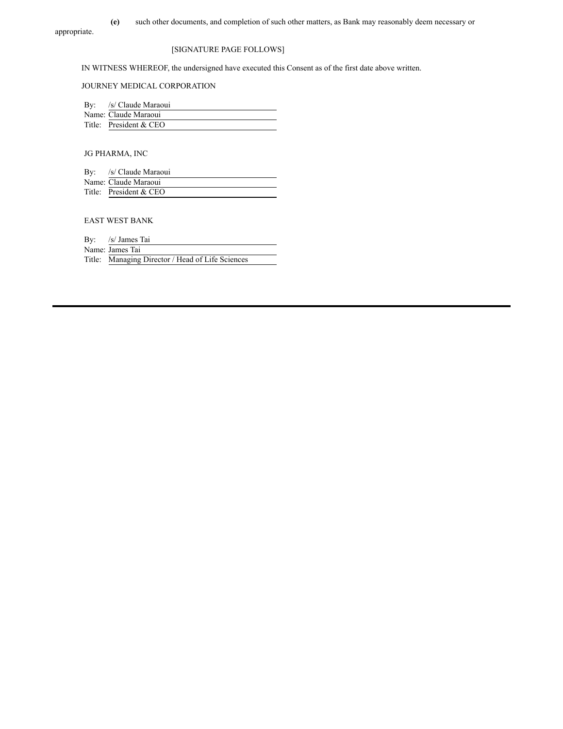**(e)** such other documents, and completion of such other matters, as Bank may reasonably deem necessary or appropriate.

[SIGNATURE PAGE FOLLOWS]

IN WITNESS WHEREOF, the undersigned have executed this Consent as of the first date above written.

JOURNEY MEDICAL CORPORATION

By: /s/ Claude Maraoui
Name: Claude Maraoui
Title: President & CEO

JG PHARMA, INC

By: /s/ Claude Maraoui
Name: Claude Maraoui
Title: President & CEO

EAST WEST BANK

By: /s/ James Tai
Name: James Tai
Title: Managing Director / Head of Life Sciences

---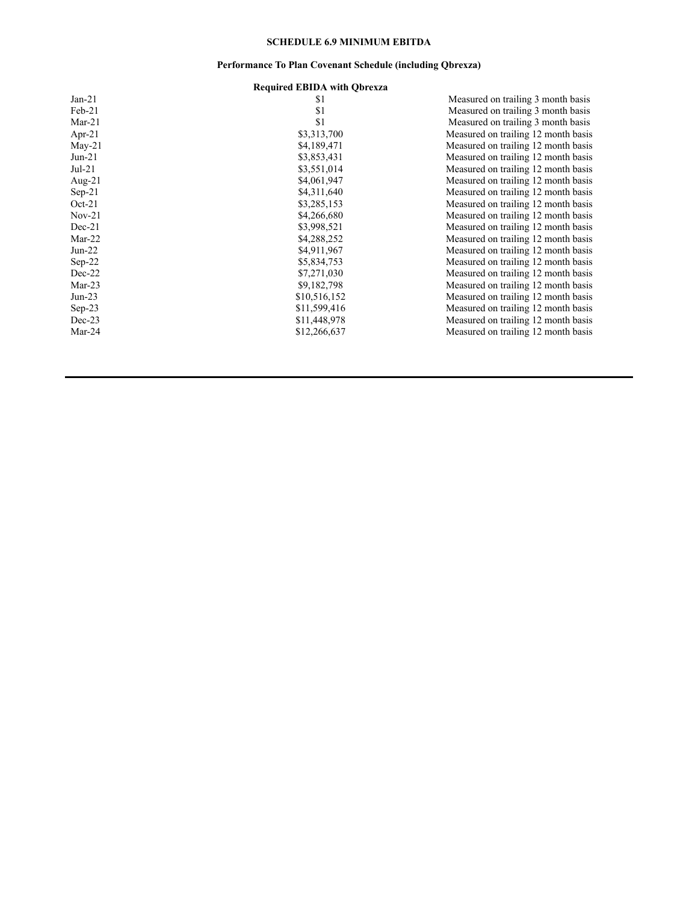**SCHEDULE 6.9 MINIMUM EBITDA**

**Performance To Plan Covenant Schedule (including Qbrexza)**

| | **Required EBIDA with Qbrexza** | |
|---|---|---|
| Jan-21 | $1 | Measured on trailing 3 month basis |
| Feb-21 | $1 | Measured on trailing 3 month basis |
| Mar-21 | $1 | Measured on trailing 3 month basis |
| Apr-21 | $3,313,700 | Measured on trailing 12 month basis |
| May-21 | $4,189,471 | Measured on trailing 12 month basis |
| Jun-21 | $3,853,431 | Measured on trailing 12 month basis |
| Jul-21 | $3,551,014 | Measured on trailing 12 month basis |
| Aug-21 | $4,061,947 | Measured on trailing 12 month basis |
| Sep-21 | $4,311,640 | Measured on trailing 12 month basis |
| Oct-21 | $3,285,153 | Measured on trailing 12 month basis |
| Nov-21 | $4,266,680 | Measured on trailing 12 month basis |
| Dec-21 | $3,998,521 | Measured on trailing 12 month basis |
| Mar-22 | $4,288,252 | Measured on trailing 12 month basis |
| Jun-22 | $4,911,967 | Measured on trailing 12 month basis |
| Sep-22 | $5,834,753 | Measured on trailing 12 month basis |
| Dec-22 | $7,271,030 | Measured on trailing 12 month basis |
| Mar-23 | $9,182,798 | Measured on trailing 12 month basis |
| Jun-23 | $10,516,152 | Measured on trailing 12 month basis |
| Sep-23 | $11,599,416 | Measured on trailing 12 month basis |
| Dec-23 | $11,448,978 | Measured on trailing 12 month basis |
| Mar-24 | $12,266,637 | Measured on trailing 12 month basis |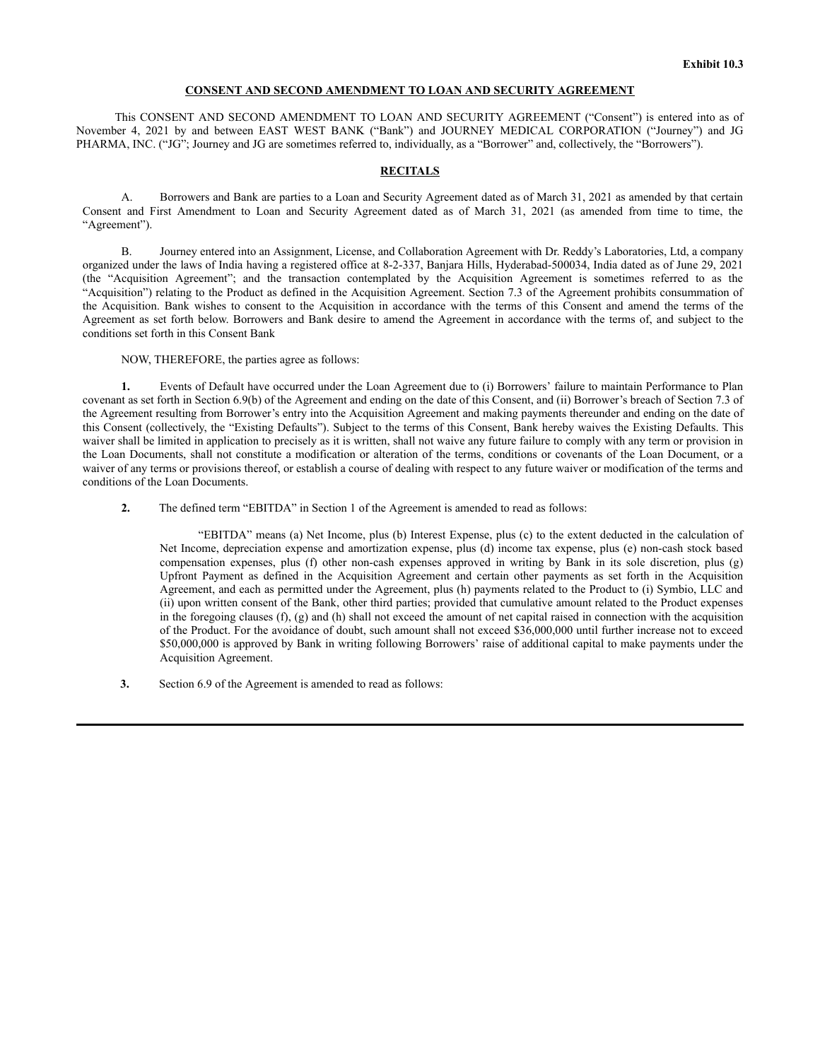**Exhibit 10.3**

**CONSENT AND SECOND AMENDMENT TO LOAN AND SECURITY AGREEMENT**

This CONSENT AND SECOND AMENDMENT TO LOAN AND SECURITY AGREEMENT ("Consent") is entered into as of November 4, 2021 by and between EAST WEST BANK ("Bank") and JOURNEY MEDICAL CORPORATION ("Journey") and JG PHARMA, INC. ("JG"; Journey and JG are sometimes referred to, individually, as a "Borrower" and, collectively, the "Borrowers").

**RECITALS**

A. Borrowers and Bank are parties to a Loan and Security Agreement dated as of March 31, 2021 as amended by that certain Consent and First Amendment to Loan and Security Agreement dated as of March 31, 2021 (as amended from time to time, the "Agreement").

B. Journey entered into an Assignment, License, and Collaboration Agreement with Dr. Reddy's Laboratories, Ltd, a company organized under the laws of India having a registered office at 8-2-337, Banjara Hills, Hyderabad-500034, India dated as of June 29, 2021 (the "Acquisition Agreement"; and the transaction contemplated by the Acquisition Agreement is sometimes referred to as the "Acquisition") relating to the Product as defined in the Acquisition Agreement. Section 7.3 of the Agreement prohibits consummation of the Acquisition. Bank wishes to consent to the Acquisition in accordance with the terms of this Consent and amend the terms of the Agreement as set forth below. Borrowers and Bank desire to amend the Agreement in accordance with the terms of, and subject to the conditions set forth in this Consent Bank

NOW, THEREFORE, the parties agree as follows:

**1.** Events of Default have occurred under the Loan Agreement due to (i) Borrowers' failure to maintain Performance to Plan covenant as set forth in Section 6.9(b) of the Agreement and ending on the date of this Consent, and (ii) Borrower's breach of Section 7.3 of the Agreement resulting from Borrower's entry into the Acquisition Agreement and making payments thereunder and ending on the date of this Consent (collectively, the "Existing Defaults"). Subject to the terms of this Consent, Bank hereby waives the Existing Defaults. This waiver shall be limited in application to precisely as it is written, shall not waive any future failure to comply with any term or provision in the Loan Documents, shall not constitute a modification or alteration of the terms, conditions or covenants of the Loan Document, or a waiver of any terms or provisions thereof, or establish a course of dealing with respect to any future waiver or modification of the terms and conditions of the Loan Documents.

**2.** The defined term "EBITDA" in Section 1 of the Agreement is amended to read as follows:

> "EBITDA" means (a) Net Income, plus (b) Interest Expense, plus (c) to the extent deducted in the calculation of Net Income, depreciation expense and amortization expense, plus (d) income tax expense, plus (e) non-cash stock based compensation expenses, plus (f) other non-cash expenses approved in writing by Bank in its sole discretion, plus (g) Upfront Payment as defined in the Acquisition Agreement and certain other payments as set forth in the Acquisition Agreement, and each as permitted under the Agreement, plus (h) payments related to the Product to (i) Symbio, LLC and (ii) upon written consent of the Bank, other third parties; provided that cumulative amount related to the Product expenses in the foregoing clauses (f), (g) and (h) shall not exceed the amount of net capital raised in connection with the acquisition of the Product. For the avoidance of doubt, such amount shall not exceed $36,000,000 until further increase not to exceed $50,000,000 is approved by Bank in writing following Borrowers' raise of additional capital to make payments under the Acquisition Agreement.

**3.** Section 6.9 of the Agreement is amended to read as follows: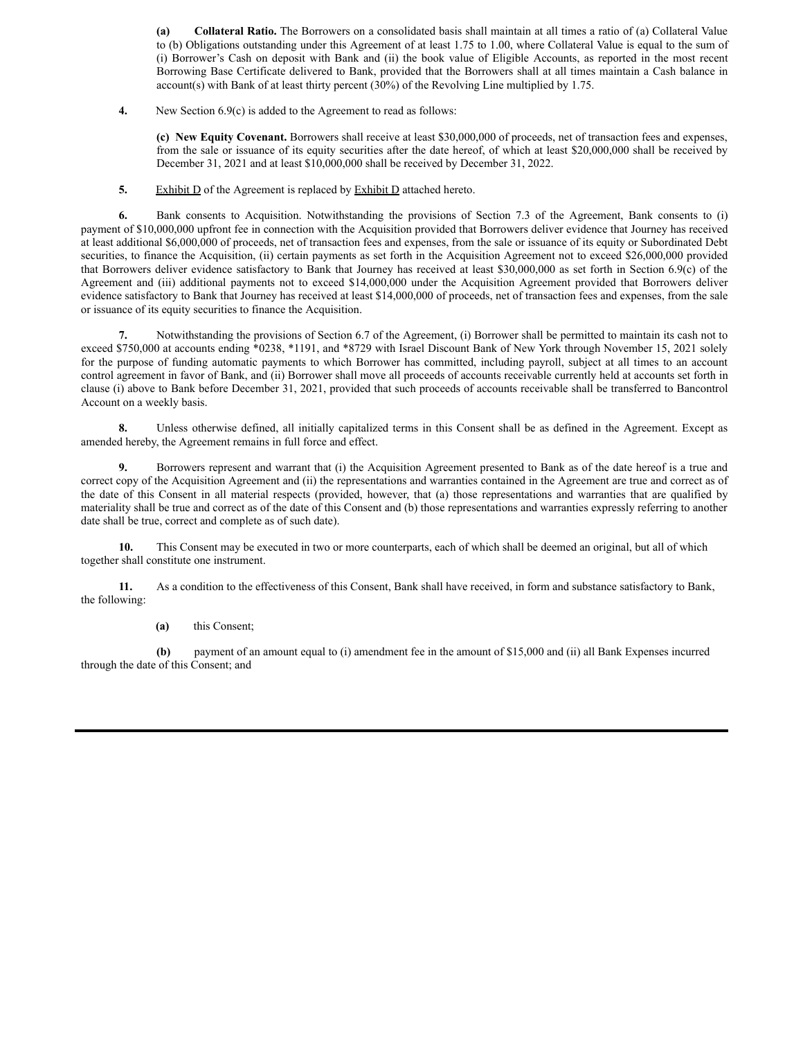**(a) Collateral Ratio.** The Borrowers on a consolidated basis shall maintain at all times a ratio of (a) Collateral Value to (b) Obligations outstanding under this Agreement of at least 1.75 to 1.00, where Collateral Value is equal to the sum of (i) Borrower's Cash on deposit with Bank and (ii) the book value of Eligible Accounts, as reported in the most recent Borrowing Base Certificate delivered to Bank, provided that the Borrowers shall at all times maintain a Cash balance in account(s) with Bank of at least thirty percent (30%) of the Revolving Line multiplied by 1.75.

**4.** New Section 6.9(c) is added to the Agreement to read as follows:

**(c) New Equity Covenant.** Borrowers shall receive at least $30,000,000 of proceeds, net of transaction fees and expenses, from the sale or issuance of its equity securities after the date hereof, of which at least $20,000,000 shall be received by December 31, 2021 and at least $10,000,000 shall be received by December 31, 2022.

**5.** Exhibit D of the Agreement is replaced by Exhibit D attached hereto.

**6.** Bank consents to Acquisition. Notwithstanding the provisions of Section 7.3 of the Agreement, Bank consents to (i) payment of $10,000,000 upfront fee in connection with the Acquisition provided that Borrowers deliver evidence that Journey has received at least additional $6,000,000 of proceeds, net of transaction fees and expenses, from the sale or issuance of its equity or Subordinated Debt securities, to finance the Acquisition, (ii) certain payments as set forth in the Acquisition Agreement not to exceed $26,000,000 provided that Borrowers deliver evidence satisfactory to Bank that Journey has received at least $30,000,000 as set forth in Section 6.9(c) of the Agreement and (iii) additional payments not to exceed $14,000,000 under the Acquisition Agreement provided that Borrowers deliver evidence satisfactory to Bank that Journey has received at least $14,000,000 of proceeds, net of transaction fees and expenses, from the sale or issuance of its equity securities to finance the Acquisition.

**7.** Notwithstanding the provisions of Section 6.7 of the Agreement, (i) Borrower shall be permitted to maintain its cash not to exceed $750,000 at accounts ending *0238, *1191, and *8729 with Israel Discount Bank of New York through November 15, 2021 solely for the purpose of funding automatic payments to which Borrower has committed, including payroll, subject at all times to an account control agreement in favor of Bank, and (ii) Borrower shall move all proceeds of accounts receivable currently held at accounts set forth in clause (i) above to Bank before December 31, 2021, provided that such proceeds of accounts receivable shall be transferred to Bancontrol Account on a weekly basis.

**8.** Unless otherwise defined, all initially capitalized terms in this Consent shall be as defined in the Agreement. Except as amended hereby, the Agreement remains in full force and effect.

**9.** Borrowers represent and warrant that (i) the Acquisition Agreement presented to Bank as of the date hereof is a true and correct copy of the Acquisition Agreement and (ii) the representations and warranties contained in the Agreement are true and correct as of the date of this Consent in all material respects (provided, however, that (a) those representations and warranties that are qualified by materiality shall be true and correct as of the date of this Consent and (b) those representations and warranties expressly referring to another date shall be true, correct and complete as of such date).

**10.** This Consent may be executed in two or more counterparts, each of which shall be deemed an original, but all of which together shall constitute one instrument.

**11.** As a condition to the effectiveness of this Consent, Bank shall have received, in form and substance satisfactory to Bank, the following:

**(a)** this Consent;

**(b)** payment of an amount equal to (i) amendment fee in the amount of $15,000 and (ii) all Bank Expenses incurred through the date of this Consent; and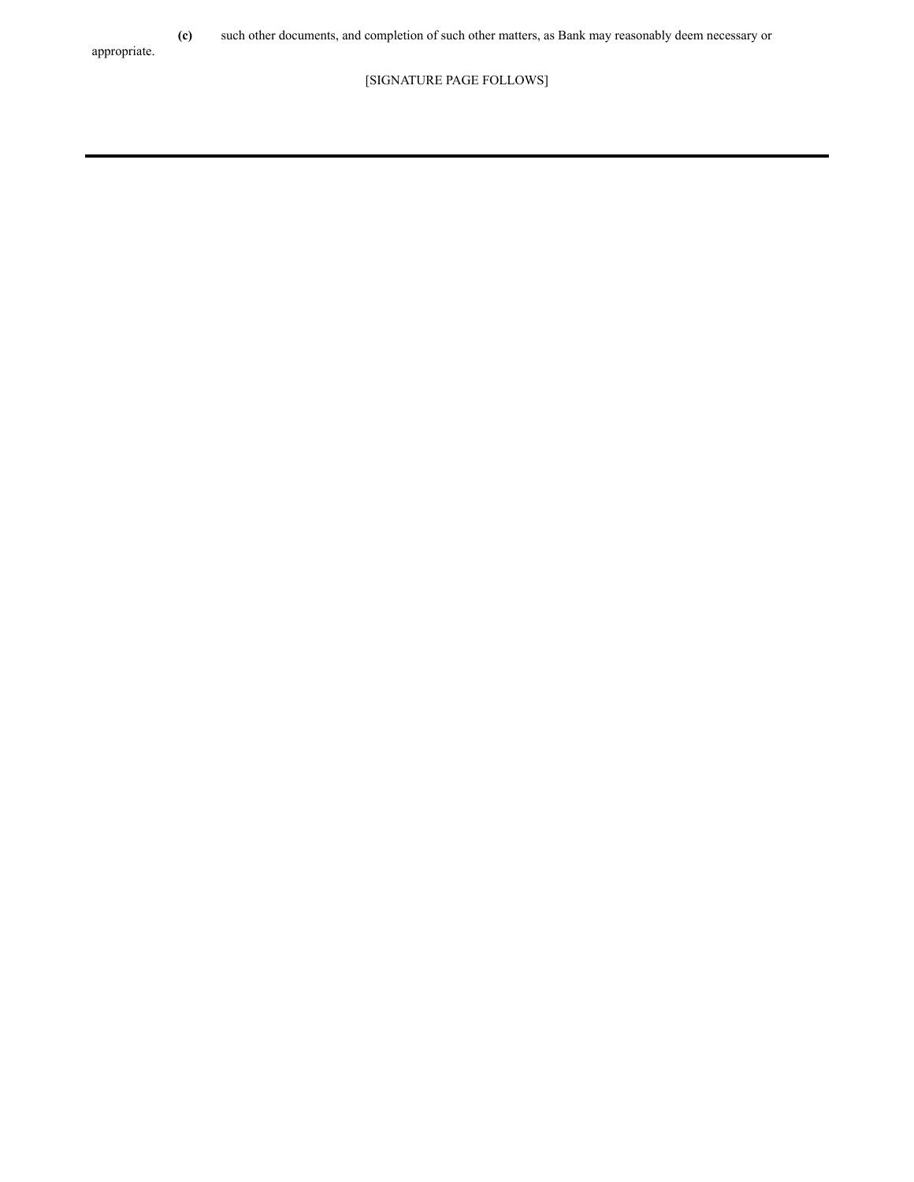**(c)** such other documents, and completion of such other matters, as Bank may reasonably deem necessary or appropriate.

[SIGNATURE PAGE FOLLOWS]

---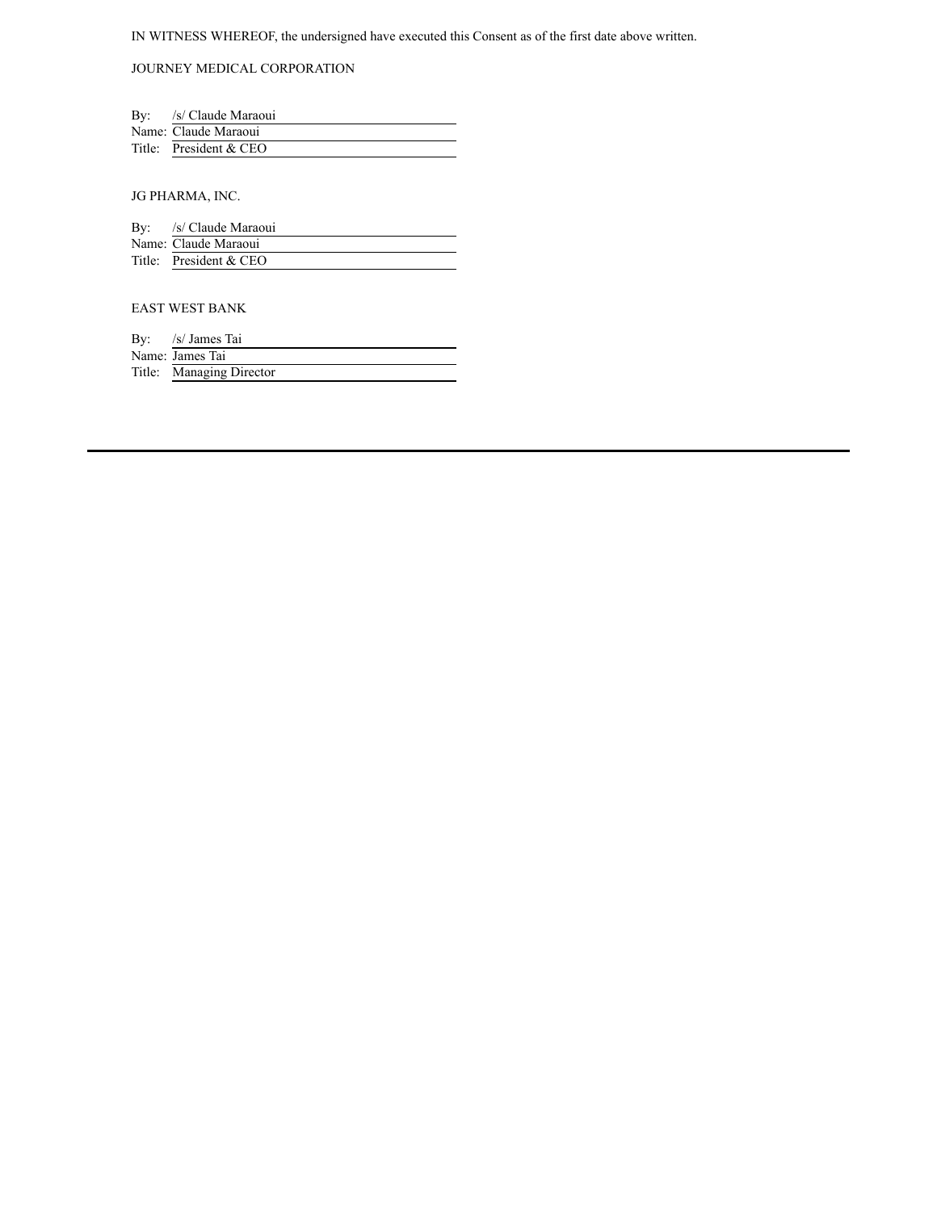IN WITNESS WHEREOF, the undersigned have executed this Consent as of the first date above written.

JOURNEY MEDICAL CORPORATION

By: /s/ Claude Maraoui
Name: Claude Maraoui
Title: President & CEO

JG PHARMA, INC.

By: /s/ Claude Maraoui
Name: Claude Maraoui
Title: President & CEO

EAST WEST BANK

By: /s/ James Tai
Name: James Tai
Title: Managing Director

---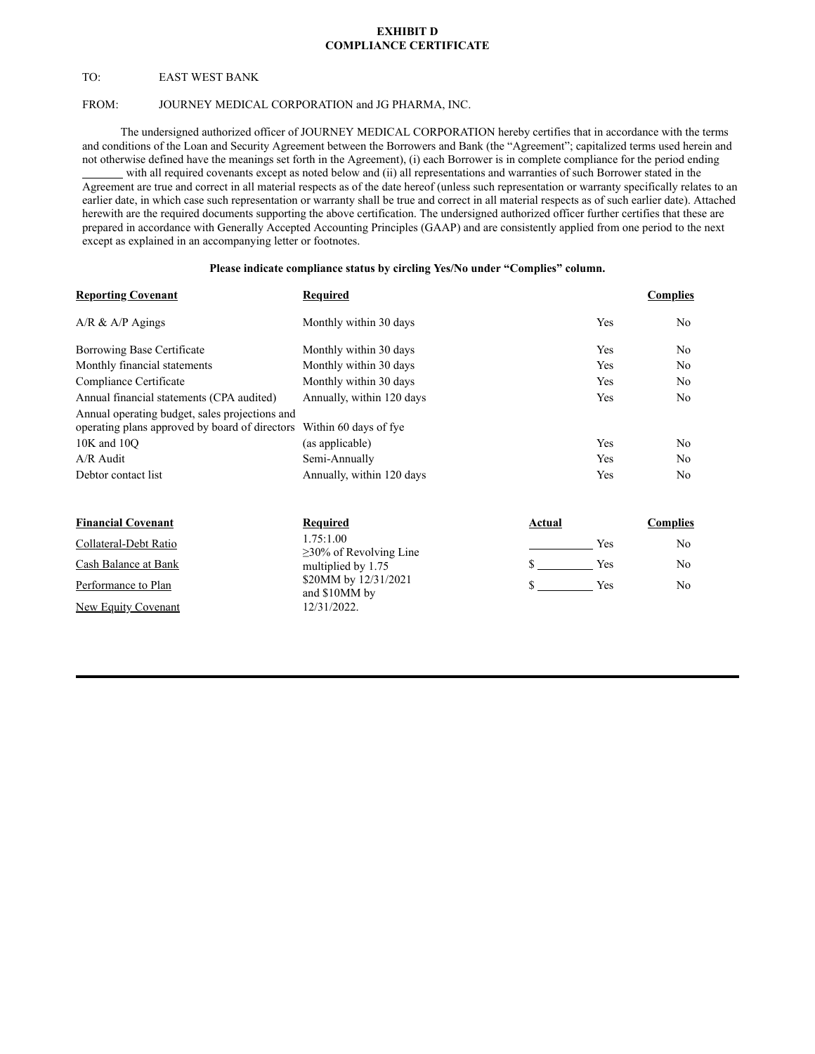**EXHIBIT D**
**COMPLIANCE CERTIFICATE**

TO: EAST WEST BANK

FROM: JOURNEY MEDICAL CORPORATION and JG PHARMA, INC.

The undersigned authorized officer of JOURNEY MEDICAL CORPORATION hereby certifies that in accordance with the terms and conditions of the Loan and Security Agreement between the Borrowers and Bank (the "Agreement"; capitalized terms used herein and not otherwise defined have the meanings set forth in the Agreement), (i) each Borrower is in complete compliance for the period ending _______ with all required covenants except as noted below and (ii) all representations and warranties of such Borrower stated in the Agreement are true and correct in all material respects as of the date hereof (unless such representation or warranty specifically relates to an earlier date, in which case such representation or warranty shall be true and correct in all material respects as of such earlier date). Attached herewith are the required documents supporting the above certification. The undersigned authorized officer further certifies that these are prepared in accordance with Generally Accepted Accounting Principles (GAAP) and are consistently applied from one period to the next except as explained in an accompanying letter or footnotes.

**Please indicate compliance status by circling Yes/No under "Complies" column.**

| Reporting Covenant | Required | Complies | |
|---|---|---|---|
| A/R & A/P Agings | Monthly within 30 days | Yes | No |
| Borrowing Base Certificate | Monthly within 30 days | Yes | No |
| Monthly financial statements | Monthly within 30 days | Yes | No |
| Compliance Certificate | Monthly within 30 days | Yes | No |
| Annual financial statements (CPA audited) | Annually, within 120 days | Yes | No |
| Annual operating budget, sales projections and operating plans approved by board of directors | Within 60 days of fye | | |
| 10K and 10Q | (as applicable) | Yes | No |
| A/R Audit | Semi-Annually | Yes | No |
| Debtor contact list | Annually, within 120 days | Yes | No |

| Financial Covenant | Required | Actual | Complies | |
|---|---|---|---|---|
| Collateral-Debt Ratio | 1.75:1.00 | __________ | Yes | No |
| Cash Balance at Bank | ≥30% of Revolving Line multiplied by 1.75 | $ __________ | Yes | No |
| Performance to Plan | | | | |
| New Equity Covenant | $20MM by 12/31/2021 and $10MM by 12/31/2022. | $ __________ | Yes | No |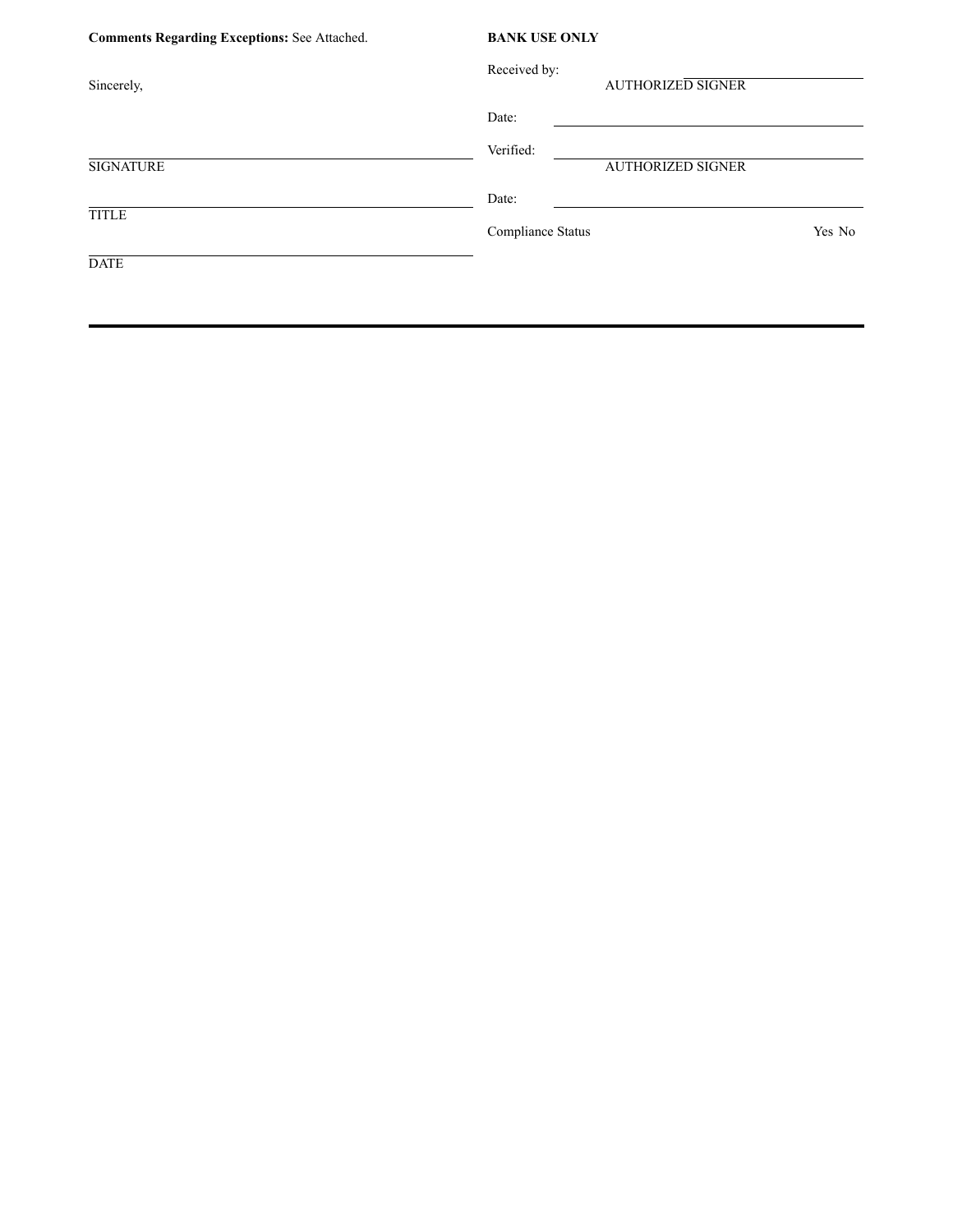**Comments Regarding Exceptions:** See Attached.

Sincerely,

______________________________
SIGNATURE

______________________________
TITLE

______________________________
DATE

**BANK USE ONLY**

Received by: ______________________________
AUTHORIZED SIGNER

Date: ______________________________

Verified: ______________________________
AUTHORIZED SIGNER

Date: ______________________________

Compliance Status Yes No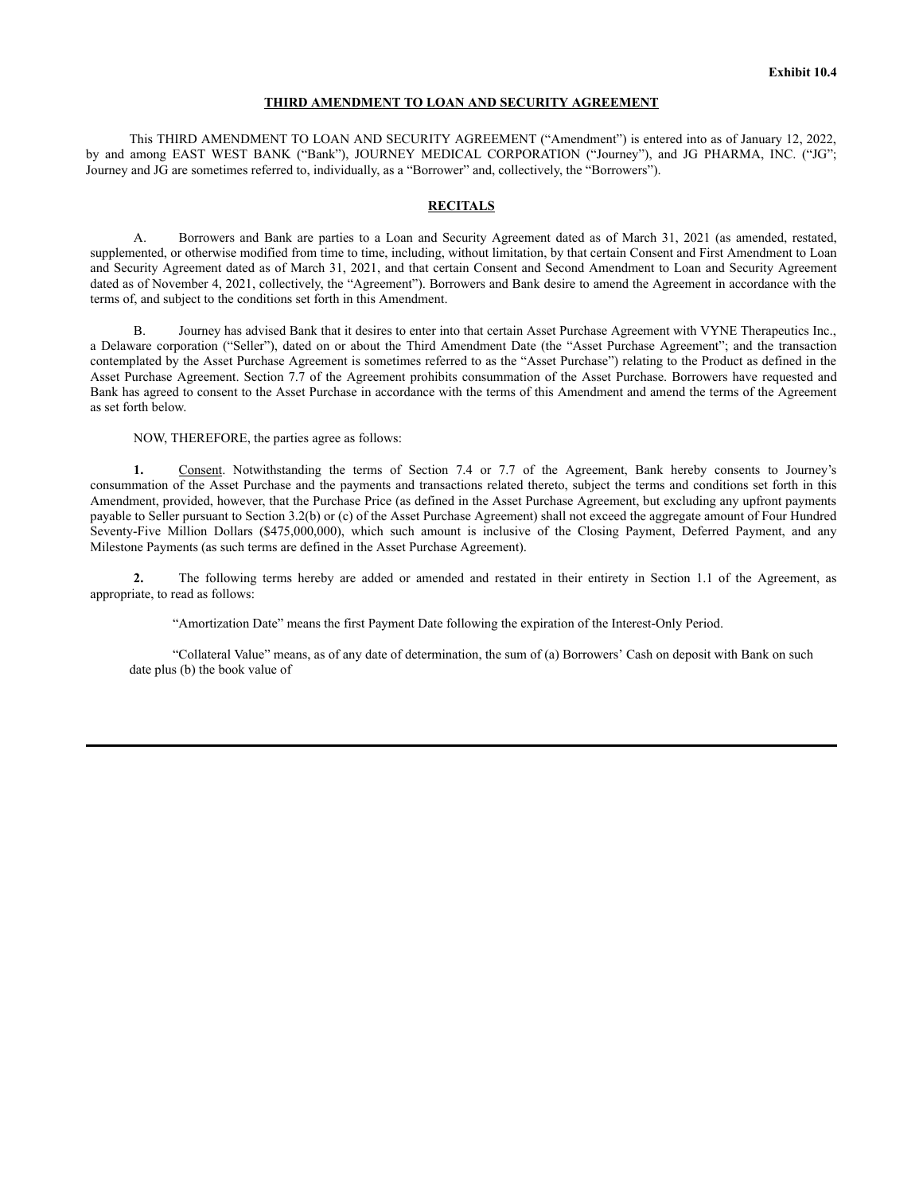Exhibit 10.4

# THIRD AMENDMENT TO LOAN AND SECURITY AGREEMENT

This THIRD AMENDMENT TO LOAN AND SECURITY AGREEMENT ("Amendment") is entered into as of January 12, 2022, by and among EAST WEST BANK ("Bank"), JOURNEY MEDICAL CORPORATION ("Journey"), and JG PHARMA, INC. ("JG"; Journey and JG are sometimes referred to, individually, as a "Borrower" and, collectively, the "Borrowers").

## RECITALS

A. Borrowers and Bank are parties to a Loan and Security Agreement dated as of March 31, 2021 (as amended, restated, supplemented, or otherwise modified from time to time, including, without limitation, by that certain Consent and First Amendment to Loan and Security Agreement dated as of March 31, 2021, and that certain Consent and Second Amendment to Loan and Security Agreement dated as of November 4, 2021, collectively, the "Agreement"). Borrowers and Bank desire to amend the Agreement in accordance with the terms of, and subject to the conditions set forth in this Amendment.

B. Journey has advised Bank that it desires to enter into that certain Asset Purchase Agreement with VYNE Therapeutics Inc., a Delaware corporation ("Seller"), dated on or about the Third Amendment Date (the "Asset Purchase Agreement"; and the transaction contemplated by the Asset Purchase Agreement is sometimes referred to as the "Asset Purchase") relating to the Product as defined in the Asset Purchase Agreement. Section 7.7 of the Agreement prohibits consummation of the Asset Purchase. Borrowers have requested and Bank has agreed to consent to the Asset Purchase in accordance with the terms of this Amendment and amend the terms of the Agreement as set forth below.

NOW, THEREFORE, the parties agree as follows:

**1.** Consent. Notwithstanding the terms of Section 7.4 or 7.7 of the Agreement, Bank hereby consents to Journey's consummation of the Asset Purchase and the payments and transactions related thereto, subject the terms and conditions set forth in this Amendment, provided, however, that the Purchase Price (as defined in the Asset Purchase Agreement, but excluding any upfront payments payable to Seller pursuant to Section 3.2(b) or (c) of the Asset Purchase Agreement) shall not exceed the aggregate amount of Four Hundred Seventy-Five Million Dollars ($475,000,000), which such amount is inclusive of the Closing Payment, Deferred Payment, and any Milestone Payments (as such terms are defined in the Asset Purchase Agreement).

**2.** The following terms hereby are added or amended and restated in their entirety in Section 1.1 of the Agreement, as appropriate, to read as follows:

"Amortization Date" means the first Payment Date following the expiration of the Interest-Only Period.

"Collateral Value" means, as of any date of determination, the sum of (a) Borrowers' Cash on deposit with Bank on such date plus (b) the book value of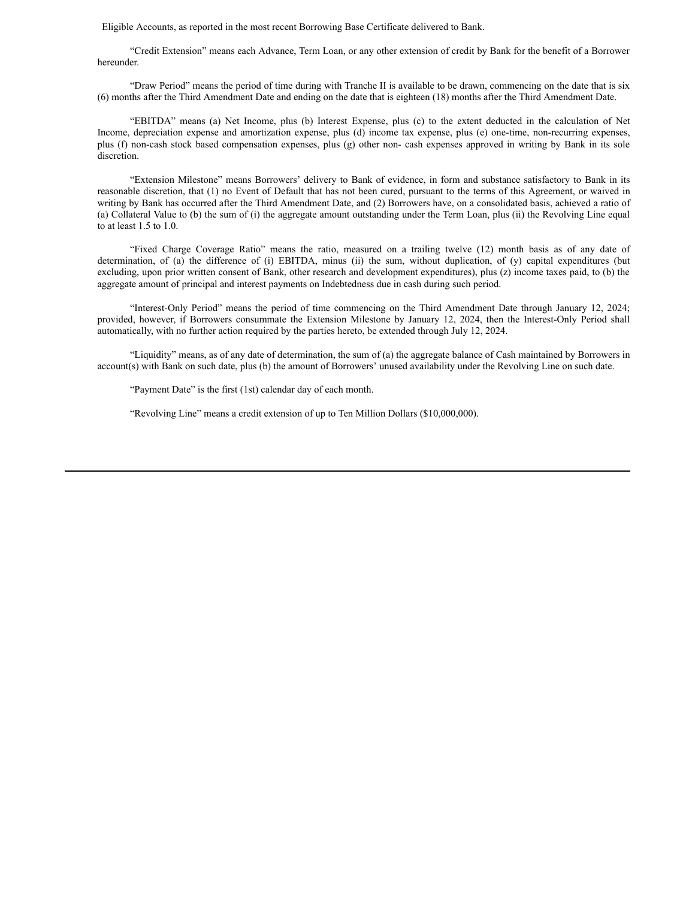Eligible Accounts, as reported in the most recent Borrowing Base Certificate delivered to Bank.

"Credit Extension" means each Advance, Term Loan, or any other extension of credit by Bank for the benefit of a Borrower hereunder.

"Draw Period" means the period of time during with Tranche II is available to be drawn, commencing on the date that is six (6) months after the Third Amendment Date and ending on the date that is eighteen (18) months after the Third Amendment Date.

"EBITDA" means (a) Net Income, plus (b) Interest Expense, plus (c) to the extent deducted in the calculation of Net Income, depreciation expense and amortization expense, plus (d) income tax expense, plus (e) one-time, non-recurring expenses, plus (f) non-cash stock based compensation expenses, plus (g) other non- cash expenses approved in writing by Bank in its sole discretion.

"Extension Milestone" means Borrowers' delivery to Bank of evidence, in form and substance satisfactory to Bank in its reasonable discretion, that (1) no Event of Default that has not been cured, pursuant to the terms of this Agreement, or waived in writing by Bank has occurred after the Third Amendment Date, and (2) Borrowers have, on a consolidated basis, achieved a ratio of (a) Collateral Value to (b) the sum of (i) the aggregate amount outstanding under the Term Loan, plus (ii) the Revolving Line equal to at least 1.5 to 1.0.

"Fixed Charge Coverage Ratio" means the ratio, measured on a trailing twelve (12) month basis as of any date of determination, of (a) the difference of (i) EBITDA, minus (ii) the sum, without duplication, of (y) capital expenditures (but excluding, upon prior written consent of Bank, other research and development expenditures), plus (z) income taxes paid, to (b) the aggregate amount of principal and interest payments on Indebtedness due in cash during such period.

"Interest-Only Period" means the period of time commencing on the Third Amendment Date through January 12, 2024; provided, however, if Borrowers consummate the Extension Milestone by January 12, 2024, then the Interest-Only Period shall automatically, with no further action required by the parties hereto, be extended through July 12, 2024.

"Liquidity" means, as of any date of determination, the sum of (a) the aggregate balance of Cash maintained by Borrowers in account(s) with Bank on such date, plus (b) the amount of Borrowers' unused availability under the Revolving Line on such date.

"Payment Date" is the first (1st) calendar day of each month.

"Revolving Line" means a credit extension of up to Ten Million Dollars ($10,000,000).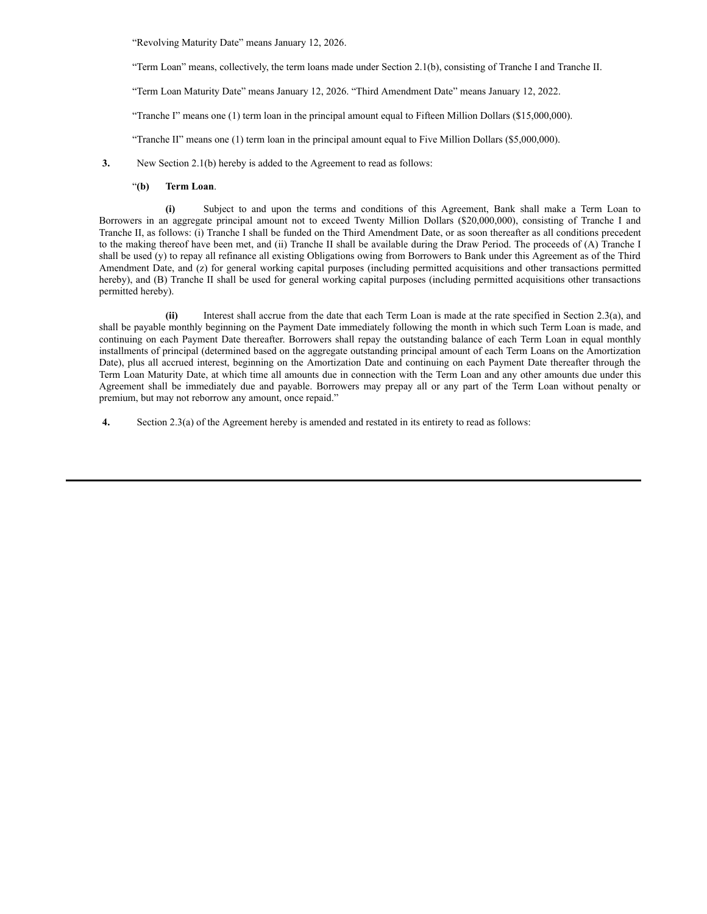"Revolving Maturity Date" means January 12, 2026.

"Term Loan" means, collectively, the term loans made under Section 2.1(b), consisting of Tranche I and Tranche II.

"Term Loan Maturity Date" means January 12, 2026. "Third Amendment Date" means January 12, 2022.

"Tranche I" means one (1) term loan in the principal amount equal to Fifteen Million Dollars ($15,000,000).

"Tranche II" means one (1) term loan in the principal amount equal to Five Million Dollars ($5,000,000).

**3.** New Section 2.1(b) hereby is added to the Agreement to read as follows:

"**(b) Term Loan**.

**(i)** Subject to and upon the terms and conditions of this Agreement, Bank shall make a Term Loan to Borrowers in an aggregate principal amount not to exceed Twenty Million Dollars ($20,000,000), consisting of Tranche I and Tranche II, as follows: (i) Tranche I shall be funded on the Third Amendment Date, or as soon thereafter as all conditions precedent to the making thereof have been met, and (ii) Tranche II shall be available during the Draw Period. The proceeds of (A) Tranche I shall be used (y) to repay all refinance all existing Obligations owing from Borrowers to Bank under this Agreement as of the Third Amendment Date, and (z) for general working capital purposes (including permitted acquisitions and other transactions permitted hereby), and (B) Tranche II shall be used for general working capital purposes (including permitted acquisitions other transactions permitted hereby).

**(ii)** Interest shall accrue from the date that each Term Loan is made at the rate specified in Section 2.3(a), and shall be payable monthly beginning on the Payment Date immediately following the month in which such Term Loan is made, and continuing on each Payment Date thereafter. Borrowers shall repay the outstanding balance of each Term Loan in equal monthly installments of principal (determined based on the aggregate outstanding principal amount of each Term Loans on the Amortization Date), plus all accrued interest, beginning on the Amortization Date and continuing on each Payment Date thereafter through the Term Loan Maturity Date, at which time all amounts due in connection with the Term Loan and any other amounts due under this Agreement shall be immediately due and payable. Borrowers may prepay all or any part of the Term Loan without penalty or premium, but may not reborrow any amount, once repaid."

**4.** Section 2.3(a) of the Agreement hereby is amended and restated in its entirety to read as follows: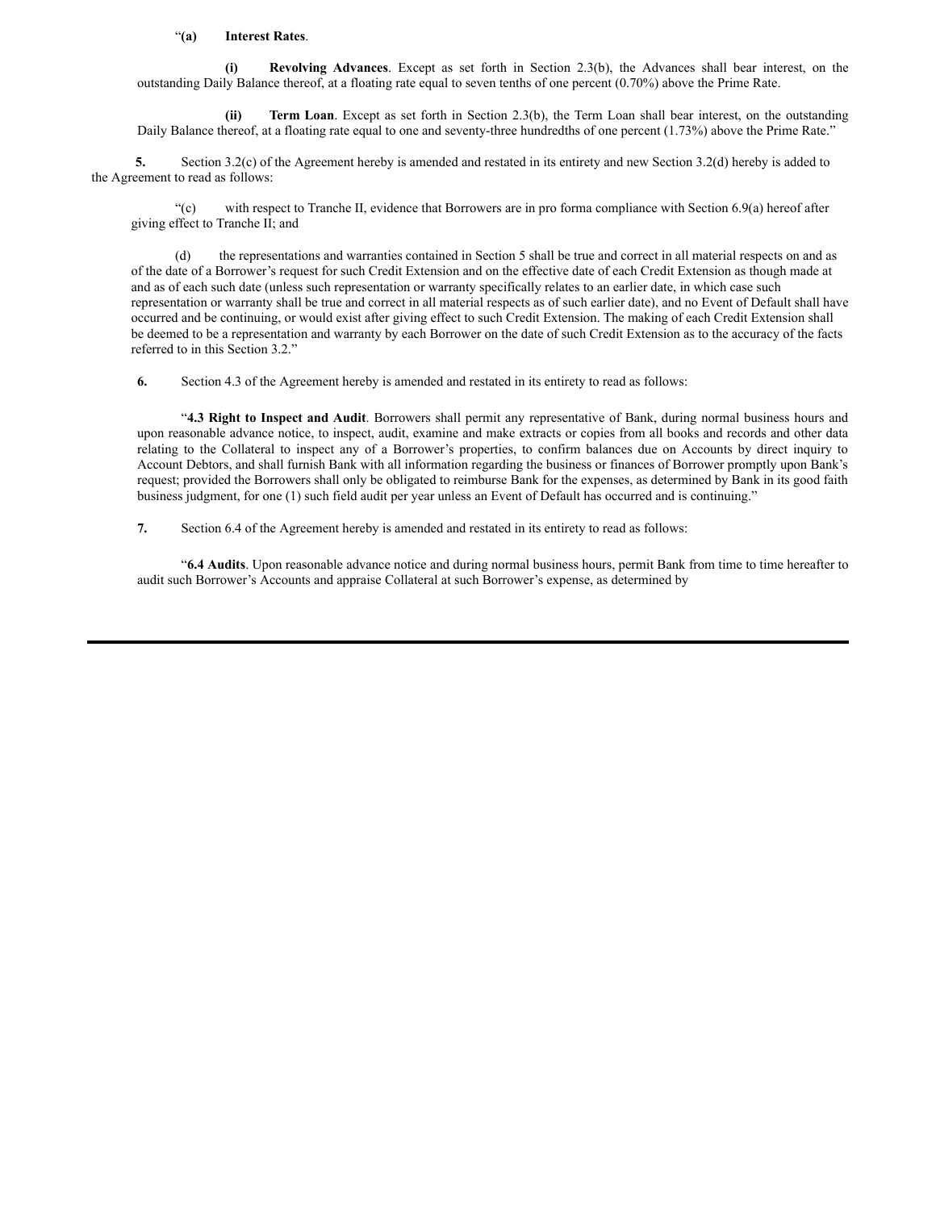"**(a) Interest Rates**.

**(i) Revolving Advances**. Except as set forth in Section 2.3(b), the Advances shall bear interest, on the outstanding Daily Balance thereof, at a floating rate equal to seven tenths of one percent (0.70%) above the Prime Rate.

**(ii) Term Loan**. Except as set forth in Section 2.3(b), the Term Loan shall bear interest, on the outstanding Daily Balance thereof, at a floating rate equal to one and seventy-three hundredths of one percent (1.73%) above the Prime Rate."

**5.** Section 3.2(c) of the Agreement hereby is amended and restated in its entirety and new Section 3.2(d) hereby is added to the Agreement to read as follows:

"(c) with respect to Tranche II, evidence that Borrowers are in pro forma compliance with Section 6.9(a) hereof after giving effect to Tranche II; and

(d) the representations and warranties contained in Section 5 shall be true and correct in all material respects on and as of the date of a Borrower's request for such Credit Extension and on the effective date of each Credit Extension as though made at and as of each such date (unless such representation or warranty specifically relates to an earlier date, in which case such representation or warranty shall be true and correct in all material respects as of such earlier date), and no Event of Default shall have occurred and be continuing, or would exist after giving effect to such Credit Extension. The making of each Credit Extension shall be deemed to be a representation and warranty by each Borrower on the date of such Credit Extension as to the accuracy of the facts referred to in this Section 3.2."

**6.** Section 4.3 of the Agreement hereby is amended and restated in its entirety to read as follows:

"**4.3 Right to Inspect and Audit**. Borrowers shall permit any representative of Bank, during normal business hours and upon reasonable advance notice, to inspect, audit, examine and make extracts or copies from all books and records and other data relating to the Collateral to inspect any of a Borrower's properties, to confirm balances due on Accounts by direct inquiry to Account Debtors, and shall furnish Bank with all information regarding the business or finances of Borrower promptly upon Bank's request; provided the Borrowers shall only be obligated to reimburse Bank for the expenses, as determined by Bank in its good faith business judgment, for one (1) such field audit per year unless an Event of Default has occurred and is continuing."

**7.** Section 6.4 of the Agreement hereby is amended and restated in its entirety to read as follows:

"**6.4 Audits**. Upon reasonable advance notice and during normal business hours, permit Bank from time to time hereafter to audit such Borrower's Accounts and appraise Collateral at such Borrower's expense, as determined by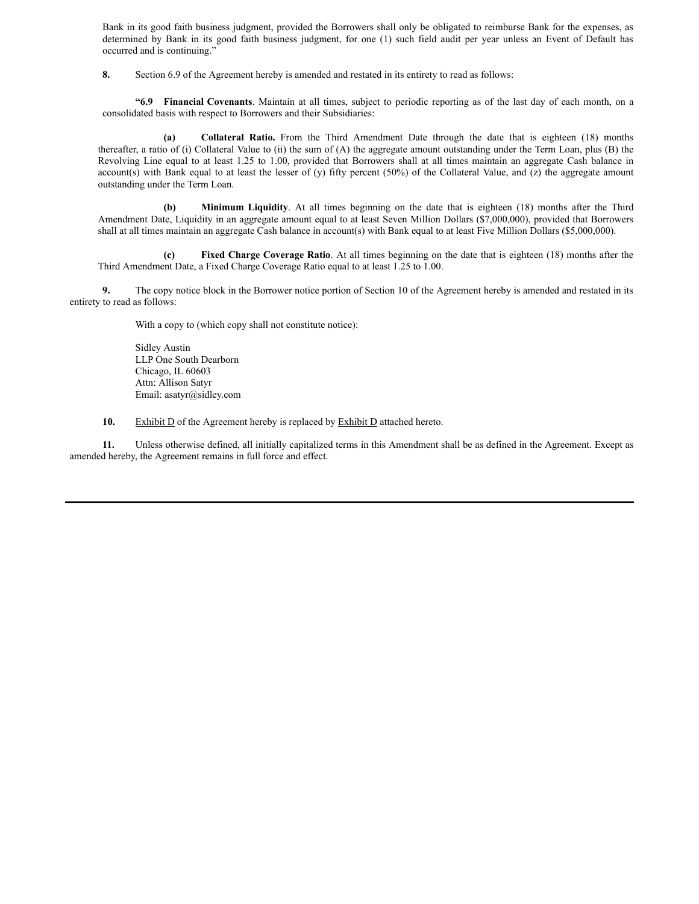Bank in its good faith business judgment, provided the Borrowers shall only be obligated to reimburse Bank for the expenses, as determined by Bank in its good faith business judgment, for one (1) such field audit per year unless an Event of Default has occurred and is continuing."

**8.** Section 6.9 of the Agreement hereby is amended and restated in its entirety to read as follows:

**"6.9 Financial Covenants**. Maintain at all times, subject to periodic reporting as of the last day of each month, on a consolidated basis with respect to Borrowers and their Subsidiaries:

**(a) Collateral Ratio.** From the Third Amendment Date through the date that is eighteen (18) months thereafter, a ratio of (i) Collateral Value to (ii) the sum of (A) the aggregate amount outstanding under the Term Loan, plus (B) the Revolving Line equal to at least 1.25 to 1.00, provided that Borrowers shall at all times maintain an aggregate Cash balance in account(s) with Bank equal to at least the lesser of (y) fifty percent (50%) of the Collateral Value, and (z) the aggregate amount outstanding under the Term Loan.

**(b) Minimum Liquidity**. At all times beginning on the date that is eighteen (18) months after the Third Amendment Date, Liquidity in an aggregate amount equal to at least Seven Million Dollars ($7,000,000), provided that Borrowers shall at all times maintain an aggregate Cash balance in account(s) with Bank equal to at least Five Million Dollars ($5,000,000).

**(c) Fixed Charge Coverage Ratio**. At all times beginning on the date that is eighteen (18) months after the Third Amendment Date, a Fixed Charge Coverage Ratio equal to at least 1.25 to 1.00.

**9.** The copy notice block in the Borrower notice portion of Section 10 of the Agreement hereby is amended and restated in its entirety to read as follows:

With a copy to (which copy shall not constitute notice):

Sidley Austin
LLP One South Dearborn
Chicago, IL 60603
Attn: Allison Satyr
Email: asatyr@sidley.com

**10.** Exhibit D of the Agreement hereby is replaced by Exhibit D attached hereto.

**11.** Unless otherwise defined, all initially capitalized terms in this Amendment shall be as defined in the Agreement. Except as amended hereby, the Agreement remains in full force and effect.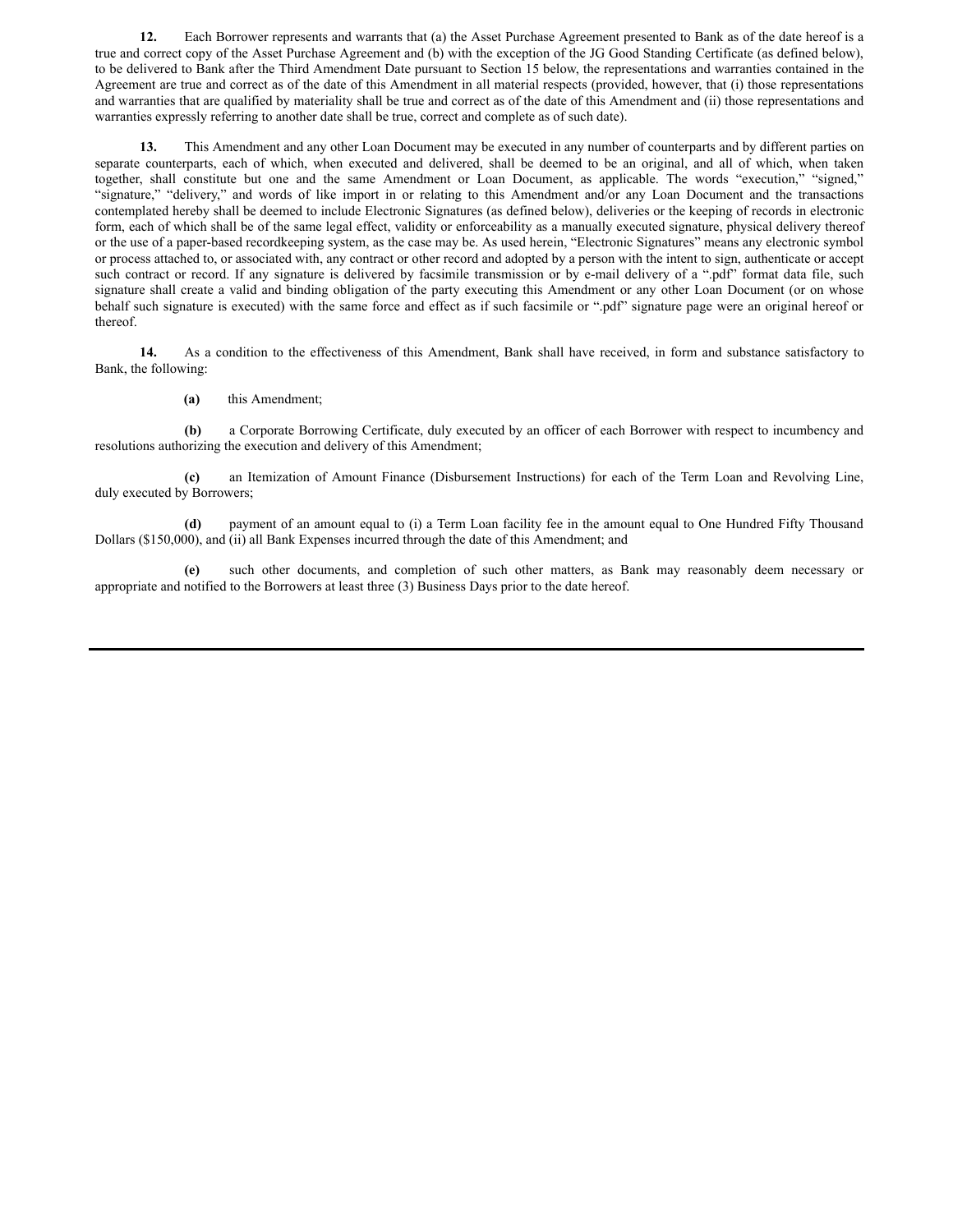**12.** Each Borrower represents and warrants that (a) the Asset Purchase Agreement presented to Bank as of the date hereof is a true and correct copy of the Asset Purchase Agreement and (b) with the exception of the JG Good Standing Certificate (as defined below), to be delivered to Bank after the Third Amendment Date pursuant to Section 15 below, the representations and warranties contained in the Agreement are true and correct as of the date of this Amendment in all material respects (provided, however, that (i) those representations and warranties that are qualified by materiality shall be true and correct as of the date of this Amendment and (ii) those representations and warranties expressly referring to another date shall be true, correct and complete as of such date).

**13.** This Amendment and any other Loan Document may be executed in any number of counterparts and by different parties on separate counterparts, each of which, when executed and delivered, shall be deemed to be an original, and all of which, when taken together, shall constitute but one and the same Amendment or Loan Document, as applicable. The words "execution," "signed," "signature," "delivery," and words of like import in or relating to this Amendment and/or any Loan Document and the transactions contemplated hereby shall be deemed to include Electronic Signatures (as defined below), deliveries or the keeping of records in electronic form, each of which shall be of the same legal effect, validity or enforceability as a manually executed signature, physical delivery thereof or the use of a paper-based recordkeeping system, as the case may be. As used herein, "Electronic Signatures" means any electronic symbol or process attached to, or associated with, any contract or other record and adopted by a person with the intent to sign, authenticate or accept such contract or record. If any signature is delivered by facsimile transmission or by e-mail delivery of a ".pdf" format data file, such signature shall create a valid and binding obligation of the party executing this Amendment or any other Loan Document (or on whose behalf such signature is executed) with the same force and effect as if such facsimile or ".pdf" signature page were an original hereof or thereof.

**14.** As a condition to the effectiveness of this Amendment, Bank shall have received, in form and substance satisfactory to Bank, the following:

**(a)** this Amendment;

**(b)** a Corporate Borrowing Certificate, duly executed by an officer of each Borrower with respect to incumbency and resolutions authorizing the execution and delivery of this Amendment;

**(c)** an Itemization of Amount Finance (Disbursement Instructions) for each of the Term Loan and Revolving Line, duly executed by Borrowers;

**(d)** payment of an amount equal to (i) a Term Loan facility fee in the amount equal to One Hundred Fifty Thousand Dollars ($150,000), and (ii) all Bank Expenses incurred through the date of this Amendment; and

**(e)** such other documents, and completion of such other matters, as Bank may reasonably deem necessary or appropriate and notified to the Borrowers at least three (3) Business Days prior to the date hereof.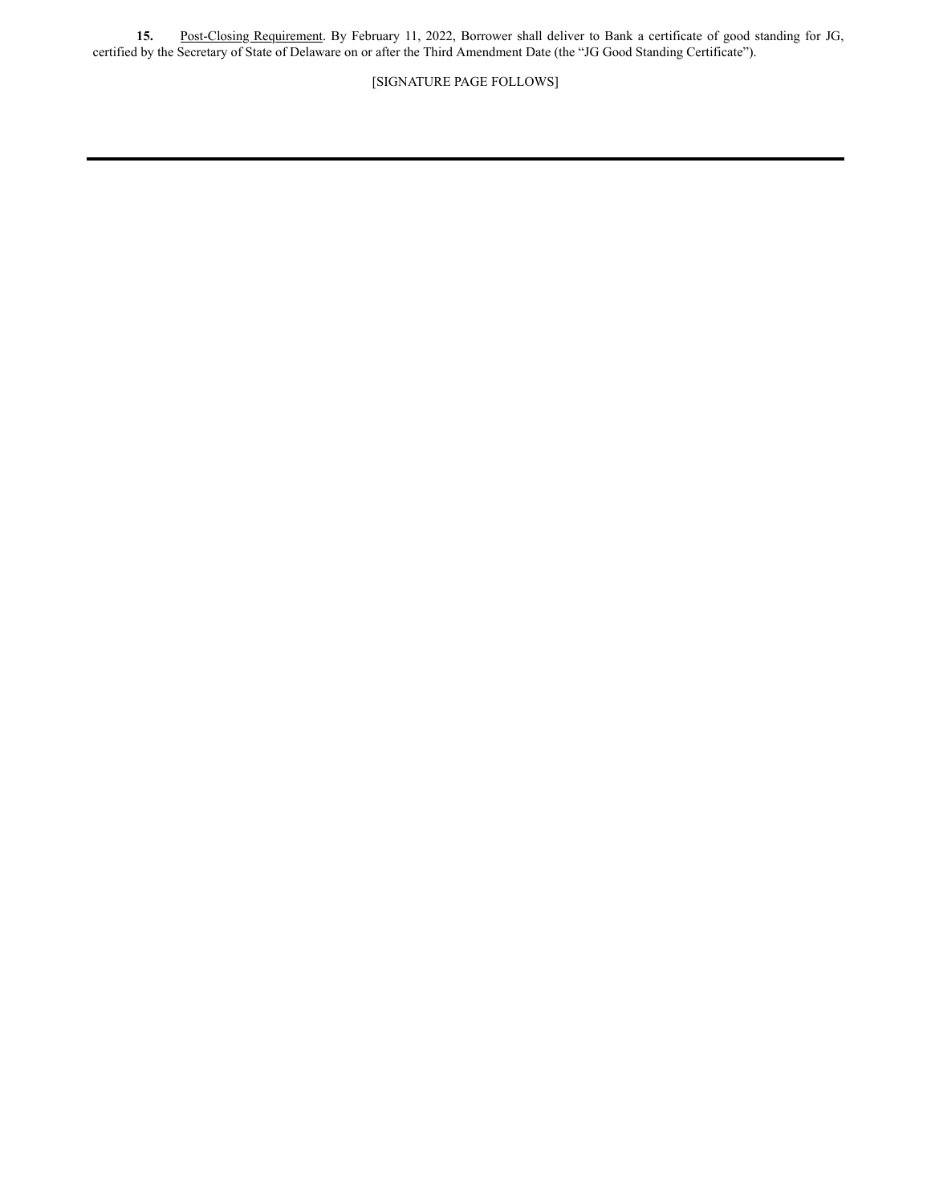**15.** Post-Closing Requirement. By February 11, 2022, Borrower shall deliver to Bank a certificate of good standing for JG, certified by the Secretary of State of Delaware on or after the Third Amendment Date (the "JG Good Standing Certificate").

[SIGNATURE PAGE FOLLOWS]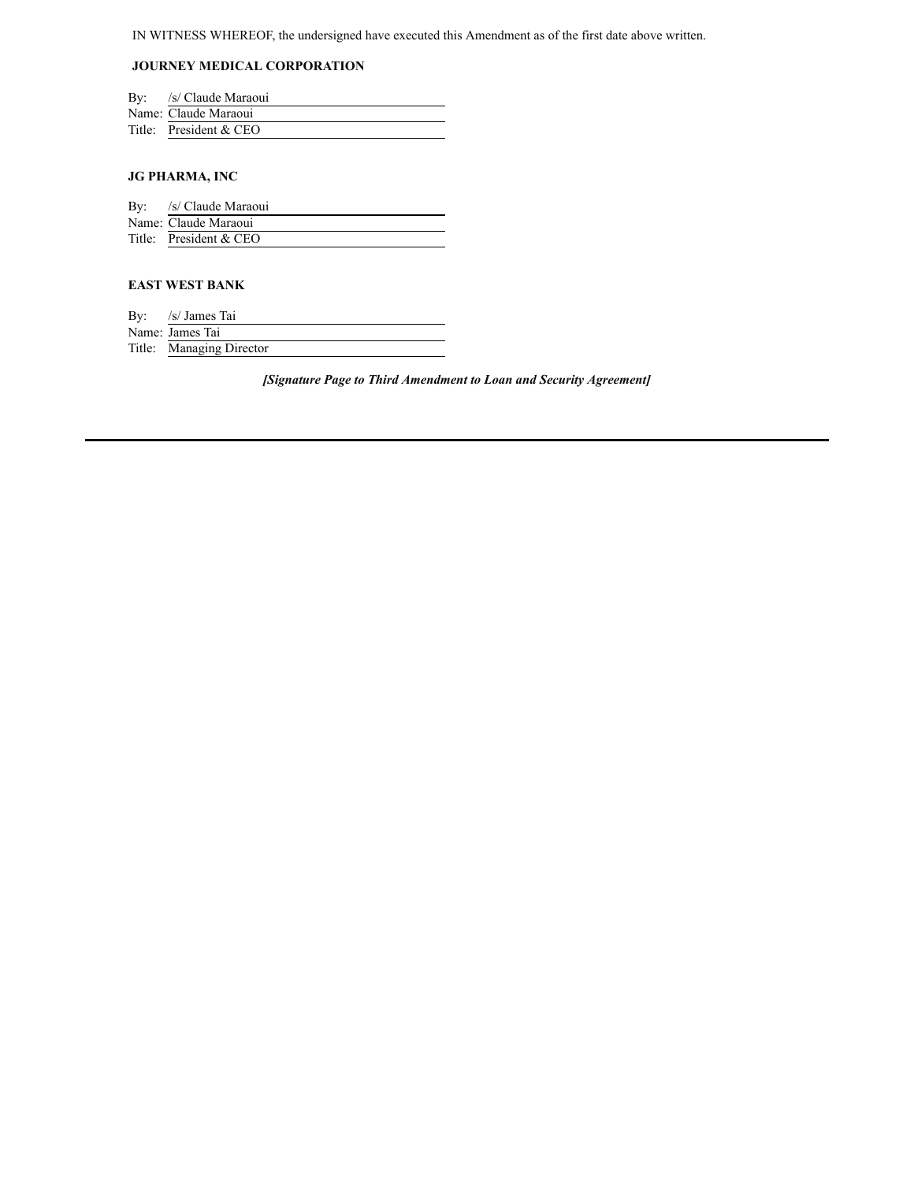IN WITNESS WHEREOF, the undersigned have executed this Amendment as of the first date above written.

**JOURNEY MEDICAL CORPORATION**

By: /s/ Claude Maraoui
Name: Claude Maraoui
Title: President & CEO

**JG PHARMA, INC**

By: /s/ Claude Maraoui
Name: Claude Maraoui
Title: President & CEO

**EAST WEST BANK**

By: /s/ James Tai
Name: James Tai
Title: Managing Director

***[Signature Page to Third Amendment to Loan and Security Agreement]***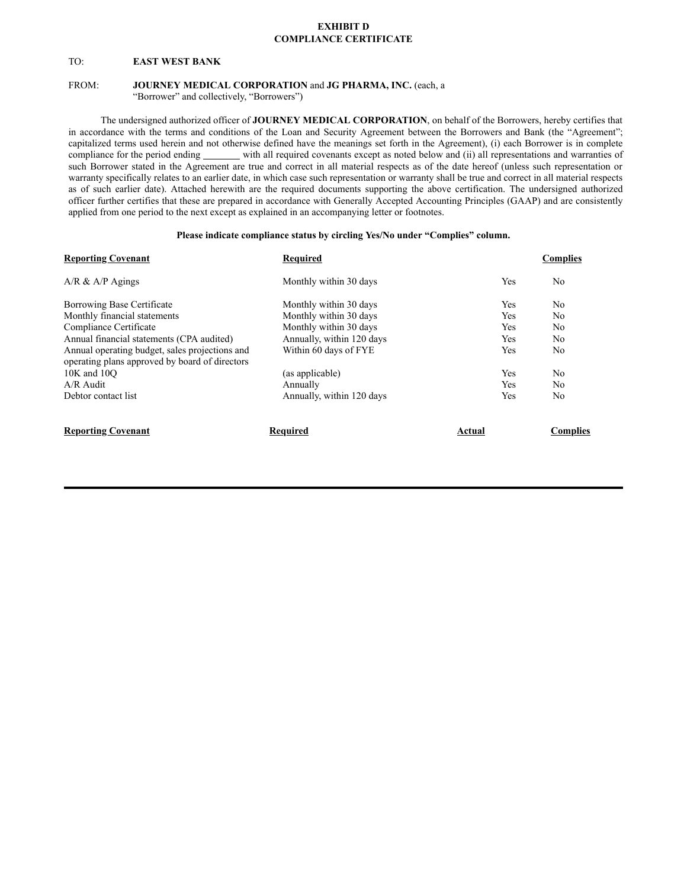**EXHIBIT D**
**COMPLIANCE CERTIFICATE**

TO: **EAST WEST BANK**

FROM: **JOURNEY MEDICAL CORPORATION** and **JG PHARMA, INC.** (each, a "Borrower" and collectively, "Borrowers")

The undersigned authorized officer of **JOURNEY MEDICAL CORPORATION**, on behalf of the Borrowers, hereby certifies that in accordance with the terms and conditions of the Loan and Security Agreement between the Borrowers and Bank (the "Agreement"; capitalized terms used herein and not otherwise defined have the meanings set forth in the Agreement), (i) each Borrower is in complete compliance for the period ending ________ with all required covenants except as noted below and (ii) all representations and warranties of such Borrower stated in the Agreement are true and correct in all material respects as of the date hereof (unless such representation or warranty specifically relates to an earlier date, in which case such representation or warranty shall be true and correct in all material respects as of such earlier date). Attached herewith are the required documents supporting the above certification. The undersigned authorized officer further certifies that these are prepared in accordance with Generally Accepted Accounting Principles (GAAP) and are consistently applied from one period to the next except as explained in an accompanying letter or footnotes.

**Please indicate compliance status by circling Yes/No under "Complies" column.**

| Reporting Covenant | Required | Complies | |
|---|---|---|---|
| A/R & A/P Agings | Monthly within 30 days | Yes | No |
| Borrowing Base Certificate | Monthly within 30 days | Yes | No |
| Monthly financial statements | Monthly within 30 days | Yes | No |
| Compliance Certificate | Monthly within 30 days | Yes | No |
| Annual financial statements (CPA audited) | Annually, within 120 days | Yes | No |
| Annual operating budget, sales projections and operating plans approved by board of directors | Within 60 days of FYE | Yes | No |
| 10K and 10Q | (as applicable) | Yes | No |
| A/R Audit | Annually | Yes | No |
| Debtor contact list | Annually, within 120 days | Yes | No |

| Reporting Covenant | Required | Actual | Complies |
|---|---|---|---|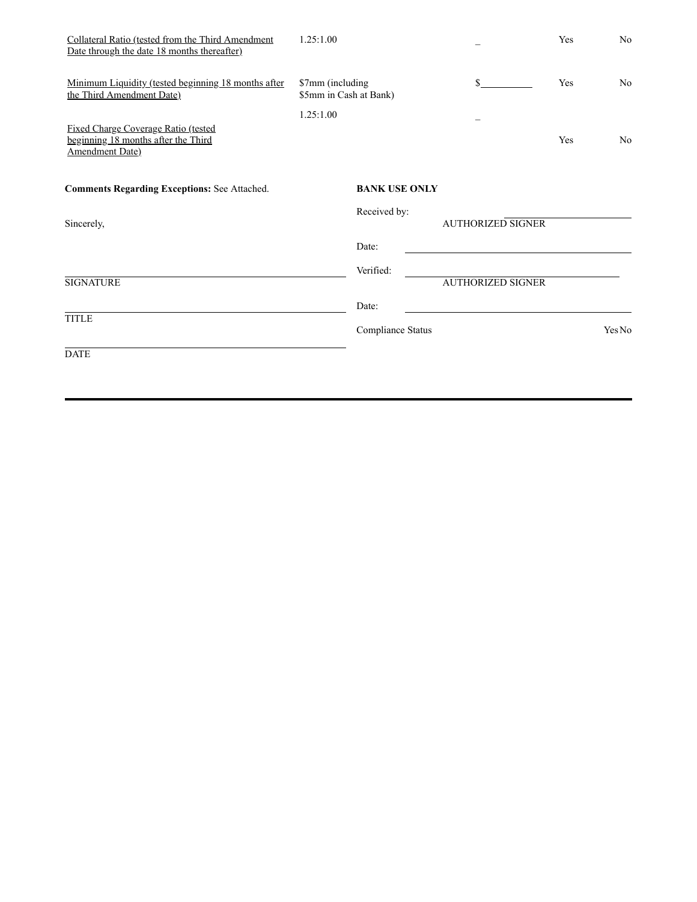| | | | | |
|---|---|---|---|---|
| Collateral Ratio (tested from the Third Amendment Date through the date 18 months thereafter) | 1.25:1.00 | _ | Yes | No |
| Minimum Liquidity (tested beginning 18 months after the Third Amendment Date) | $7mm (including $5mm in Cash at Bank) | $__________ | Yes | No |
| Fixed Charge Coverage Ratio (tested beginning 18 months after the Third Amendment Date) | 1.25:1.00 | _ | Yes | No |

**Comments Regarding Exceptions:** See Attached.

Sincerely,

______________________________
SIGNATURE

______________________________
TITLE

______________________________
DATE

**BANK USE ONLY**

Received by: ______________________________
AUTHORIZED SIGNER

Date: ______________________________

Verified: ______________________________
AUTHORIZED SIGNER

Date: ______________________________

Compliance Status Yes No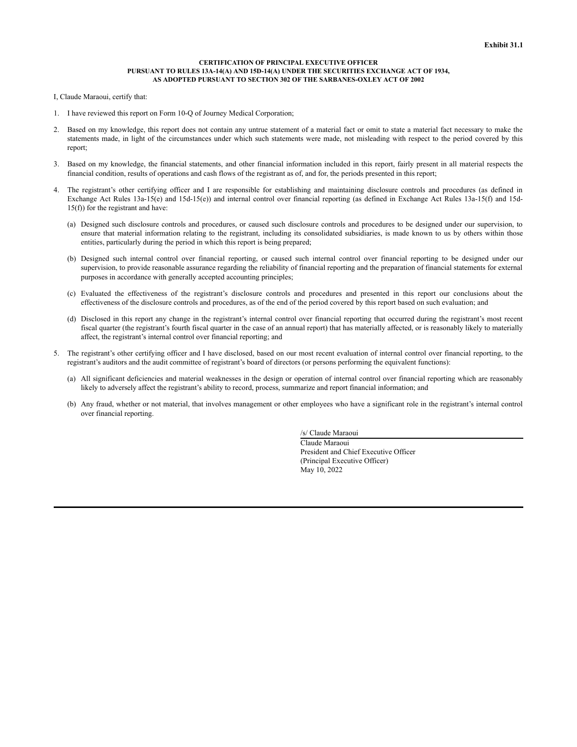**Exhibit 31.1**

**CERTIFICATION OF PRINCIPAL EXECUTIVE OFFICER**
**PURSUANT TO RULES 13A-14(A) AND 15D-14(A) UNDER THE SECURITIES EXCHANGE ACT OF 1934,**
**AS ADOPTED PURSUANT TO SECTION 302 OF THE SARBANES-OXLEY ACT OF 2002**

I, Claude Maraoui, certify that:

1. I have reviewed this report on Form 10-Q of Journey Medical Corporation;

2. Based on my knowledge, this report does not contain any untrue statement of a material fact or omit to state a material fact necessary to make the statements made, in light of the circumstances under which such statements were made, not misleading with respect to the period covered by this report;

3. Based on my knowledge, the financial statements, and other financial information included in this report, fairly present in all material respects the financial condition, results of operations and cash flows of the registrant as of, and for, the periods presented in this report;

4. The registrant's other certifying officer and I are responsible for establishing and maintaining disclosure controls and procedures (as defined in Exchange Act Rules 13a-15(e) and 15d-15(e)) and internal control over financial reporting (as defined in Exchange Act Rules 13a-15(f) and 15d-15(f)) for the registrant and have:

   (a) Designed such disclosure controls and procedures, or caused such disclosure controls and procedures to be designed under our supervision, to ensure that material information relating to the registrant, including its consolidated subsidiaries, is made known to us by others within those entities, particularly during the period in which this report is being prepared;

   (b) Designed such internal control over financial reporting, or caused such internal control over financial reporting to be designed under our supervision, to provide reasonable assurance regarding the reliability of financial reporting and the preparation of financial statements for external purposes in accordance with generally accepted accounting principles;

   (c) Evaluated the effectiveness of the registrant's disclosure controls and procedures and presented in this report our conclusions about the effectiveness of the disclosure controls and procedures, as of the end of the period covered by this report based on such evaluation; and

   (d) Disclosed in this report any change in the registrant's internal control over financial reporting that occurred during the registrant's most recent fiscal quarter (the registrant's fourth fiscal quarter in the case of an annual report) that has materially affected, or is reasonably likely to materially affect, the registrant's internal control over financial reporting; and

5. The registrant's other certifying officer and I have disclosed, based on our most recent evaluation of internal control over financial reporting, to the registrant's auditors and the audit committee of registrant's board of directors (or persons performing the equivalent functions):

   (a) All significant deficiencies and material weaknesses in the design or operation of internal control over financial reporting which are reasonably likely to adversely affect the registrant's ability to record, process, summarize and report financial information; and

   (b) Any fraud, whether or not material, that involves management or other employees who have a significant role in the registrant's internal control over financial reporting.

/s/ Claude Maraoui
Claude Maraoui
President and Chief Executive Officer
(Principal Executive Officer)
May 10, 2022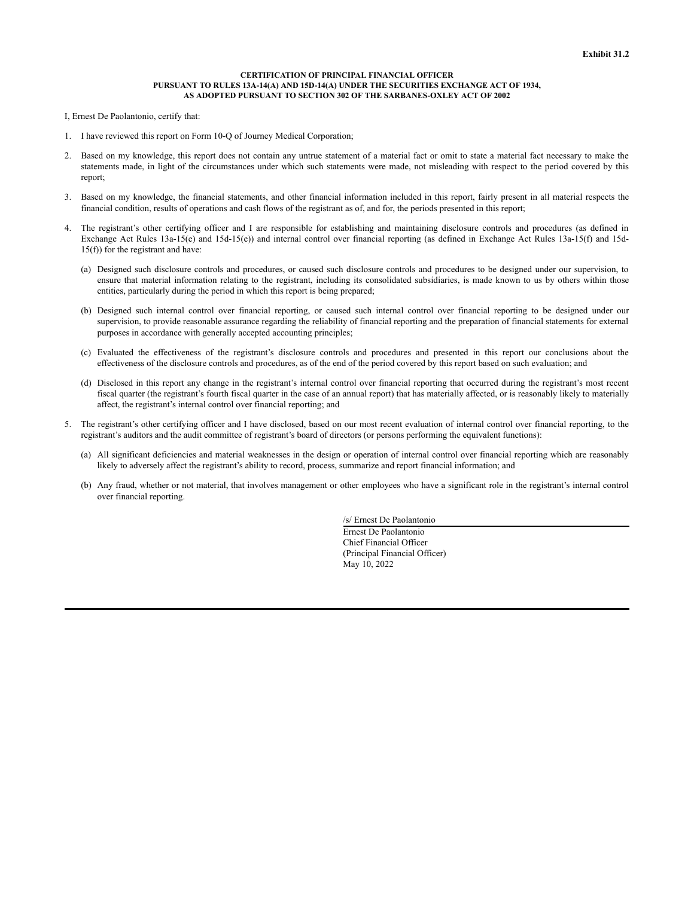**Exhibit 31.2**

**CERTIFICATION OF PRINCIPAL FINANCIAL OFFICER**
**PURSUANT TO RULES 13A-14(A) AND 15D-14(A) UNDER THE SECURITIES EXCHANGE ACT OF 1934,**
**AS ADOPTED PURSUANT TO SECTION 302 OF THE SARBANES-OXLEY ACT OF 2002**

I, Ernest De Paolantonio, certify that:

1. I have reviewed this report on Form 10-Q of Journey Medical Corporation;

2. Based on my knowledge, this report does not contain any untrue statement of a material fact or omit to state a material fact necessary to make the statements made, in light of the circumstances under which such statements were made, not misleading with respect to the period covered by this report;

3. Based on my knowledge, the financial statements, and other financial information included in this report, fairly present in all material respects the financial condition, results of operations and cash flows of the registrant as of, and for, the periods presented in this report;

4. The registrant's other certifying officer and I are responsible for establishing and maintaining disclosure controls and procedures (as defined in Exchange Act Rules 13a-15(e) and 15d-15(e)) and internal control over financial reporting (as defined in Exchange Act Rules 13a-15(f) and 15d-15(f)) for the registrant and have:

   (a) Designed such disclosure controls and procedures, or caused such disclosure controls and procedures to be designed under our supervision, to ensure that material information relating to the registrant, including its consolidated subsidiaries, is made known to us by others within those entities, particularly during the period in which this report is being prepared;

   (b) Designed such internal control over financial reporting, or caused such internal control over financial reporting to be designed under our supervision, to provide reasonable assurance regarding the reliability of financial reporting and the preparation of financial statements for external purposes in accordance with generally accepted accounting principles;

   (c) Evaluated the effectiveness of the registrant's disclosure controls and procedures and presented in this report our conclusions about the effectiveness of the disclosure controls and procedures, as of the end of the period covered by this report based on such evaluation; and

   (d) Disclosed in this report any change in the registrant's internal control over financial reporting that occurred during the registrant's most recent fiscal quarter (the registrant's fourth fiscal quarter in the case of an annual report) that has materially affected, or is reasonably likely to materially affect, the registrant's internal control over financial reporting; and

5. The registrant's other certifying officer and I have disclosed, based on our most recent evaluation of internal control over financial reporting, to the registrant's auditors and the audit committee of registrant's board of directors (or persons performing the equivalent functions):

   (a) All significant deficiencies and material weaknesses in the design or operation of internal control over financial reporting which are reasonably likely to adversely affect the registrant's ability to record, process, summarize and report financial information; and

   (b) Any fraud, whether or not material, that involves management or other employees who have a significant role in the registrant's internal control over financial reporting.

/s/ Ernest De Paolantonio
Ernest De Paolantonio
Chief Financial Officer
(Principal Financial Officer)
May 10, 2022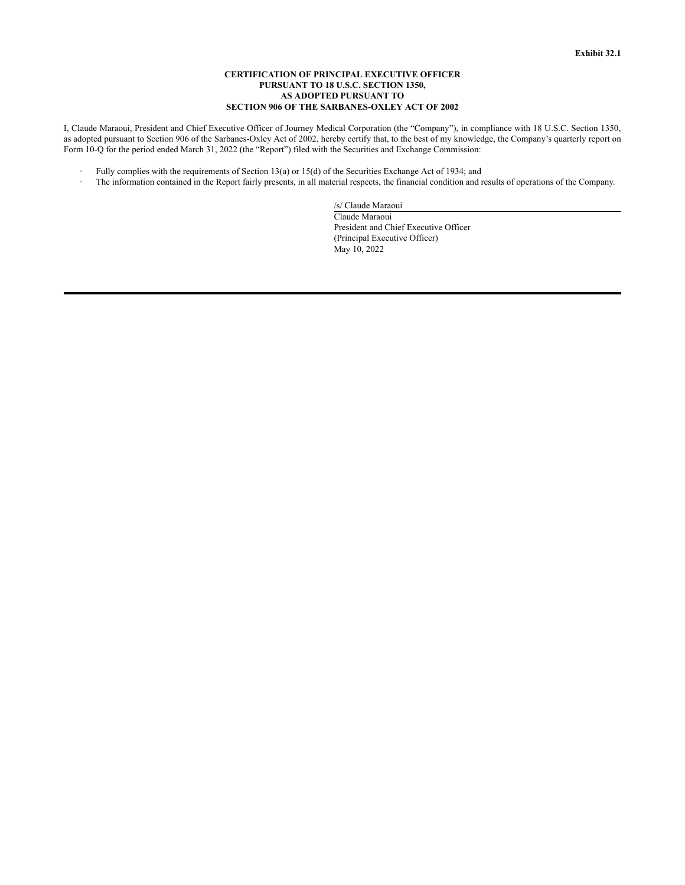**Exhibit 32.1**

**CERTIFICATION OF PRINCIPAL EXECUTIVE OFFICER
PURSUANT TO 18 U.S.C. SECTION 1350,
AS ADOPTED PURSUANT TO
SECTION 906 OF THE SARBANES-OXLEY ACT OF 2002**

I, Claude Maraoui, President and Chief Executive Officer of Journey Medical Corporation (the "Company"), in compliance with 18 U.S.C. Section 1350, as adopted pursuant to Section 906 of the Sarbanes-Oxley Act of 2002, hereby certify that, to the best of my knowledge, the Company's quarterly report on Form 10-Q for the period ended March 31, 2022 (the "Report") filed with the Securities and Exchange Commission:

- Fully complies with the requirements of Section 13(a) or 15(d) of the Securities Exchange Act of 1934; and
- The information contained in the Report fairly presents, in all material respects, the financial condition and results of operations of the Company.

/s/ Claude Maraoui
Claude Maraoui
President and Chief Executive Officer
(Principal Executive Officer)
May 10, 2022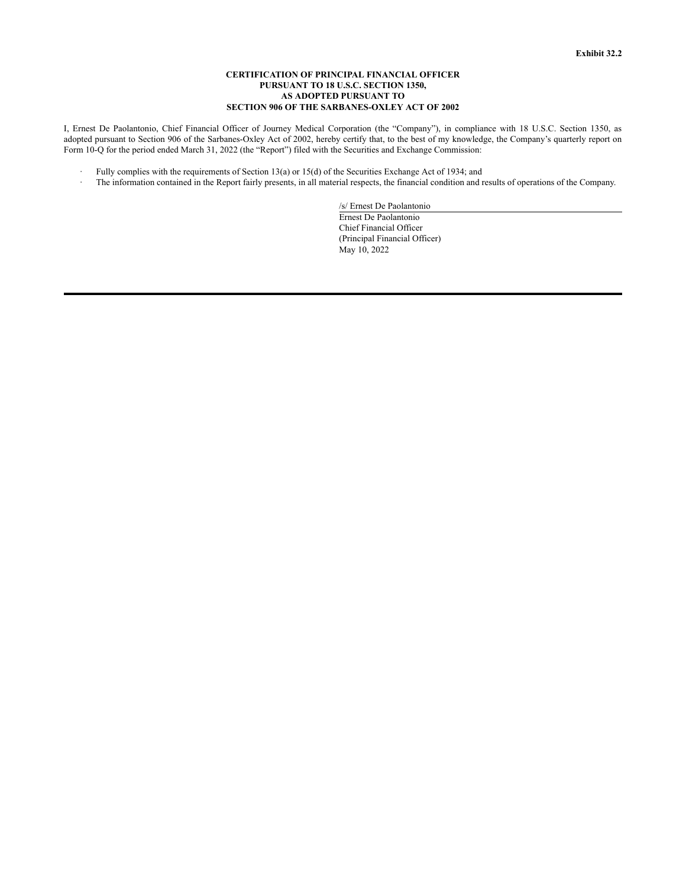**Exhibit 32.2**

**CERTIFICATION OF PRINCIPAL FINANCIAL OFFICER
PURSUANT TO 18 U.S.C. SECTION 1350,
AS ADOPTED PURSUANT TO
SECTION 906 OF THE SARBANES-OXLEY ACT OF 2002**

I, Ernest De Paolantonio, Chief Financial Officer of Journey Medical Corporation (the "Company"), in compliance with 18 U.S.C. Section 1350, as adopted pursuant to Section 906 of the Sarbanes-Oxley Act of 2002, hereby certify that, to the best of my knowledge, the Company's quarterly report on Form 10-Q for the period ended March 31, 2022 (the "Report") filed with the Securities and Exchange Commission:

- Fully complies with the requirements of Section 13(a) or 15(d) of the Securities Exchange Act of 1934; and
- The information contained in the Report fairly presents, in all material respects, the financial condition and results of operations of the Company.

/s/ Ernest De Paolantonio
Ernest De Paolantonio
Chief Financial Officer
(Principal Financial Officer)
May 10, 2022